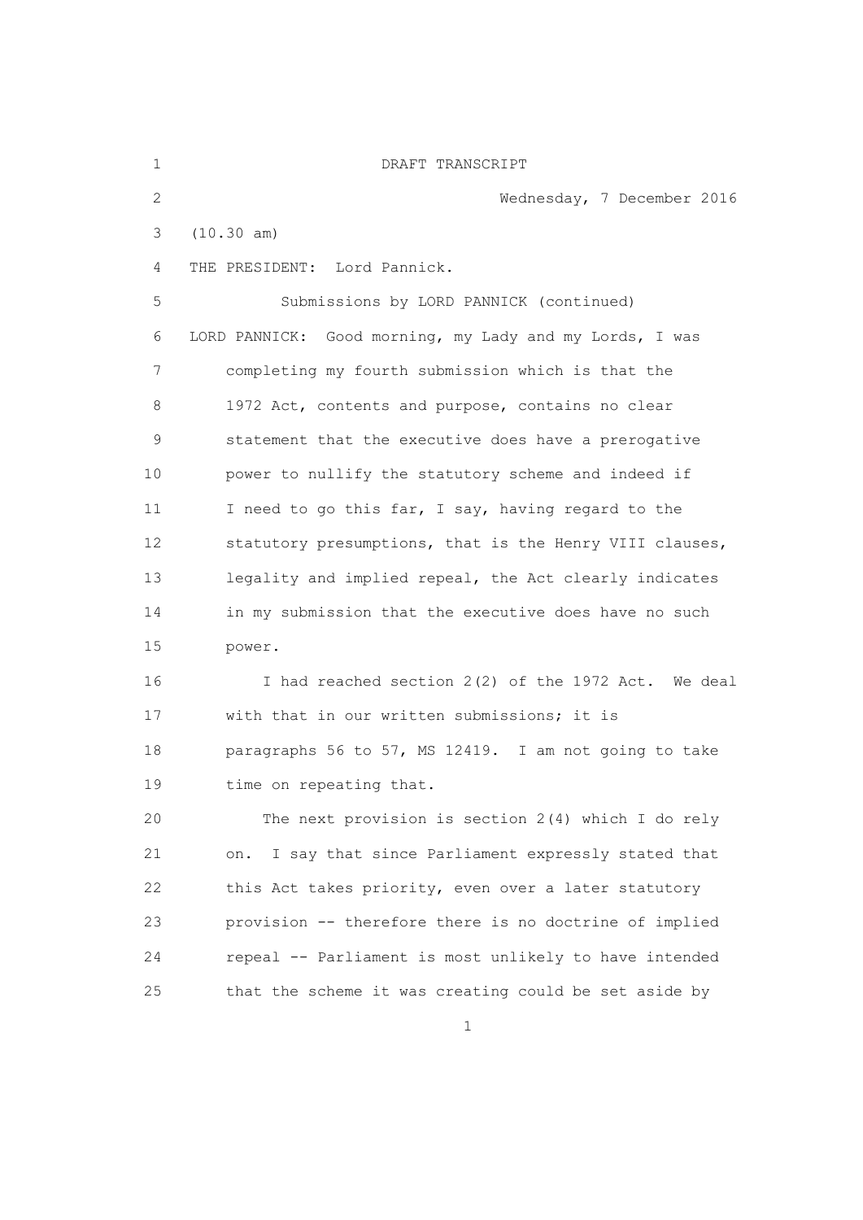DRAFT TRANSCRIPT

Wednesday, 7 December 2016

(10.30 am)

THE PRESIDENT: Lord Pannick.

Submissions by LORD PANNICK (continued)

LORD PANNICK: Good morning, my Lady and my Lords, I was completing my fourth submission which is that the 1972 Act, contents and purpose, contains no clear statement that the executive does have a prerogative power to nullify the statutory scheme and indeed if I need to go this far, I say, having regard to the statutory presumptions, that is the Henry VIII clauses, legality and implied repeal, the Act clearly indicates in my submission that the executive does have no such power.

I had reached section 2(2) of the 1972 Act. We deal with that in our written submissions; it is paragraphs 56 to 57, MS 12419. I am not going to take time on repeating that.

The next provision is section 2(4) which I do rely on. I say that since Parliament expressly stated that this Act takes priority, even over a later statutory provision -- therefore there is no doctrine of implied repeal -- Parliament is most unlikely to have intended that the scheme it was creating could be set aside by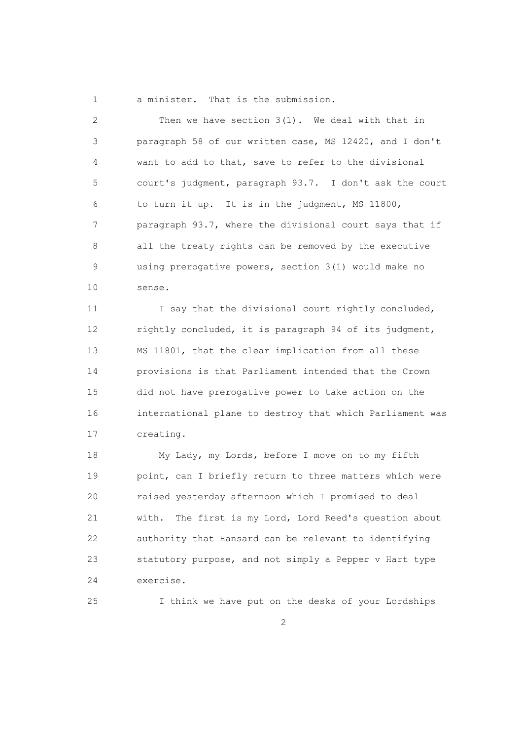a minister. That is the submission.

Then we have section 3(1). We deal with that in paragraph 58 of our written case, MS 12420, and I don't want to add to that, save to refer to the divisional court's judgment, paragraph 93.7. I don't ask the court to turn it up. It is in the judgment, MS 11800, paragraph 93.7, where the divisional court says that if all the treaty rights can be removed by the executive using prerogative powers, section 3(1) would make no sense.

I say that the divisional court rightly concluded, rightly concluded, it is paragraph 94 of its judgment, MS 11801, that the clear implication from all these provisions is that Parliament intended that the Crown did not have prerogative power to take action on the international plane to destroy that which Parliament was creating.

My Lady, my Lords, before I move on to my fifth point, can I briefly return to three matters which were raised yesterday afternoon which I promised to deal with. The first is my Lord, Lord Reed's question about authority that Hansard can be relevant to identifying statutory purpose, and not simply a Pepper v Hart type exercise.

I think we have put on the desks of your Lordships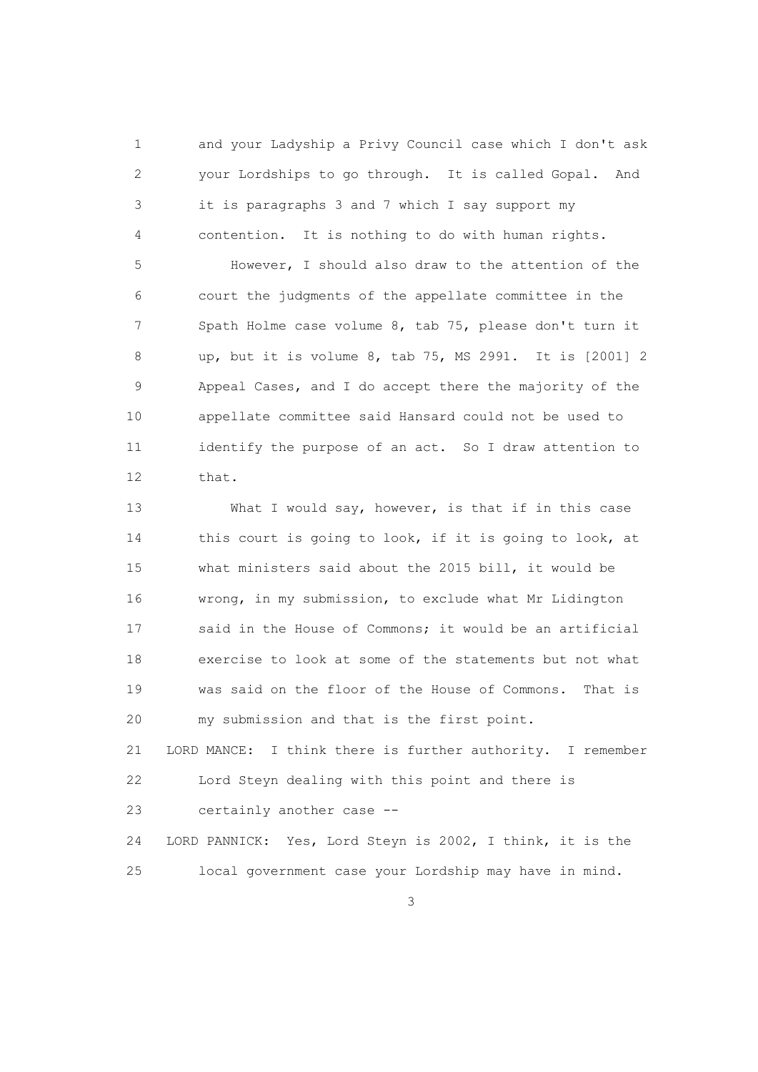and your Ladyship a Privy Council case which I don't ask your Lordships to go through. It is called Gopal. And it is paragraphs 3 and 7 which I say support my contention. It is nothing to do with human rights.

However, I should also draw to the attention of the court the judgments of the appellate committee in the Spath Holme case volume 8, tab 75, please don't turn it up, but it is volume 8, tab 75, MS 2991. It is [2001] 2 Appeal Cases, and I do accept there the majority of the appellate committee said Hansard could not be used to identify the purpose of an act. So I draw attention to that.

What I would say, however, is that if in this case this court is going to look, if it is going to look, at what ministers said about the 2015 bill, it would be wrong, in my submission, to exclude what Mr Lidington said in the House of Commons; it would be an artificial exercise to look at some of the statements but not what was said on the floor of the House of Commons. That is my submission and that is the first point.

LORD MANCE: I think there is further authority. I remember Lord Steyn dealing with this point and there is certainly another case --

LORD PANNICK: Yes, Lord Steyn is 2002, I think, it is the local government case your Lordship may have in mind.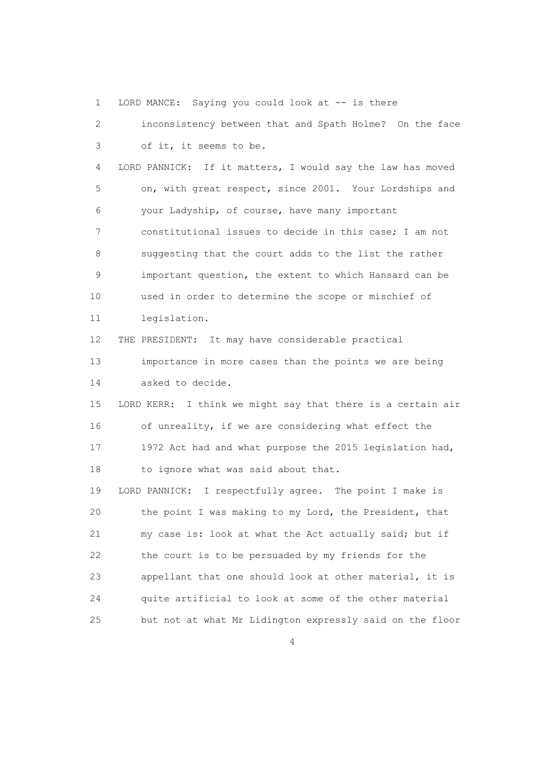LORD MANCE: Saying you could look at -- is there inconsistency between that and Spath Holme? On the face of it, it seems to be.

LORD PANNICK: If it matters, I would say the law has moved on, with great respect, since 2001. Your Lordships and your Ladyship, of course, have many important constitutional issues to decide in this case; I am not suggesting that the court adds to the list the rather important question, the extent to which Hansard can be used in order to determine the scope or mischief of legislation.

THE PRESIDENT: It may have considerable practical importance in more cases than the points we are being asked to decide.

LORD KERR: I think we might say that there is a certain air of unreality, if we are considering what effect the 1972 Act had and what purpose the 2015 legislation had, to ignore what was said about that.

LORD PANNICK: I respectfully agree. The point I make is the point I was making to my Lord, the President, that my case is: look at what the Act actually said; but if the court is to be persuaded by my friends for the appellant that one should look at other material, it is quite artificial to look at some of the other material but not at what Mr Lidington expressly said on the floor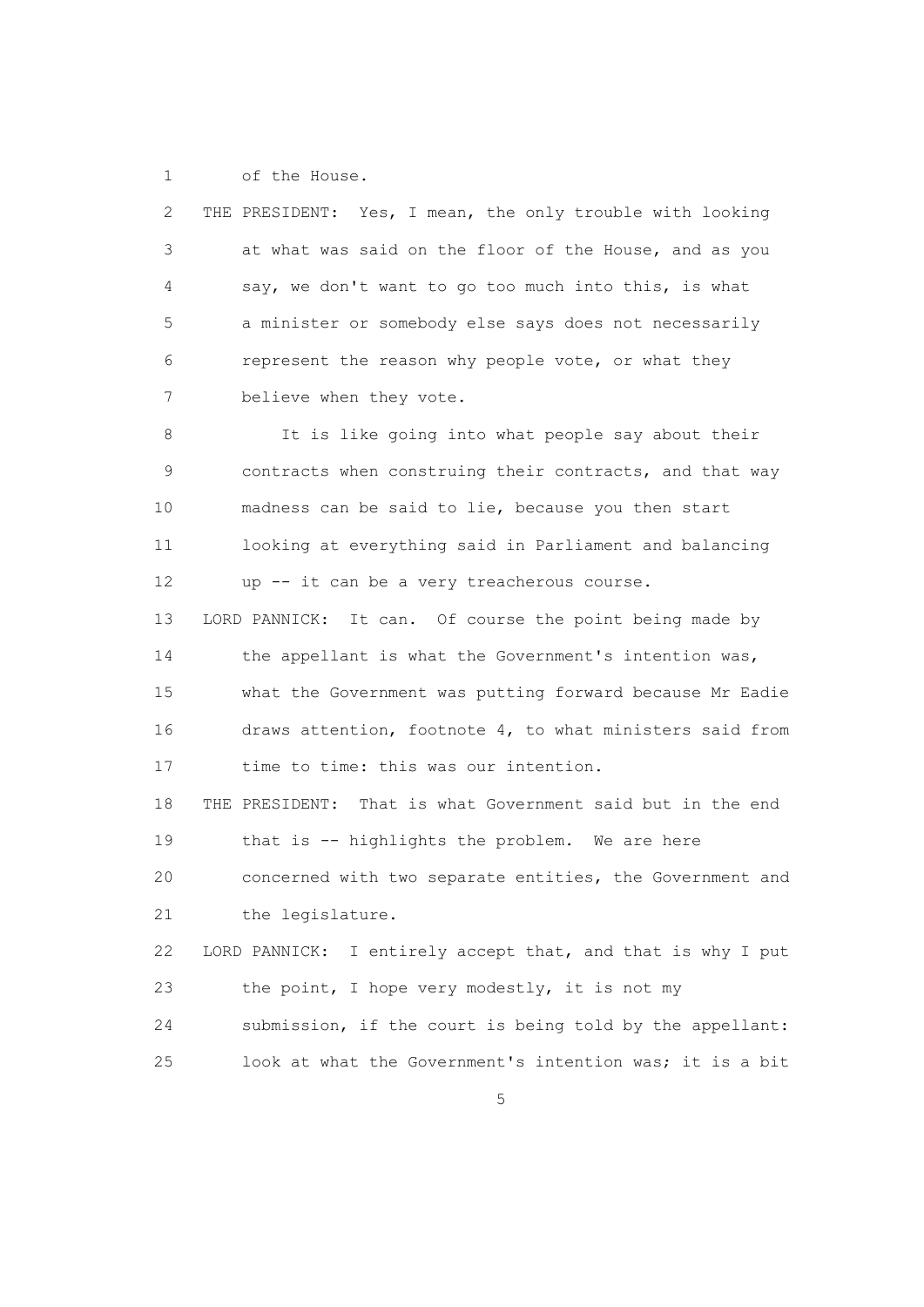of the House.

THE PRESIDENT: Yes, I mean, the only trouble with looking at what was said on the floor of the House, and as you say, we don't want to go too much into this, is what a minister or somebody else says does not necessarily represent the reason why people vote, or what they believe when they vote.

It is like going into what people say about their contracts when construing their contracts, and that way madness can be said to lie, because you then start looking at everything said in Parliament and balancing up -- it can be a very treacherous course.

LORD PANNICK: It can. Of course the point being made by the appellant is what the Government's intention was, what the Government was putting forward because Mr Eadie draws attention, footnote 4, to what ministers said from time to time: this was our intention.

THE PRESIDENT: That is what Government said but in the end that is -- highlights the problem. We are here concerned with two separate entities, the Government and the legislature.

LORD PANNICK: I entirely accept that, and that is why I put the point, I hope very modestly, it is not my submission, if the court is being told by the appellant: look at what the Government's intention was; it is a bit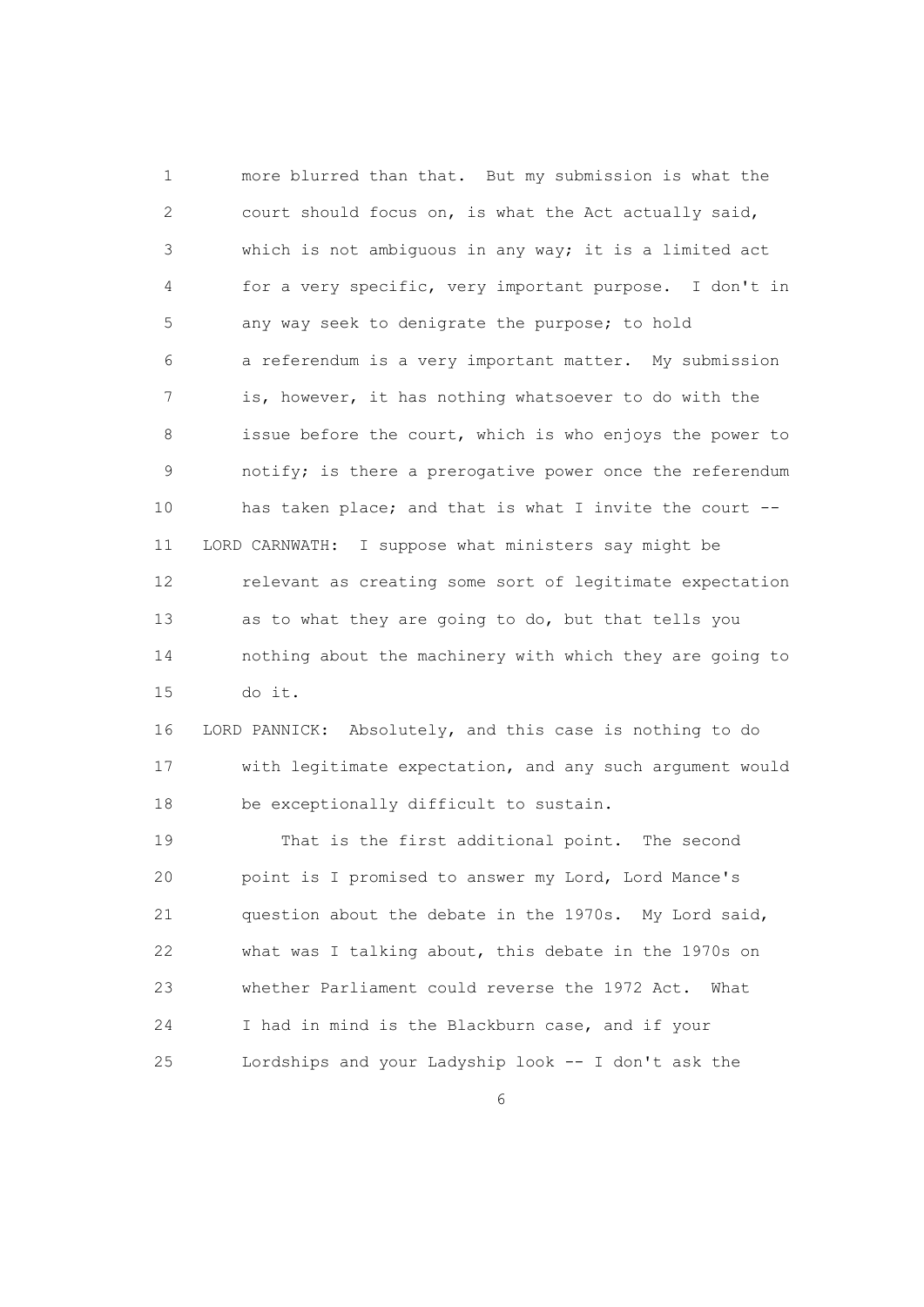more blurred than that. But my submission is what the court should focus on, is what the Act actually said, which is not ambiguous in any way; it is a limited act for a very specific, very important purpose. I don't in any way seek to denigrate the purpose; to hold a referendum is a very important matter. My submission is, however, it has nothing whatsoever to do with the issue before the court, which is who enjoys the power to notify; is there a prerogative power once the referendum has taken place; and that is what I invite the court --

LORD CARNWATH: I suppose what ministers say might be relevant as creating some sort of legitimate expectation as to what they are going to do, but that tells you nothing about the machinery with which they are going to do it.

LORD PANNICK: Absolutely, and this case is nothing to do with legitimate expectation, and any such argument would be exceptionally difficult to sustain.

That is the first additional point. The second point is I promised to answer my Lord, Lord Mance's question about the debate in the 1970s. My Lord said, what was I talking about, this debate in the 1970s on whether Parliament could reverse the 1972 Act. What I had in mind is the Blackburn case, and if your Lordships and your Ladyship look -- I don't ask the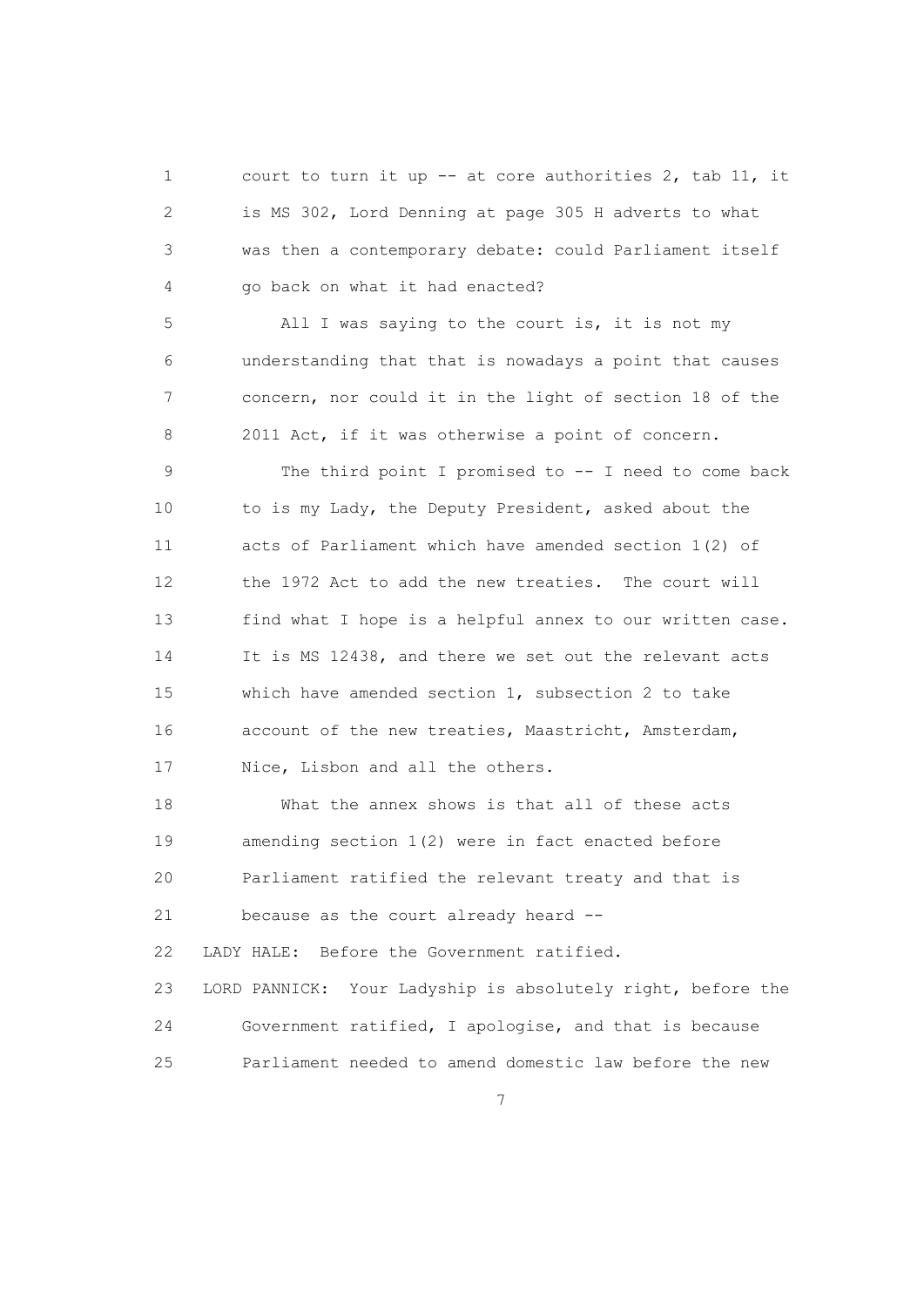court to turn it up -- at core authorities 2, tab 11, it is MS 302, Lord Denning at page 305 H adverts to what was then a contemporary debate: could Parliament itself go back on what it had enacted?

All I was saying to the court is, it is not my understanding that that is nowadays a point that causes concern, nor could it in the light of section 18 of the 2011 Act, if it was otherwise a point of concern.

The third point I promised to -- I need to come back to is my Lady, the Deputy President, asked about the acts of Parliament which have amended section 1(2) of the 1972 Act to add the new treaties. The court will find what I hope is a helpful annex to our written case. It is MS 12438, and there we set out the relevant acts which have amended section 1, subsection 2 to take account of the new treaties, Maastricht, Amsterdam, Nice, Lisbon and all the others.

What the annex shows is that all of these acts amending section 1(2) were in fact enacted before Parliament ratified the relevant treaty and that is because as the court already heard --

LADY HALE: Before the Government ratified.

LORD PANNICK: Your Ladyship is absolutely right, before the Government ratified, I apologise, and that is because Parliament needed to amend domestic law before the new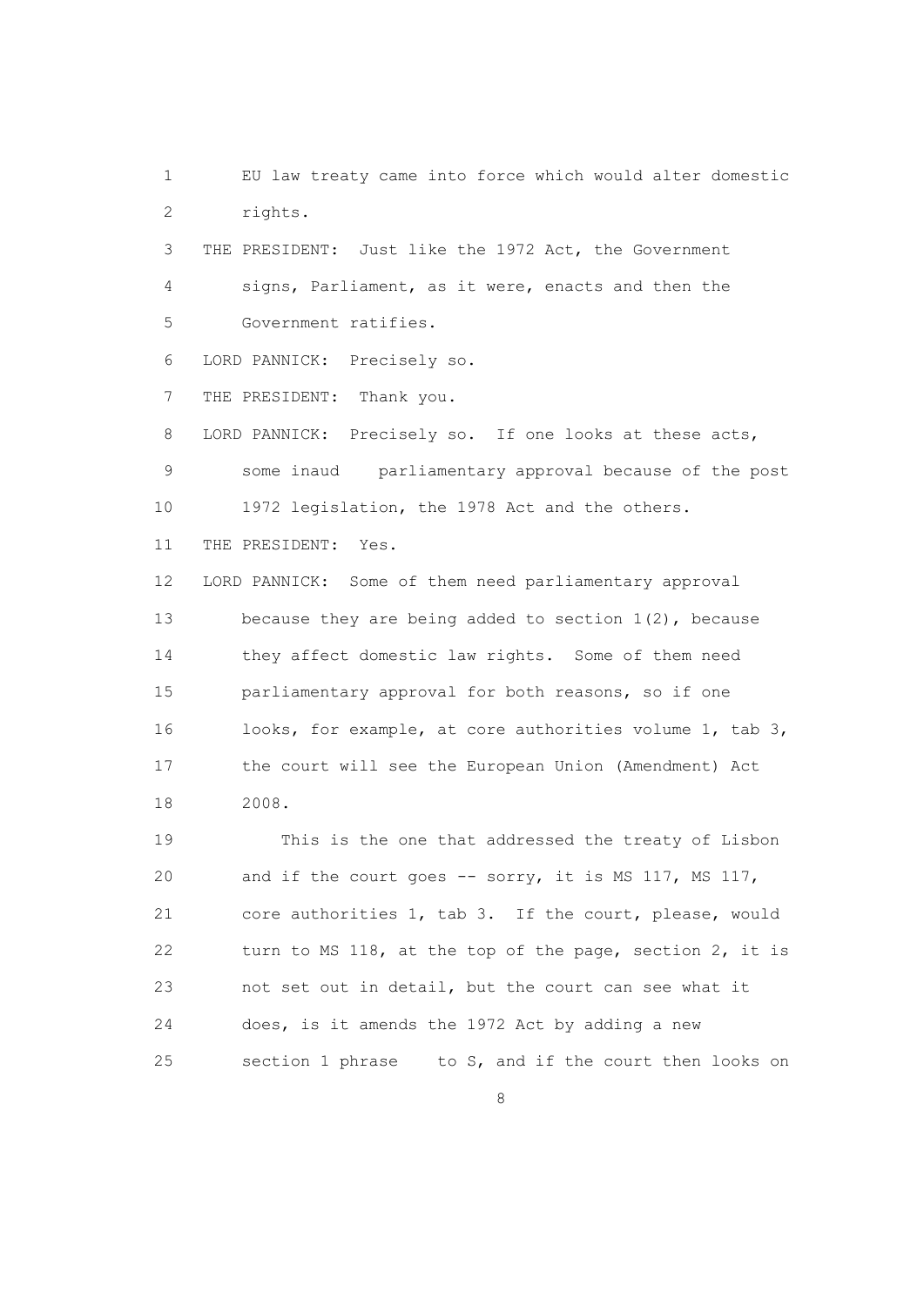EU law treaty came into force which would alter domestic rights.

THE PRESIDENT: Just like the 1972 Act, the Government signs, Parliament, as it were, enacts and then the Government ratifies.

LORD PANNICK: Precisely so.

THE PRESIDENT: Thank you.

LORD PANNICK: Precisely so. If one looks at these acts, some inaud parliamentary approval because of the post 1972 legislation, the 1978 Act and the others.

THE PRESIDENT: Yes.

LORD PANNICK: Some of them need parliamentary approval because they are being added to section 1(2), because they affect domestic law rights. Some of them need parliamentary approval for both reasons, so if one looks, for example, at core authorities volume 1, tab 3, the court will see the European Union (Amendment) Act 2008.

This is the one that addressed the treaty of Lisbon and if the court goes -- sorry, it is MS 117, MS 117, core authorities 1, tab 3. If the court, please, would turn to MS 118, at the top of the page, section 2, it is not set out in detail, but the court can see what it does, is it amends the 1972 Act by adding a new section 1 phrase to S, and if the court then looks on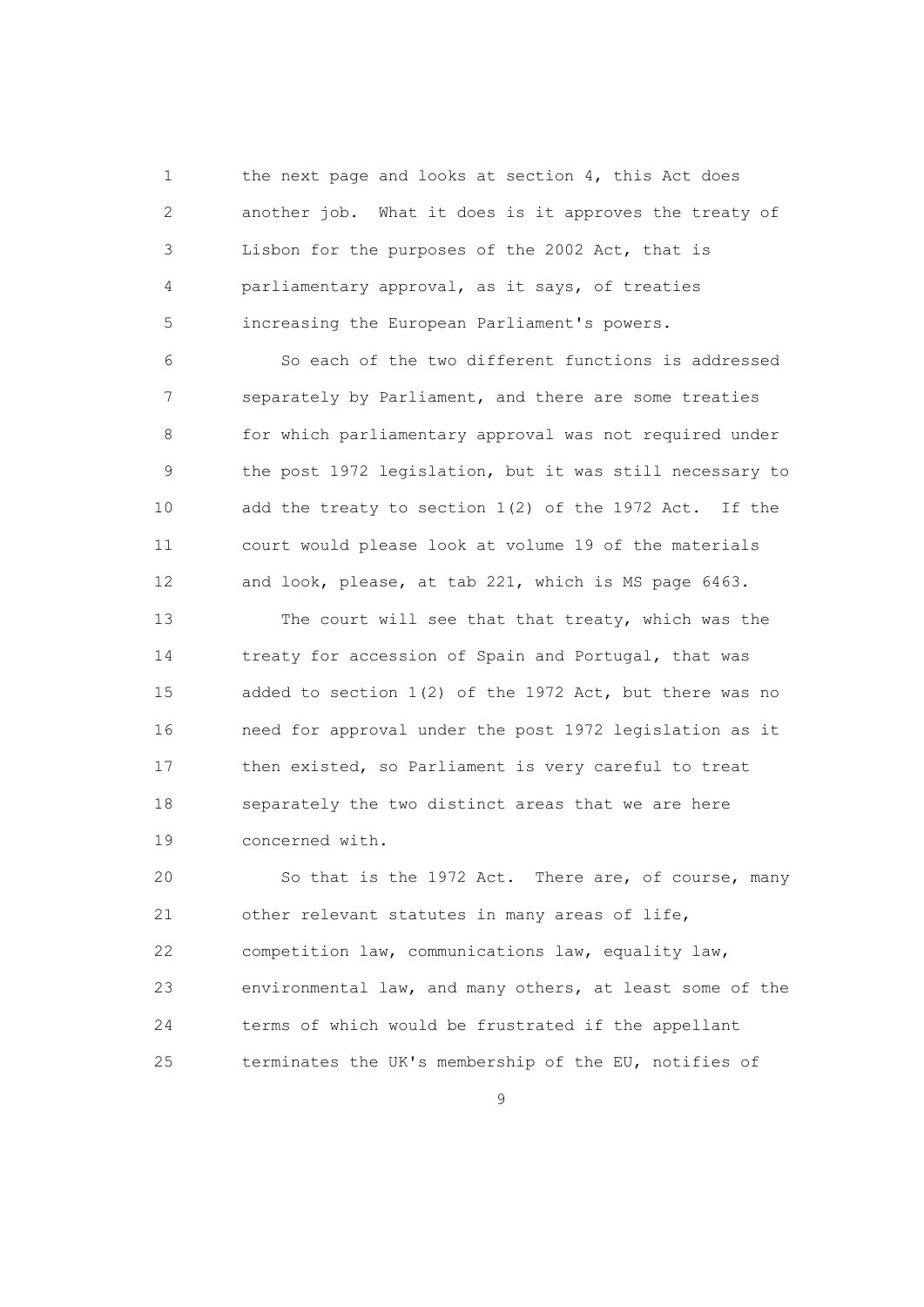the next page and looks at section 4, this Act does another job. What it does is it approves the treaty of Lisbon for the purposes of the 2002 Act, that is parliamentary approval, as it says, of treaties increasing the European Parliament's powers.

So each of the two different functions is addressed separately by Parliament, and there are some treaties for which parliamentary approval was not required under the post 1972 legislation, but it was still necessary to add the treaty to section 1(2) of the 1972 Act. If the court would please look at volume 19 of the materials and look, please, at tab 221, which is MS page 6463.

The court will see that that treaty, which was the treaty for accession of Spain and Portugal, that was added to section 1(2) of the 1972 Act, but there was no need for approval under the post 1972 legislation as it then existed, so Parliament is very careful to treat separately the two distinct areas that we are here concerned with.

So that is the 1972 Act. There are, of course, many other relevant statutes in many areas of life, competition law, communications law, equality law, environmental law, and many others, at least some of the terms of which would be frustrated if the appellant terminates the UK's membership of the EU, notifies of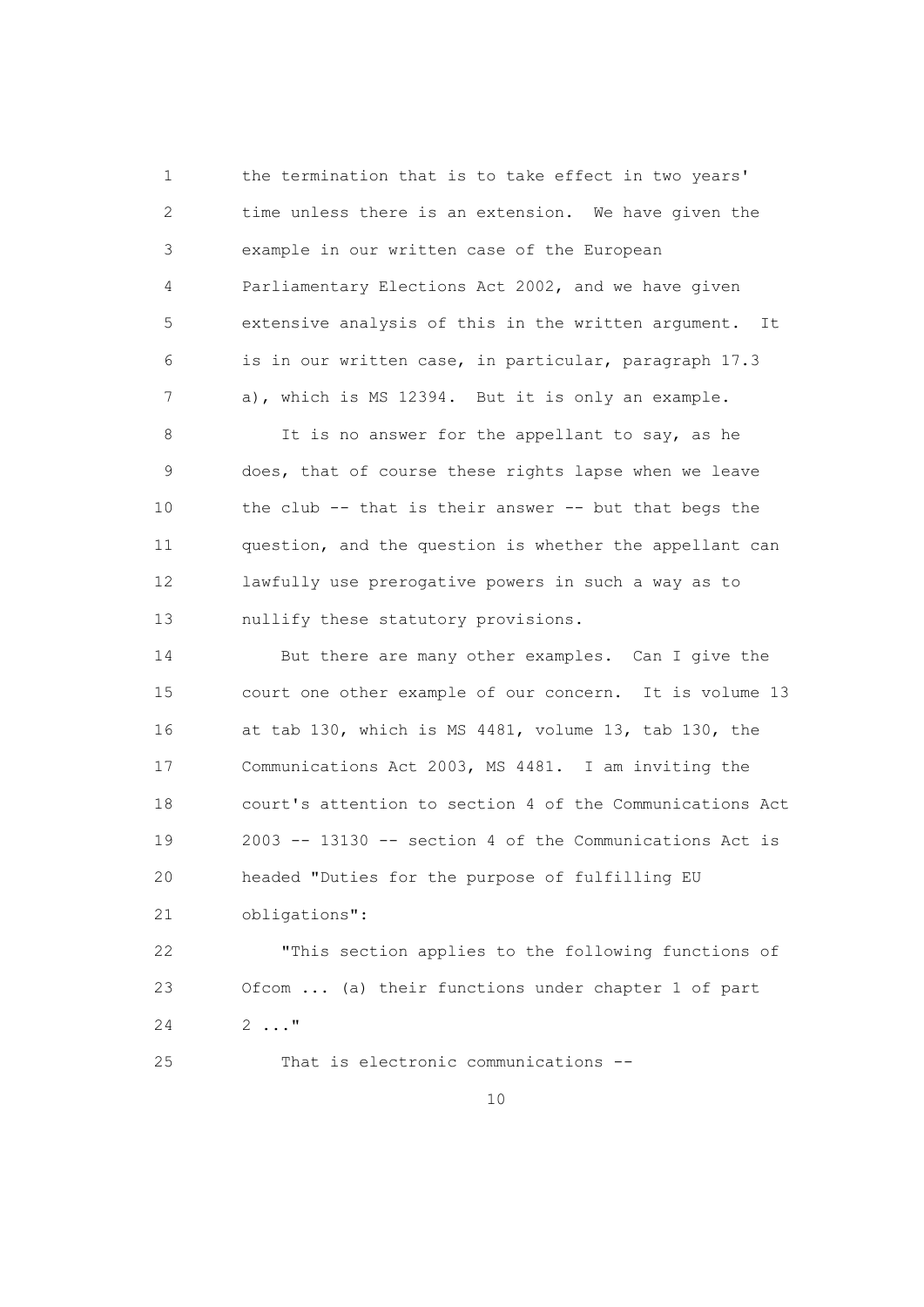the termination that is to take effect in two years' time unless there is an extension. We have given the example in our written case of the European Parliamentary Elections Act 2002, and we have given extensive analysis of this in the written argument. It is in our written case, in particular, paragraph 17.3 a), which is MS 12394. But it is only an example.

It is no answer for the appellant to say, as he does, that of course these rights lapse when we leave the club -- that is their answer -- but that begs the question, and the question is whether the appellant can lawfully use prerogative powers in such a way as to nullify these statutory provisions.

But there are many other examples. Can I give the court one other example of our concern. It is volume 13 at tab 130, which is MS 4481, volume 13, tab 130, the Communications Act 2003, MS 4481. I am inviting the court's attention to section 4 of the Communications Act 2003 -- 13130 -- section 4 of the Communications Act is headed "Duties for the purpose of fulfilling EU obligations":

"This section applies to the following functions of Ofcom ... (a) their functions under chapter 1 of part 2 ..."

That is electronic communications --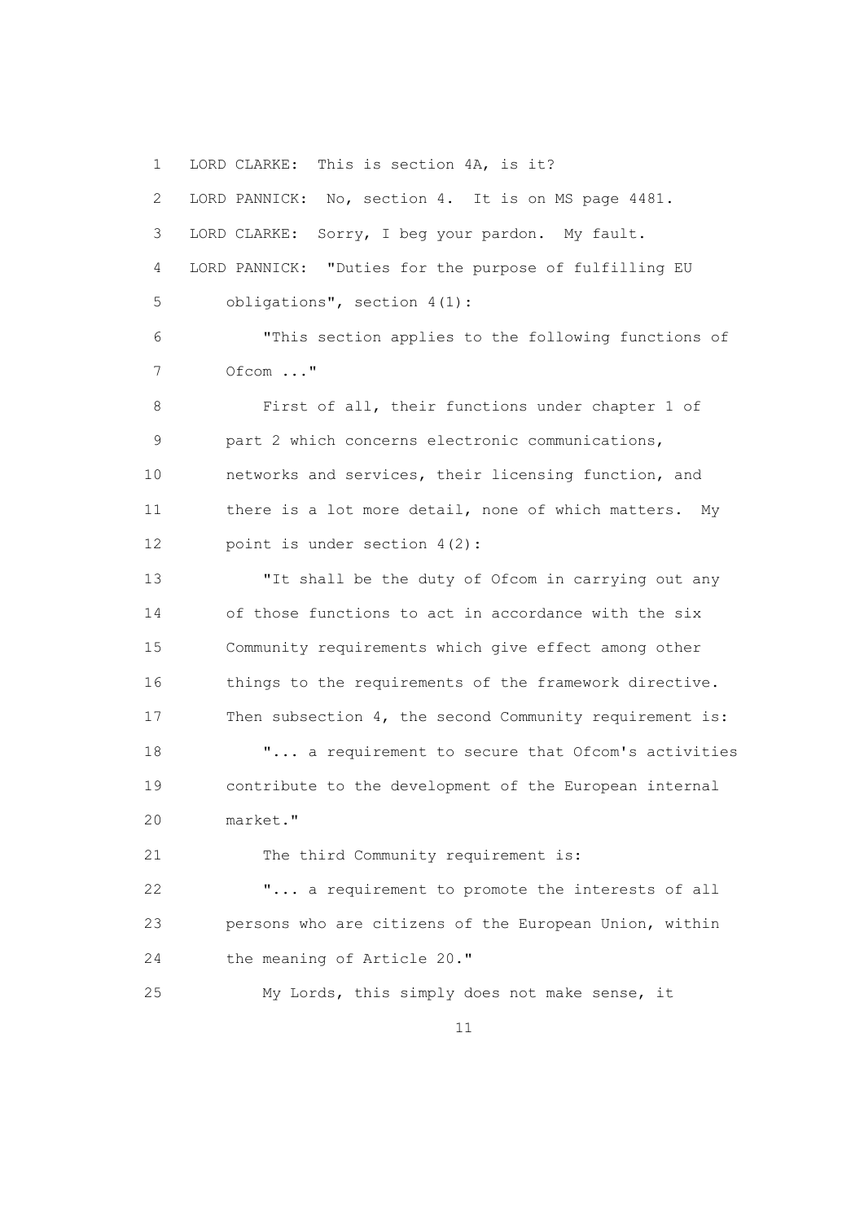LORD CLARKE: This is section 4A, is it?

LORD PANNICK: No, section 4. It is on MS page 4481.

LORD CLARKE: Sorry, I beg your pardon. My fault.

LORD PANNICK: "Duties for the purpose of fulfilling EU obligations", section 4(1):

"This section applies to the following functions of Ofcom ..."

First of all, their functions under chapter 1 of part 2 which concerns electronic communications, networks and services, their licensing function, and there is a lot more detail, none of which matters. My point is under section 4(2):

"It shall be the duty of Ofcom in carrying out any of those functions to act in accordance with the six Community requirements which give effect among other things to the requirements of the framework directive. Then subsection 4, the second Community requirement is:

"... a requirement to secure that Ofcom's activities contribute to the development of the European internal market."

The third Community requirement is:

"... a requirement to promote the interests of all persons who are citizens of the European Union, within the meaning of Article 20."

My Lords, this simply does not make sense, it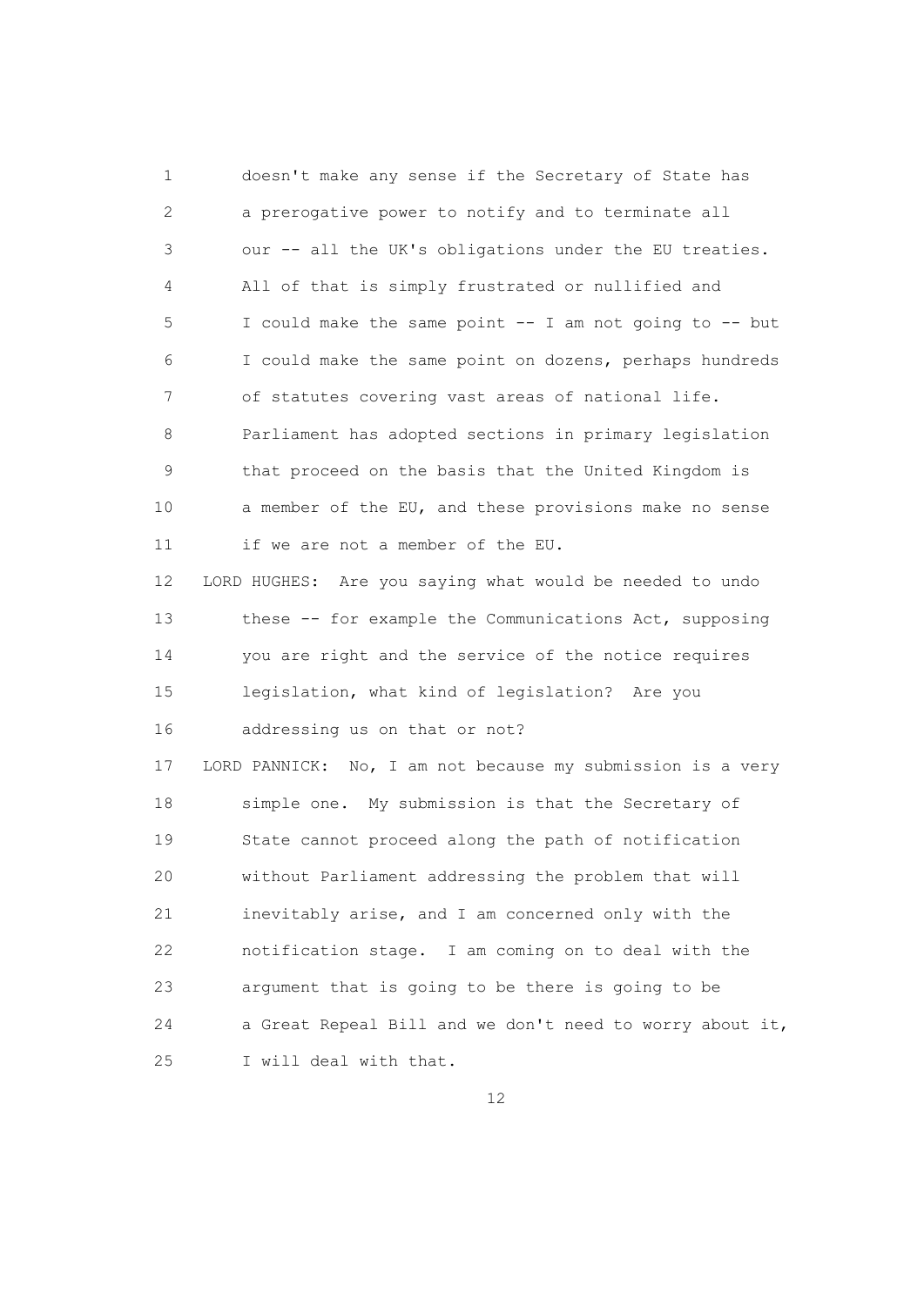doesn't make any sense if the Secretary of State has a prerogative power to notify and to terminate all our -- all the UK's obligations under the EU treaties. All of that is simply frustrated or nullified and I could make the same point -- I am not going to -- but I could make the same point on dozens, perhaps hundreds of statutes covering vast areas of national life. Parliament has adopted sections in primary legislation that proceed on the basis that the United Kingdom is a member of the EU, and these provisions make no sense if we are not a member of the EU.

LORD HUGHES: Are you saying what would be needed to undo these -- for example the Communications Act, supposing you are right and the service of the notice requires legislation, what kind of legislation? Are you addressing us on that or not?

LORD PANNICK: No, I am not because my submission is a very simple one. My submission is that the Secretary of State cannot proceed along the path of notification without Parliament addressing the problem that will inevitably arise, and I am concerned only with the notification stage. I am coming on to deal with the argument that is going to be there is going to be a Great Repeal Bill and we don't need to worry about it, I will deal with that.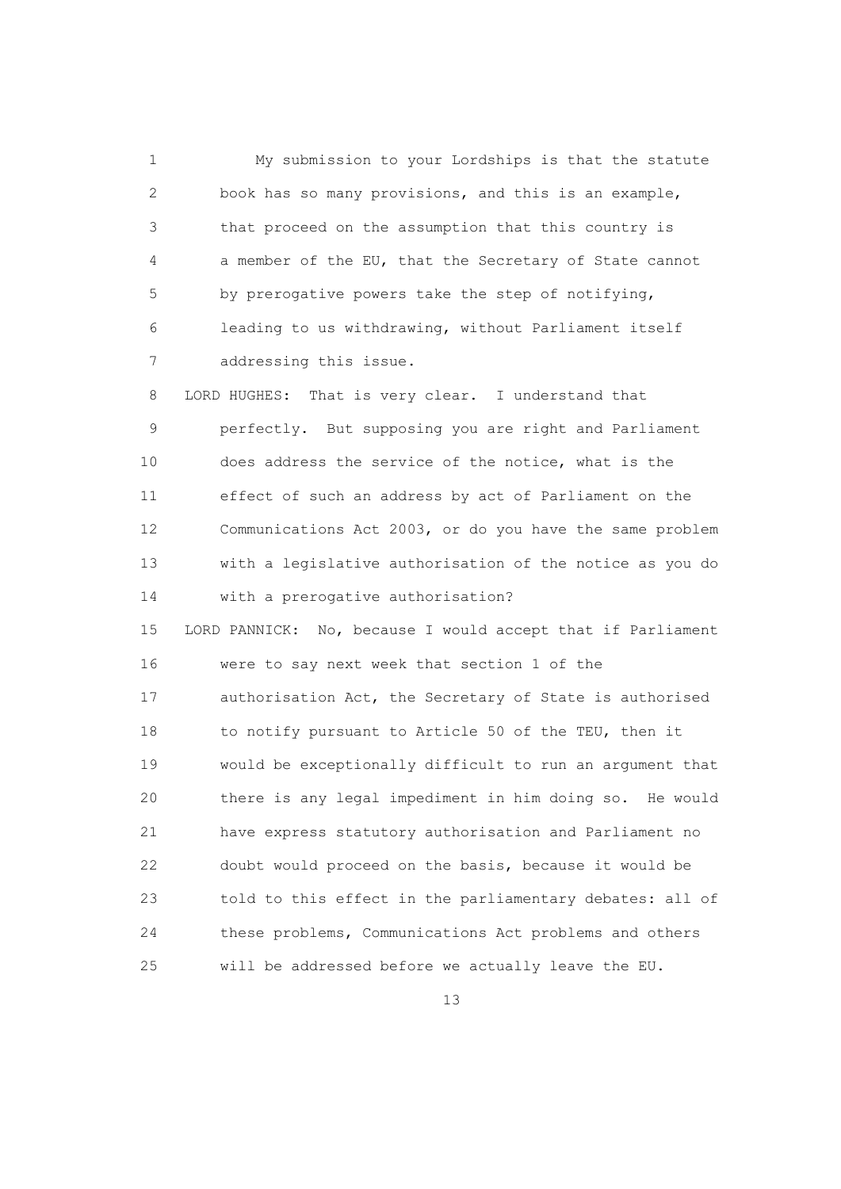My submission to your Lordships is that the statute book has so many provisions, and this is an example, that proceed on the assumption that this country is a member of the EU, that the Secretary of State cannot by prerogative powers take the step of notifying, leading to us withdrawing, without Parliament itself addressing this issue.

LORD HUGHES: That is very clear. I understand that perfectly. But supposing you are right and Parliament does address the service of the notice, what is the effect of such an address by act of Parliament on the Communications Act 2003, or do you have the same problem with a legislative authorisation of the notice as you do with a prerogative authorisation?

LORD PANNICK: No, because I would accept that if Parliament were to say next week that section 1 of the authorisation Act, the Secretary of State is authorised to notify pursuant to Article 50 of the TEU, then it would be exceptionally difficult to run an argument that there is any legal impediment in him doing so. He would have express statutory authorisation and Parliament no doubt would proceed on the basis, because it would be told to this effect in the parliamentary debates: all of these problems, Communications Act problems and others will be addressed before we actually leave the EU.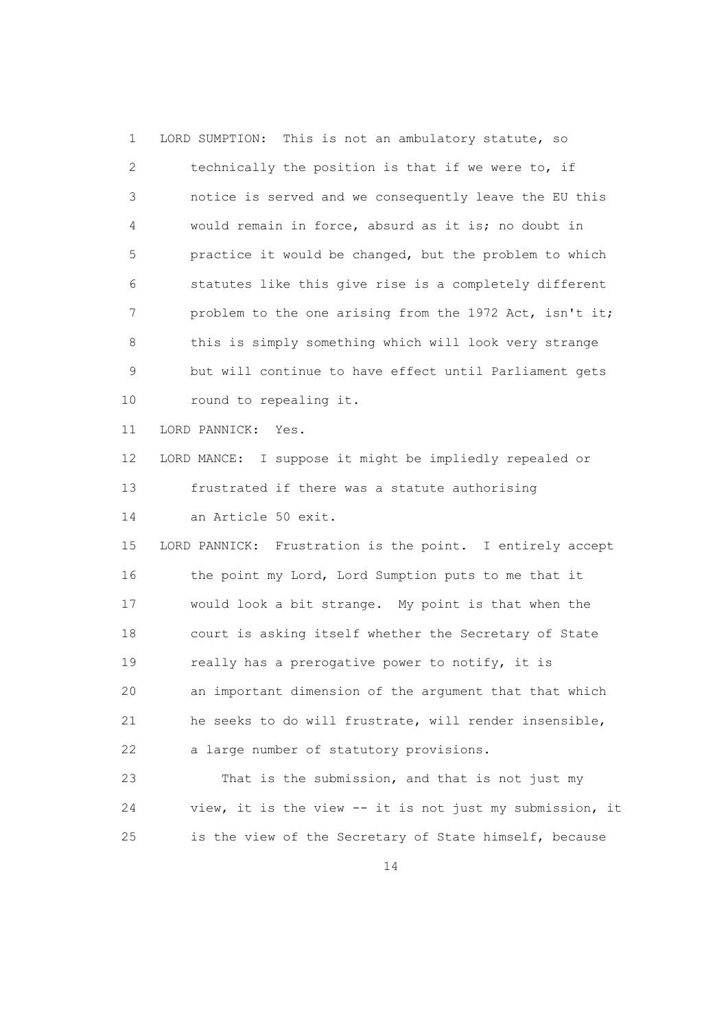LORD SUMPTION: This is not an ambulatory statute, so technically the position is that if we were to, if notice is served and we consequently leave the EU this would remain in force, absurd as it is; no doubt in practice it would be changed, but the problem to which statutes like this give rise is a completely different problem to the one arising from the 1972 Act, isn't it; this is simply something which will look very strange but will continue to have effect until Parliament gets round to repealing it.

LORD PANNICK: Yes.

LORD MANCE: I suppose it might be impliedly repealed or frustrated if there was a statute authorising an Article 50 exit.

LORD PANNICK: Frustration is the point. I entirely accept the point my Lord, Lord Sumption puts to me that it would look a bit strange. My point is that when the court is asking itself whether the Secretary of State really has a prerogative power to notify, it is an important dimension of the argument that that which he seeks to do will frustrate, will render insensible, a large number of statutory provisions.

That is the submission, and that is not just my view, it is the view -- it is not just my submission, it is the view of the Secretary of State himself, because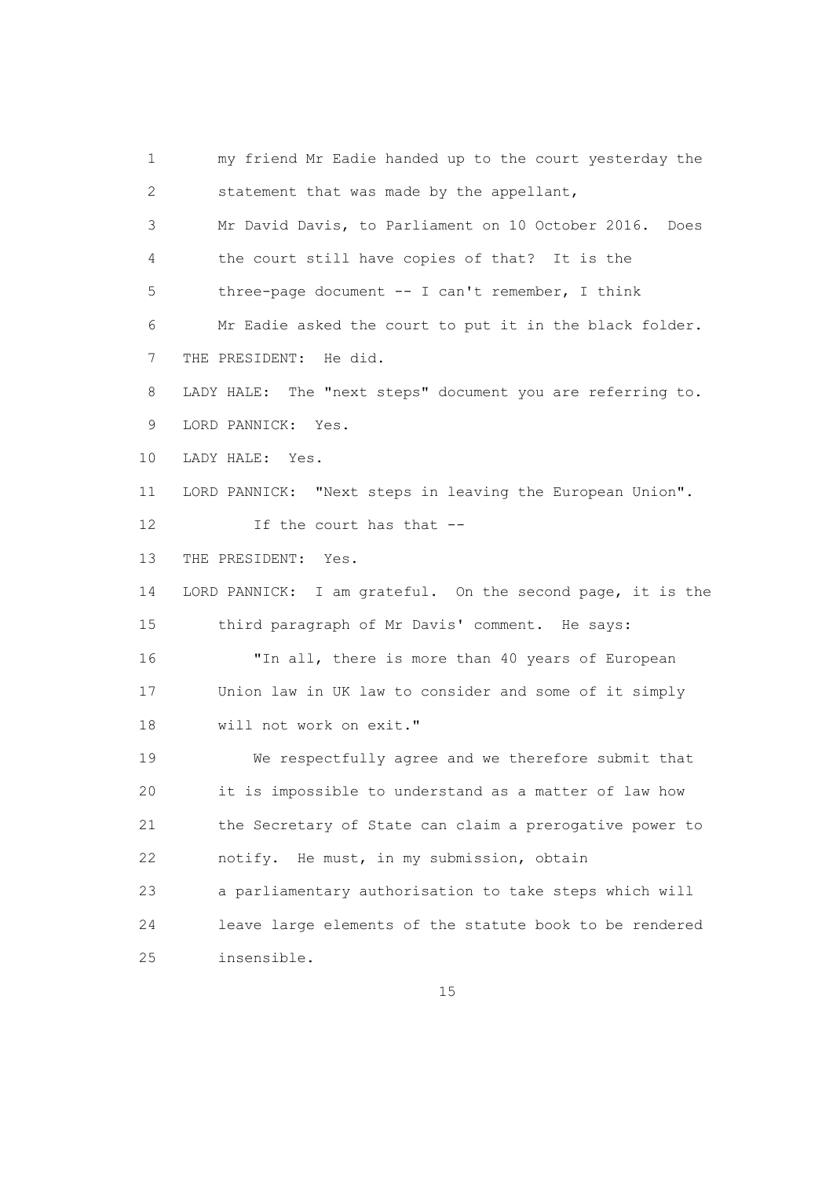my friend Mr Eadie handed up to the court yesterday the statement that was made by the appellant, Mr David Davis, to Parliament on 10 October 2016. Does the court still have copies of that? It is the three-page document -- I can't remember, I think Mr Eadie asked the court to put it in the black folder.

THE PRESIDENT: He did.

LADY HALE: The "next steps" document you are referring to.

LORD PANNICK: Yes.

LADY HALE: Yes.

LORD PANNICK: "Next steps in leaving the European Union".

If the court has that --

THE PRESIDENT: Yes.

LORD PANNICK: I am grateful. On the second page, it is the third paragraph of Mr Davis' comment. He says:

"In all, there is more than 40 years of European Union law in UK law to consider and some of it simply will not work on exit."

We respectfully agree and we therefore submit that it is impossible to understand as a matter of law how the Secretary of State can claim a prerogative power to notify. He must, in my submission, obtain a parliamentary authorisation to take steps which will leave large elements of the statute book to be rendered insensible.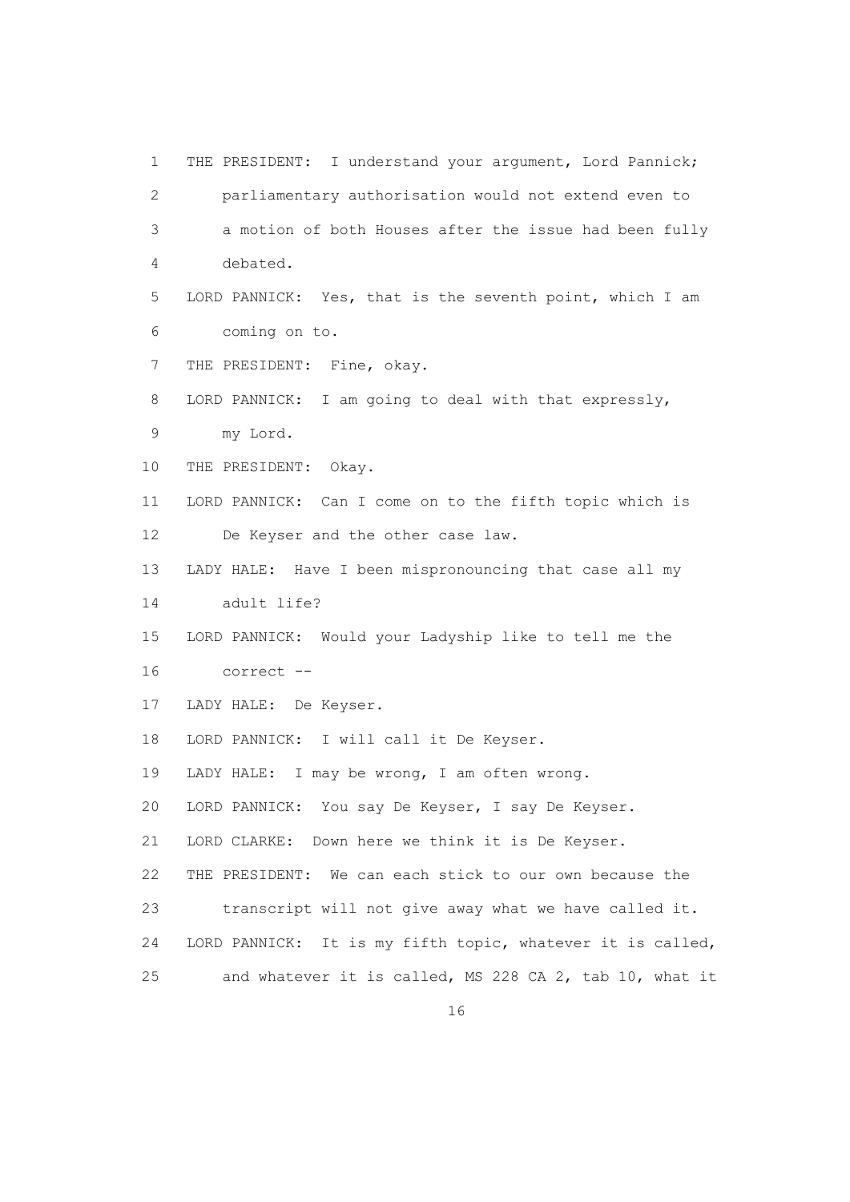1 THE PRESIDENT: I understand your argument, Lord Pannick;
2 parliamentary authorisation would not extend even to
3 a motion of both Houses after the issue had been fully
4 debated.
5 LORD PANNICK: Yes, that is the seventh point, which I am
6 coming on to.
7 THE PRESIDENT: Fine, okay.
8 LORD PANNICK: I am going to deal with that expressly,
9 my Lord.
10 THE PRESIDENT: Okay.
11 LORD PANNICK: Can I come on to the fifth topic which is
12 De Keyser and the other case law.
13 LADY HALE: Have I been mispronouncing that case all my
14 adult life?
15 LORD PANNICK: Would your Ladyship like to tell me the
16 correct --
17 LADY HALE: De Keyser.
18 LORD PANNICK: I will call it De Keyser.
19 LADY HALE: I may be wrong, I am often wrong.
20 LORD PANNICK: You say De Keyser, I say De Keyser.
21 LORD CLARKE: Down here we think it is De Keyser.
22 THE PRESIDENT: We can each stick to our own because the
23 transcript will not give away what we have called it.
24 LORD PANNICK: It is my fifth topic, whatever it is called,
25 and whatever it is called, MS 228 CA 2, tab 10, what it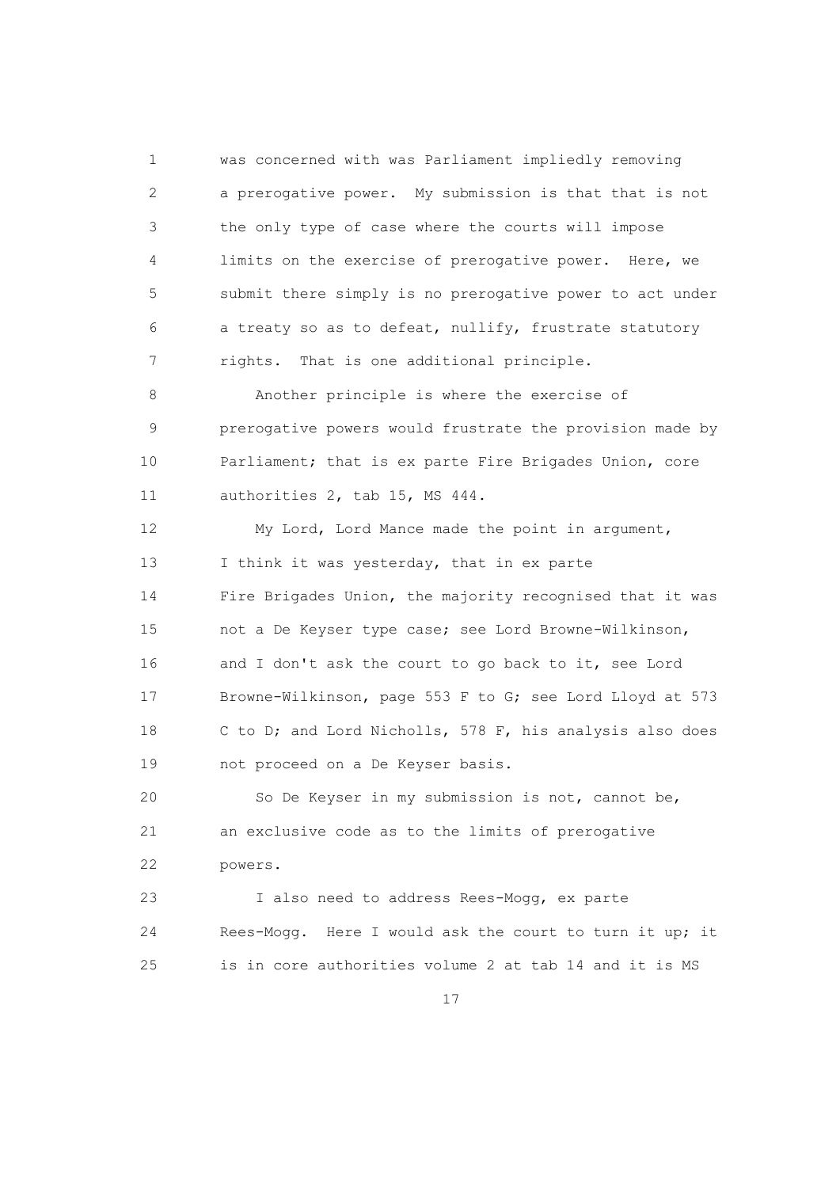was concerned with was Parliament impliedly removing a prerogative power. My submission is that that is not the only type of case where the courts will impose limits on the exercise of prerogative power. Here, we submit there simply is no prerogative power to act under a treaty so as to defeat, nullify, frustrate statutory rights. That is one additional principle.

Another principle is where the exercise of prerogative powers would frustrate the provision made by Parliament; that is ex parte Fire Brigades Union, core authorities 2, tab 15, MS 444.

My Lord, Lord Mance made the point in argument, I think it was yesterday, that in ex parte Fire Brigades Union, the majority recognised that it was not a De Keyser type case; see Lord Browne-Wilkinson, and I don't ask the court to go back to it, see Lord Browne-Wilkinson, page 553 F to G; see Lord Lloyd at 573 C to D; and Lord Nicholls, 578 F, his analysis also does not proceed on a De Keyser basis.

So De Keyser in my submission is not, cannot be, an exclusive code as to the limits of prerogative powers.

I also need to address Rees-Mogg, ex parte Rees-Mogg. Here I would ask the court to turn it up; it is in core authorities volume 2 at tab 14 and it is MS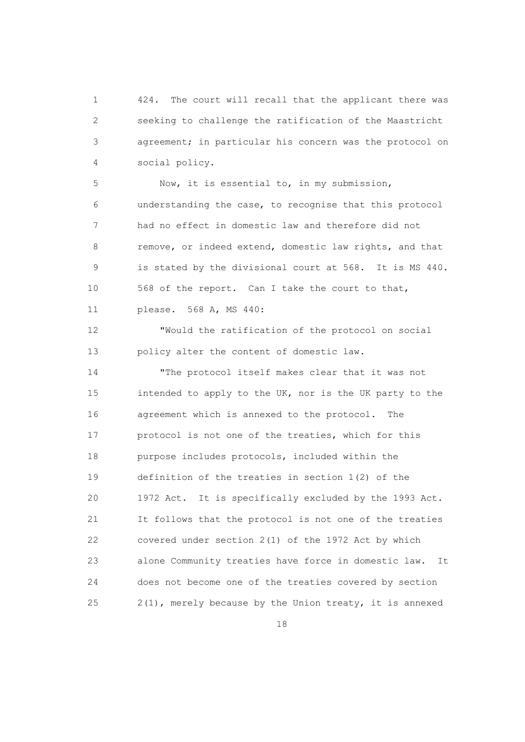424. The court will recall that the applicant there was seeking to challenge the ratification of the Maastricht agreement; in particular his concern was the protocol on social policy.

Now, it is essential to, in my submission, understanding the case, to recognise that this protocol had no effect in domestic law and therefore did not remove, or indeed extend, domestic law rights, and that is stated by the divisional court at 568. It is MS 440. 568 of the report. Can I take the court to that, please. 568 A, MS 440:

"Would the ratification of the protocol on social policy alter the content of domestic law.

"The protocol itself makes clear that it was not intended to apply to the UK, nor is the UK party to the agreement which is annexed to the protocol. The protocol is not one of the treaties, which for this purpose includes protocols, included within the definition of the treaties in section 1(2) of the 1972 Act. It is specifically excluded by the 1993 Act. It follows that the protocol is not one of the treaties covered under section 2(1) of the 1972 Act by which alone Community treaties have force in domestic law. It does not become one of the treaties covered by section 2(1), merely because by the Union treaty, it is annexed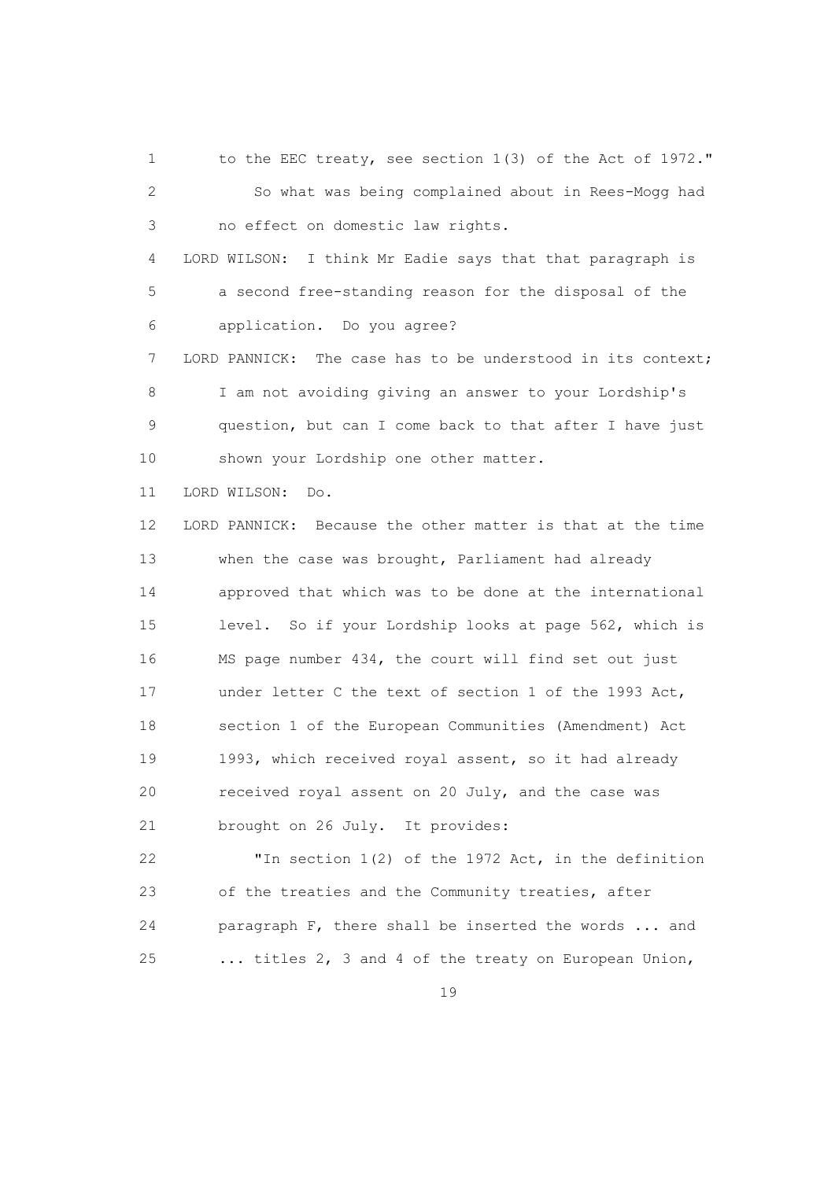to the EEC treaty, see section 1(3) of the Act of 1972."

So what was being complained about in Rees-Mogg had no effect on domestic law rights.

LORD WILSON: I think Mr Eadie says that that paragraph is a second free-standing reason for the disposal of the application. Do you agree?

LORD PANNICK: The case has to be understood in its context; I am not avoiding giving an answer to your Lordship's question, but can I come back to that after I have just shown your Lordship one other matter.

LORD WILSON: Do.

LORD PANNICK: Because the other matter is that at the time when the case was brought, Parliament had already approved that which was to be done at the international level. So if your Lordship looks at page 562, which is MS page number 434, the court will find set out just under letter C the text of section 1 of the 1993 Act, section 1 of the European Communities (Amendment) Act 1993, which received royal assent, so it had already received royal assent on 20 July, and the case was brought on 26 July. It provides:

"In section 1(2) of the 1972 Act, in the definition of the treaties and the Community treaties, after paragraph F, there shall be inserted the words ... and ... titles 2, 3 and 4 of the treaty on European Union,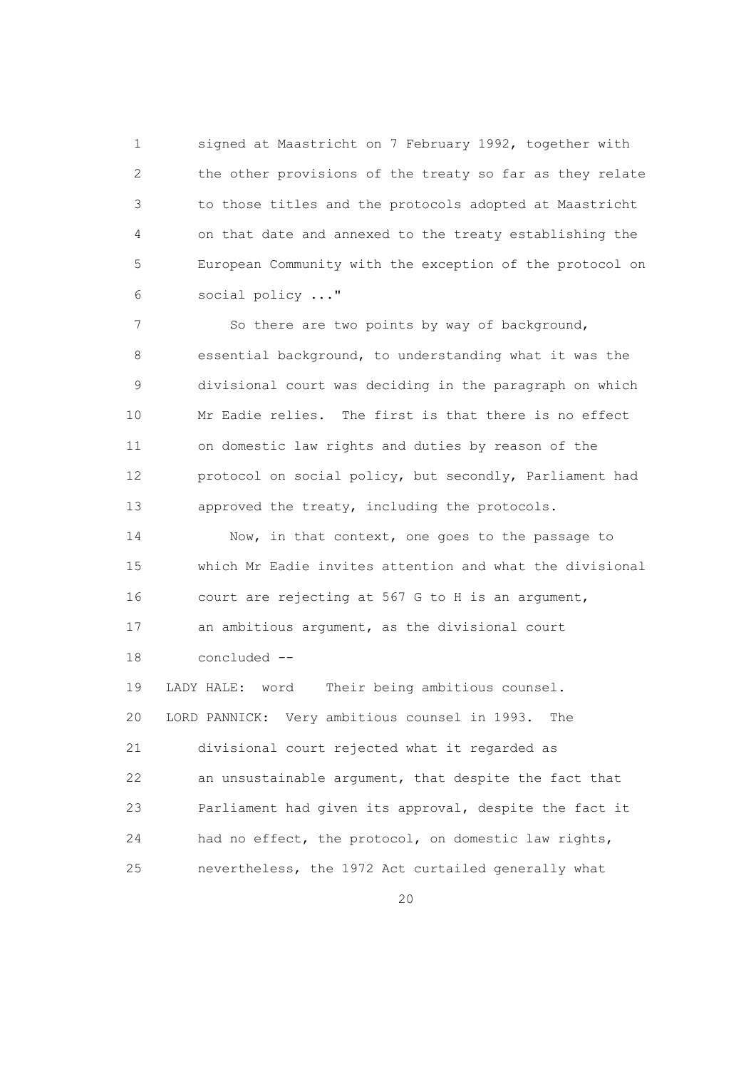signed at Maastricht on 7 February 1992, together with the other provisions of the treaty so far as they relate to those titles and the protocols adopted at Maastricht on that date and annexed to the treaty establishing the European Community with the exception of the protocol on social policy ..."

So there are two points by way of background, essential background, to understanding what it was the divisional court was deciding in the paragraph on which Mr Eadie relies. The first is that there is no effect on domestic law rights and duties by reason of the protocol on social policy, but secondly, Parliament had approved the treaty, including the protocols.

Now, in that context, one goes to the passage to which Mr Eadie invites attention and what the divisional court are rejecting at 567 G to H is an argument, an ambitious argument, as the divisional court concluded --

LADY HALE: word Their being ambitious counsel.

LORD PANNICK: Very ambitious counsel in 1993. The divisional court rejected what it regarded as an unsustainable argument, that despite the fact that Parliament had given its approval, despite the fact it had no effect, the protocol, on domestic law rights, nevertheless, the 1972 Act curtailed generally what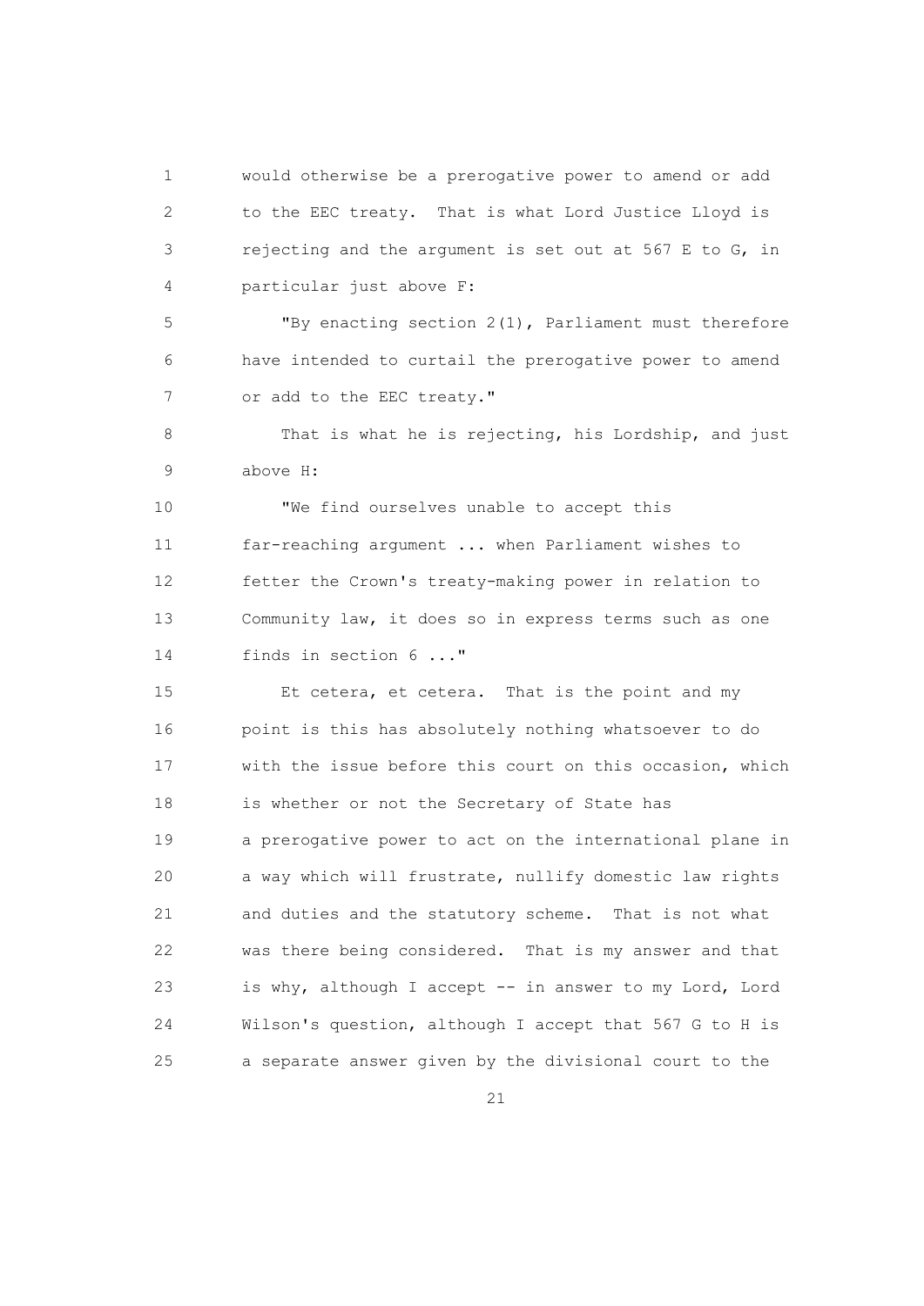would otherwise be a prerogative power to amend or add to the EEC treaty. That is what Lord Justice Lloyd is rejecting and the argument is set out at 567 E to G, in particular just above F:

"By enacting section 2(1), Parliament must therefore have intended to curtail the prerogative power to amend or add to the EEC treaty."

That is what he is rejecting, his Lordship, and just above H:

"We find ourselves unable to accept this far-reaching argument ... when Parliament wishes to fetter the Crown's treaty-making power in relation to Community law, it does so in express terms such as one finds in section 6 ..."

Et cetera, et cetera. That is the point and my point is this has absolutely nothing whatsoever to do with the issue before this court on this occasion, which is whether or not the Secretary of State has a prerogative power to act on the international plane in a way which will frustrate, nullify domestic law rights and duties and the statutory scheme. That is not what was there being considered. That is my answer and that is why, although I accept -- in answer to my Lord, Lord Wilson's question, although I accept that 567 G to H is a separate answer given by the divisional court to the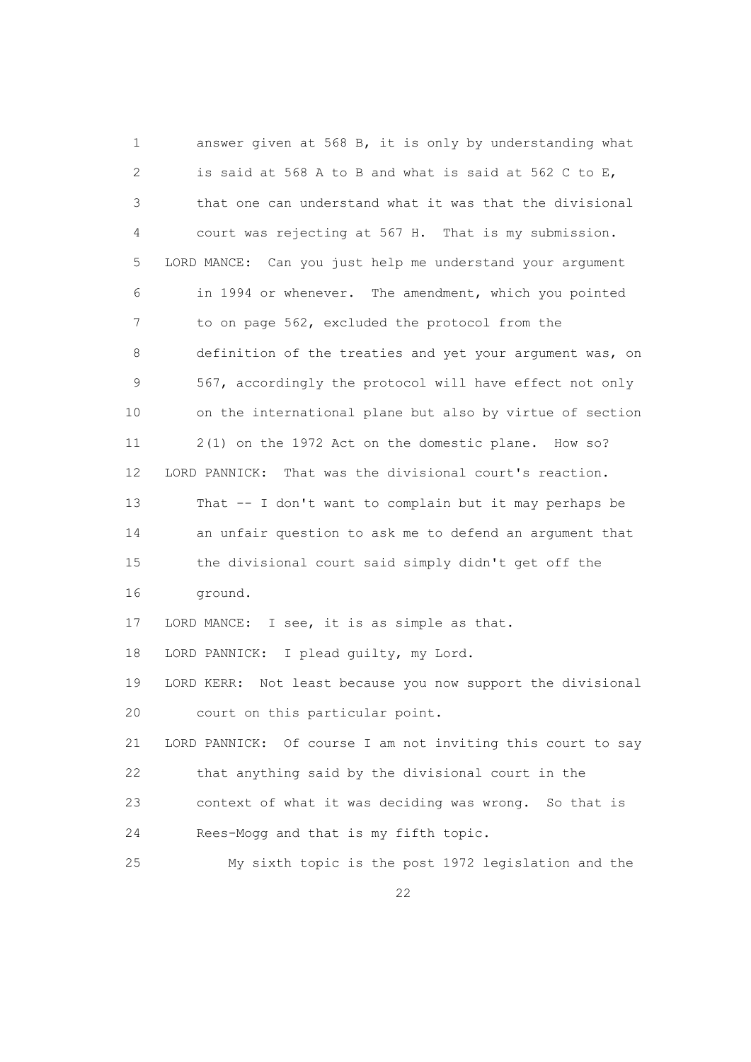answer given at 568 B, it is only by understanding what is said at 568 A to B and what is said at 562 C to E, that one can understand what it was that the divisional court was rejecting at 567 H. That is my submission.

LORD MANCE: Can you just help me understand your argument in 1994 or whenever. The amendment, which you pointed to on page 562, excluded the protocol from the definition of the treaties and yet your argument was, on 567, accordingly the protocol will have effect not only on the international plane but also by virtue of section 2(1) on the 1972 Act on the domestic plane. How so?

LORD PANNICK: That was the divisional court's reaction. That -- I don't want to complain but it may perhaps be an unfair question to ask me to defend an argument that the divisional court said simply didn't get off the ground.

LORD MANCE: I see, it is as simple as that.

LORD PANNICK: I plead guilty, my Lord.

LORD KERR: Not least because you now support the divisional court on this particular point.

LORD PANNICK: Of course I am not inviting this court to say that anything said by the divisional court in the context of what it was deciding was wrong. So that is Rees-Mogg and that is my fifth topic.

My sixth topic is the post 1972 legislation and the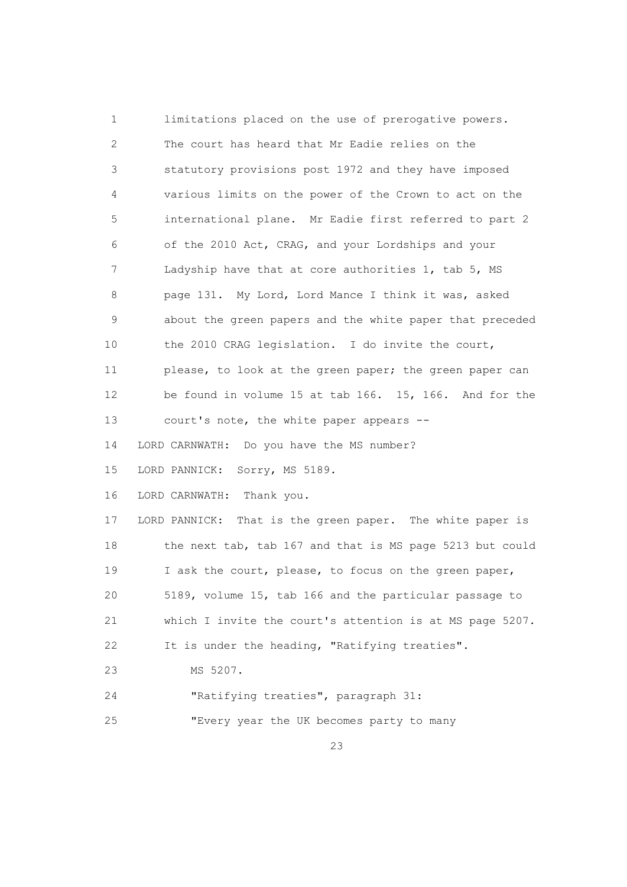limitations placed on the use of prerogative powers. The court has heard that Mr Eadie relies on the statutory provisions post 1972 and they have imposed various limits on the power of the Crown to act on the international plane. Mr Eadie first referred to part 2 of the 2010 Act, CRAG, and your Lordships and your Ladyship have that at core authorities 1, tab 5, MS page 131. My Lord, Lord Mance I think it was, asked about the green papers and the white paper that preceded the 2010 CRAG legislation. I do invite the court, please, to look at the green paper; the green paper can be found in volume 15 at tab 166. 15, 166. And for the court's note, the white paper appears --

LORD CARNWATH: Do you have the MS number?

LORD PANNICK: Sorry, MS 5189.

LORD CARNWATH: Thank you.

LORD PANNICK: That is the green paper. The white paper is the next tab, tab 167 and that is MS page 5213 but could I ask the court, please, to focus on the green paper, 5189, volume 15, tab 166 and the particular passage to which I invite the court's attention is at MS page 5207. It is under the heading, "Ratifying treaties".

MS 5207.

"Ratifying treaties", paragraph 31:

"Every year the UK becomes party to many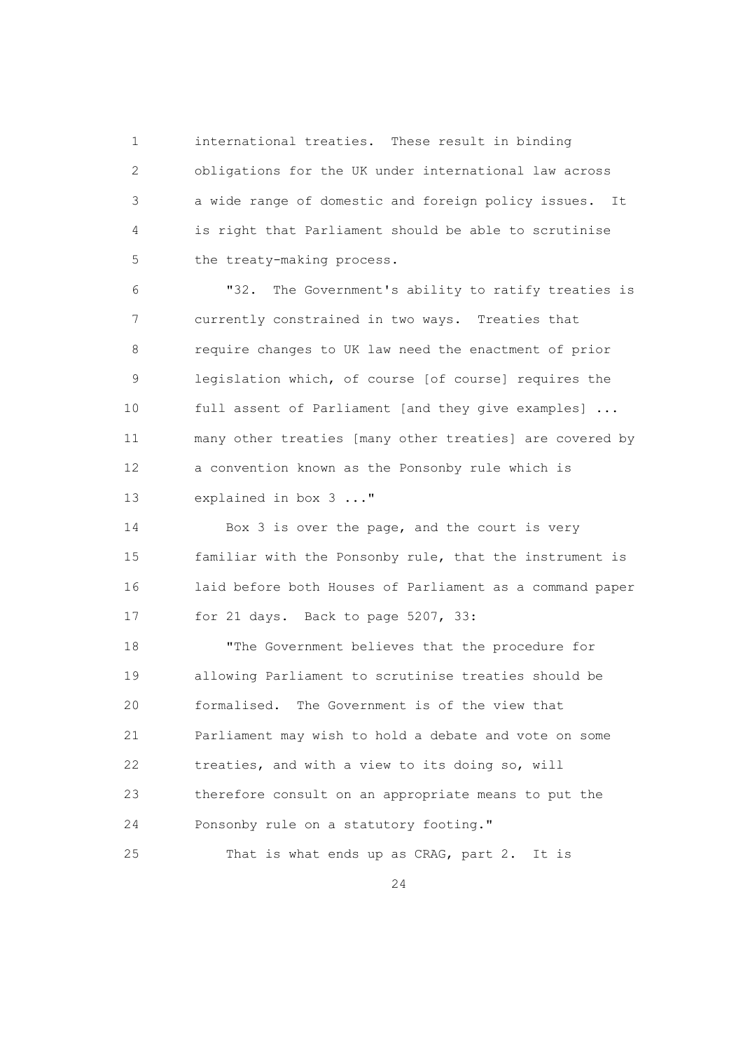international treaties. These result in binding obligations for the UK under international law across a wide range of domestic and foreign policy issues. It is right that Parliament should be able to scrutinise the treaty-making process.

"32. The Government's ability to ratify treaties is currently constrained in two ways. Treaties that require changes to UK law need the enactment of prior legislation which, of course [of course] requires the full assent of Parliament [and they give examples] ... many other treaties [many other treaties] are covered by a convention known as the Ponsonby rule which is explained in box 3 ..."

Box 3 is over the page, and the court is very familiar with the Ponsonby rule, that the instrument is laid before both Houses of Parliament as a command paper for 21 days. Back to page 5207, 33:

"The Government believes that the procedure for allowing Parliament to scrutinise treaties should be formalised. The Government is of the view that Parliament may wish to hold a debate and vote on some treaties, and with a view to its doing so, will therefore consult on an appropriate means to put the Ponsonby rule on a statutory footing."

That is what ends up as CRAG, part 2. It is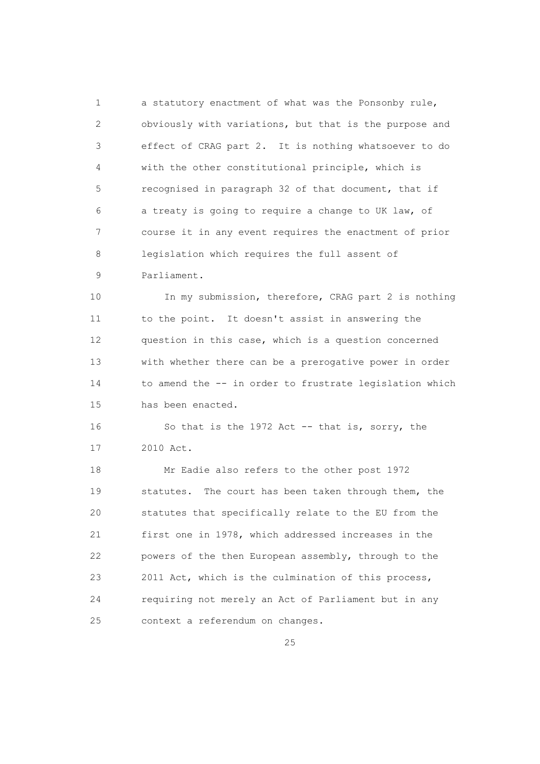a statutory enactment of what was the Ponsonby rule, obviously with variations, but that is the purpose and effect of CRAG part 2. It is nothing whatsoever to do with the other constitutional principle, which is recognised in paragraph 32 of that document, that if a treaty is going to require a change to UK law, of course it in any event requires the enactment of prior legislation which requires the full assent of Parliament.

In my submission, therefore, CRAG part 2 is nothing to the point. It doesn't assist in answering the question in this case, which is a question concerned with whether there can be a prerogative power in order to amend the -- in order to frustrate legislation which has been enacted.

So that is the 1972 Act -- that is, sorry, the 2010 Act.

Mr Eadie also refers to the other post 1972 statutes. The court has been taken through them, the statutes that specifically relate to the EU from the first one in 1978, which addressed increases in the powers of the then European assembly, through to the 2011 Act, which is the culmination of this process, requiring not merely an Act of Parliament but in any context a referendum on changes.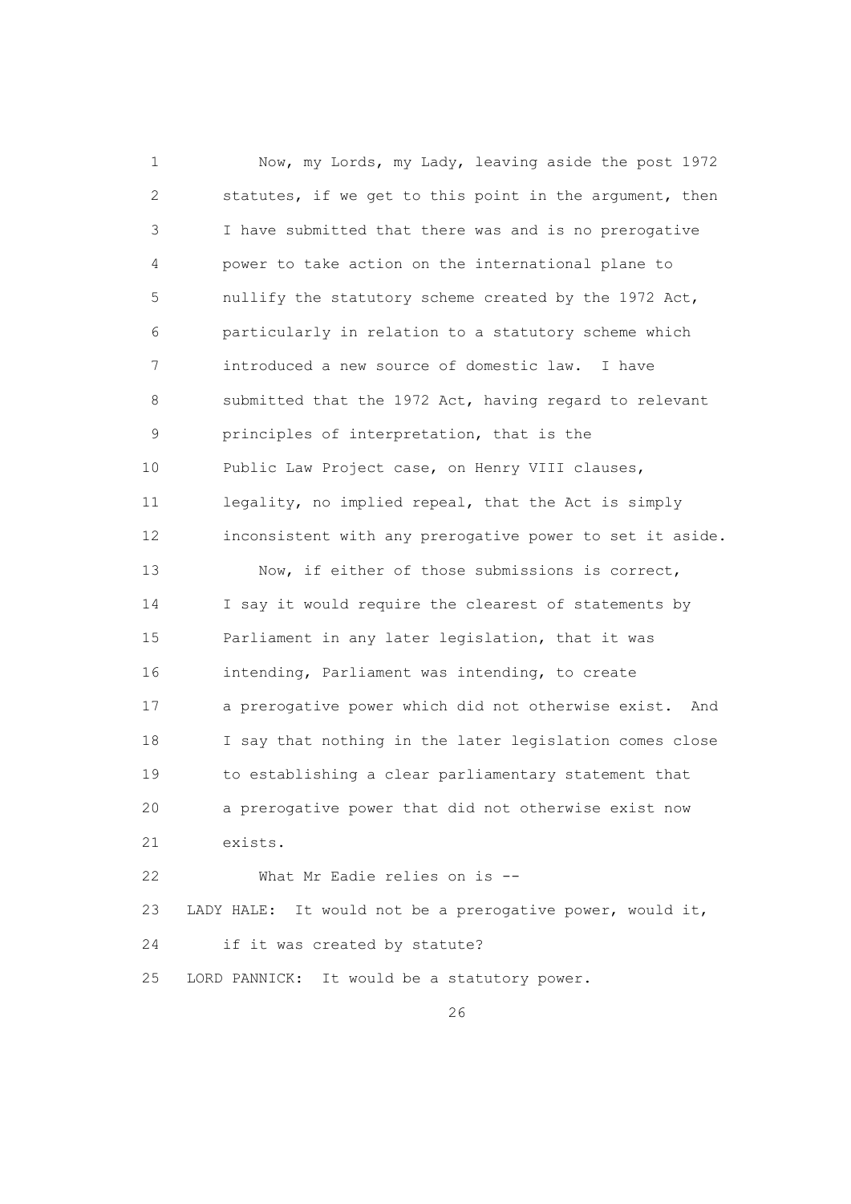Now, my Lords, my Lady, leaving aside the post 1972 statutes, if we get to this point in the argument, then I have submitted that there was and is no prerogative power to take action on the international plane to nullify the statutory scheme created by the 1972 Act, particularly in relation to a statutory scheme which introduced a new source of domestic law. I have submitted that the 1972 Act, having regard to relevant principles of interpretation, that is the Public Law Project case, on Henry VIII clauses, legality, no implied repeal, that the Act is simply inconsistent with any prerogative power to set it aside.

Now, if either of those submissions is correct, I say it would require the clearest of statements by Parliament in any later legislation, that it was intending, Parliament was intending, to create a prerogative power which did not otherwise exist. And I say that nothing in the later legislation comes close to establishing a clear parliamentary statement that a prerogative power that did not otherwise exist now exists.

What Mr Eadie relies on is --

LADY HALE: It would not be a prerogative power, would it, if it was created by statute?

LORD PANNICK: It would be a statutory power.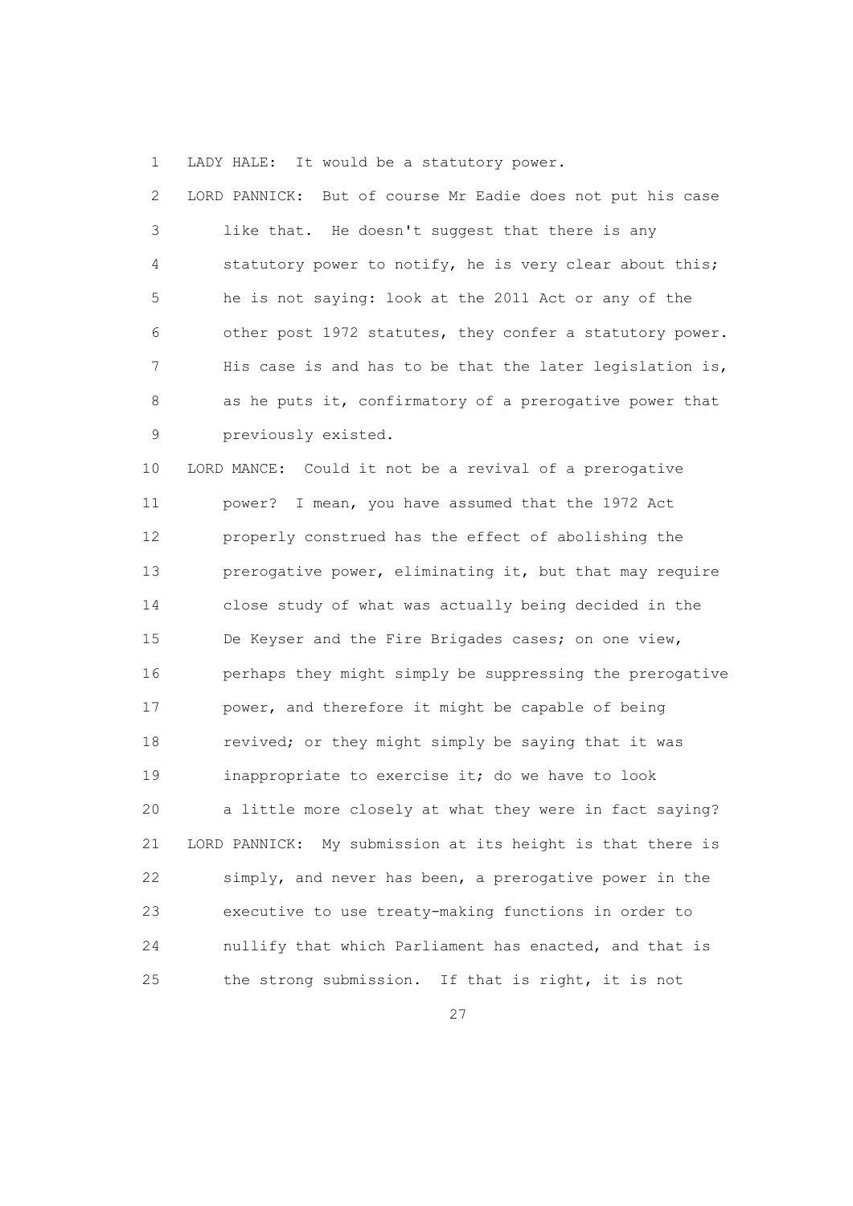LADY HALE: It would be a statutory power.

LORD PANNICK: But of course Mr Eadie does not put his case like that. He doesn't suggest that there is any statutory power to notify, he is very clear about this; he is not saying: look at the 2011 Act or any of the other post 1972 statutes, they confer a statutory power. His case is and has to be that the later legislation is, as he puts it, confirmatory of a prerogative power that previously existed.

LORD MANCE: Could it not be a revival of a prerogative power? I mean, you have assumed that the 1972 Act properly construed has the effect of abolishing the prerogative power, eliminating it, but that may require close study of what was actually being decided in the De Keyser and the Fire Brigades cases; on one view, perhaps they might simply be suppressing the prerogative power, and therefore it might be capable of being revived; or they might simply be saying that it was inappropriate to exercise it; do we have to look a little more closely at what they were in fact saying?

LORD PANNICK: My submission at its height is that there is simply, and never has been, a prerogative power in the executive to use treaty-making functions in order to nullify that which Parliament has enacted, and that is the strong submission. If that is right, it is not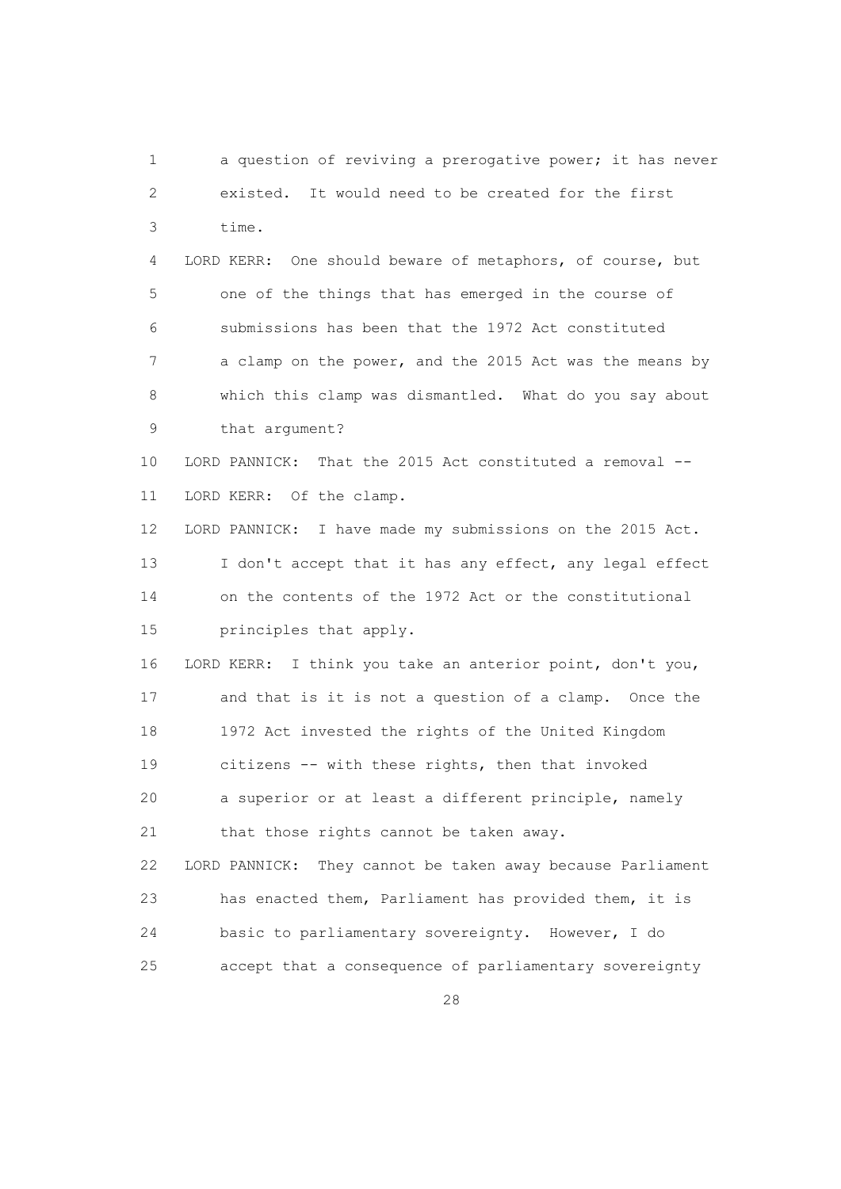a question of reviving a prerogative power; it has never existed. It would need to be created for the first time.

LORD KERR: One should beware of metaphors, of course, but one of the things that has emerged in the course of submissions has been that the 1972 Act constituted a clamp on the power, and the 2015 Act was the means by which this clamp was dismantled. What do you say about that argument?

LORD PANNICK: That the 2015 Act constituted a removal --

LORD KERR: Of the clamp.

LORD PANNICK: I have made my submissions on the 2015 Act. I don't accept that it has any effect, any legal effect on the contents of the 1972 Act or the constitutional principles that apply.

LORD KERR: I think you take an anterior point, don't you, and that is it is not a question of a clamp. Once the 1972 Act invested the rights of the United Kingdom citizens -- with these rights, then that invoked a superior or at least a different principle, namely that those rights cannot be taken away.

LORD PANNICK: They cannot be taken away because Parliament has enacted them, Parliament has provided them, it is basic to parliamentary sovereignty. However, I do accept that a consequence of parliamentary sovereignty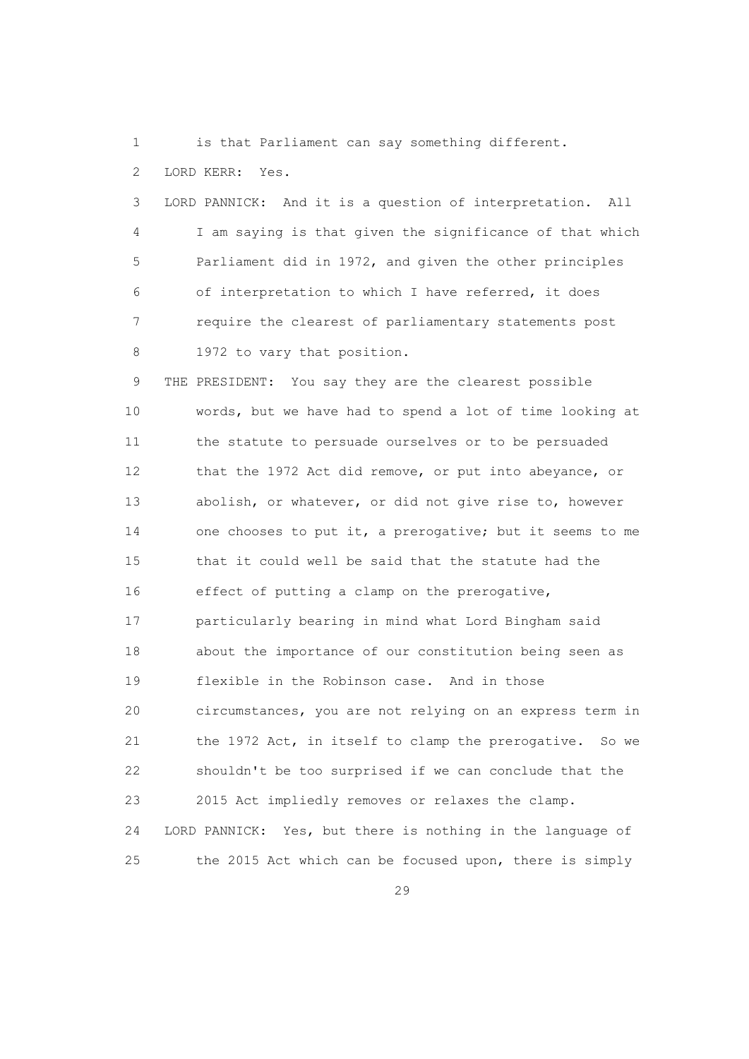is that Parliament can say something different.

LORD KERR: Yes.

LORD PANNICK: And it is a question of interpretation. All I am saying is that given the significance of that which Parliament did in 1972, and given the other principles of interpretation to which I have referred, it does require the clearest of parliamentary statements post 1972 to vary that position.

THE PRESIDENT: You say they are the clearest possible words, but we have had to spend a lot of time looking at the statute to persuade ourselves or to be persuaded that the 1972 Act did remove, or put into abeyance, or abolish, or whatever, or did not give rise to, however one chooses to put it, a prerogative; but it seems to me that it could well be said that the statute had the effect of putting a clamp on the prerogative, particularly bearing in mind what Lord Bingham said about the importance of our constitution being seen as flexible in the Robinson case. And in those circumstances, you are not relying on an express term in the 1972 Act, in itself to clamp the prerogative. So we shouldn't be too surprised if we can conclude that the 2015 Act impliedly removes or relaxes the clamp.

LORD PANNICK: Yes, but there is nothing in the language of the 2015 Act which can be focused upon, there is simply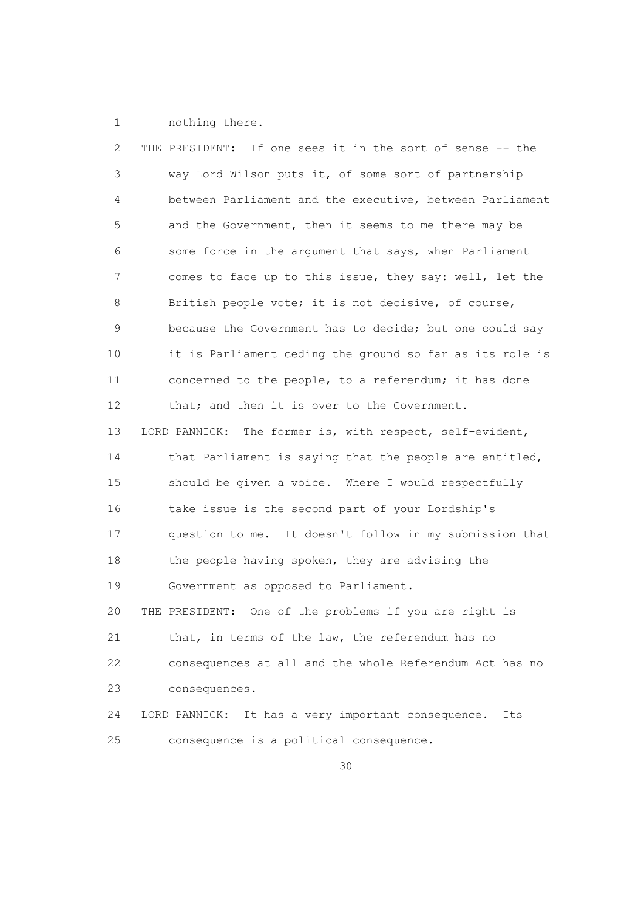nothing there.

THE PRESIDENT: If one sees it in the sort of sense -- the way Lord Wilson puts it, of some sort of partnership between Parliament and the executive, between Parliament and the Government, then it seems to me there may be some force in the argument that says, when Parliament comes to face up to this issue, they say: well, let the British people vote; it is not decisive, of course, because the Government has to decide; but one could say it is Parliament ceding the ground so far as its role is concerned to the people, to a referendum; it has done that; and then it is over to the Government.

LORD PANNICK: The former is, with respect, self-evident, that Parliament is saying that the people are entitled, should be given a voice. Where I would respectfully take issue is the second part of your Lordship's question to me. It doesn't follow in my submission that the people having spoken, they are advising the Government as opposed to Parliament.

THE PRESIDENT: One of the problems if you are right is that, in terms of the law, the referendum has no consequences at all and the whole Referendum Act has no consequences.

LORD PANNICK: It has a very important consequence. Its consequence is a political consequence.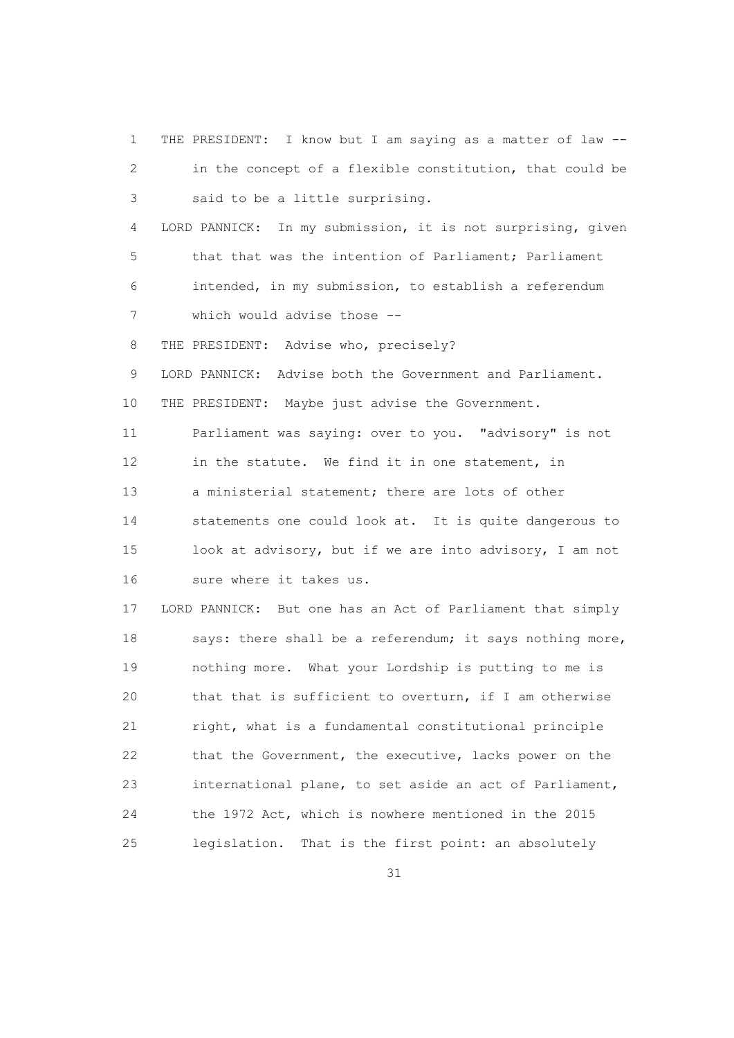THE PRESIDENT: I know but I am saying as a matter of law -- in the concept of a flexible constitution, that could be said to be a little surprising.

LORD PANNICK: In my submission, it is not surprising, given that that was the intention of Parliament; Parliament intended, in my submission, to establish a referendum which would advise those --

THE PRESIDENT: Advise who, precisely?

LORD PANNICK: Advise both the Government and Parliament.

THE PRESIDENT: Maybe just advise the Government. Parliament was saying: over to you. "advisory" is not in the statute. We find it in one statement, in a ministerial statement; there are lots of other statements one could look at. It is quite dangerous to look at advisory, but if we are into advisory, I am not sure where it takes us.

LORD PANNICK: But one has an Act of Parliament that simply says: there shall be a referendum; it says nothing more, nothing more. What your Lordship is putting to me is that that is sufficient to overturn, if I am otherwise right, what is a fundamental constitutional principle that the Government, the executive, lacks power on the international plane, to set aside an act of Parliament, the 1972 Act, which is nowhere mentioned in the 2015 legislation. That is the first point: an absolutely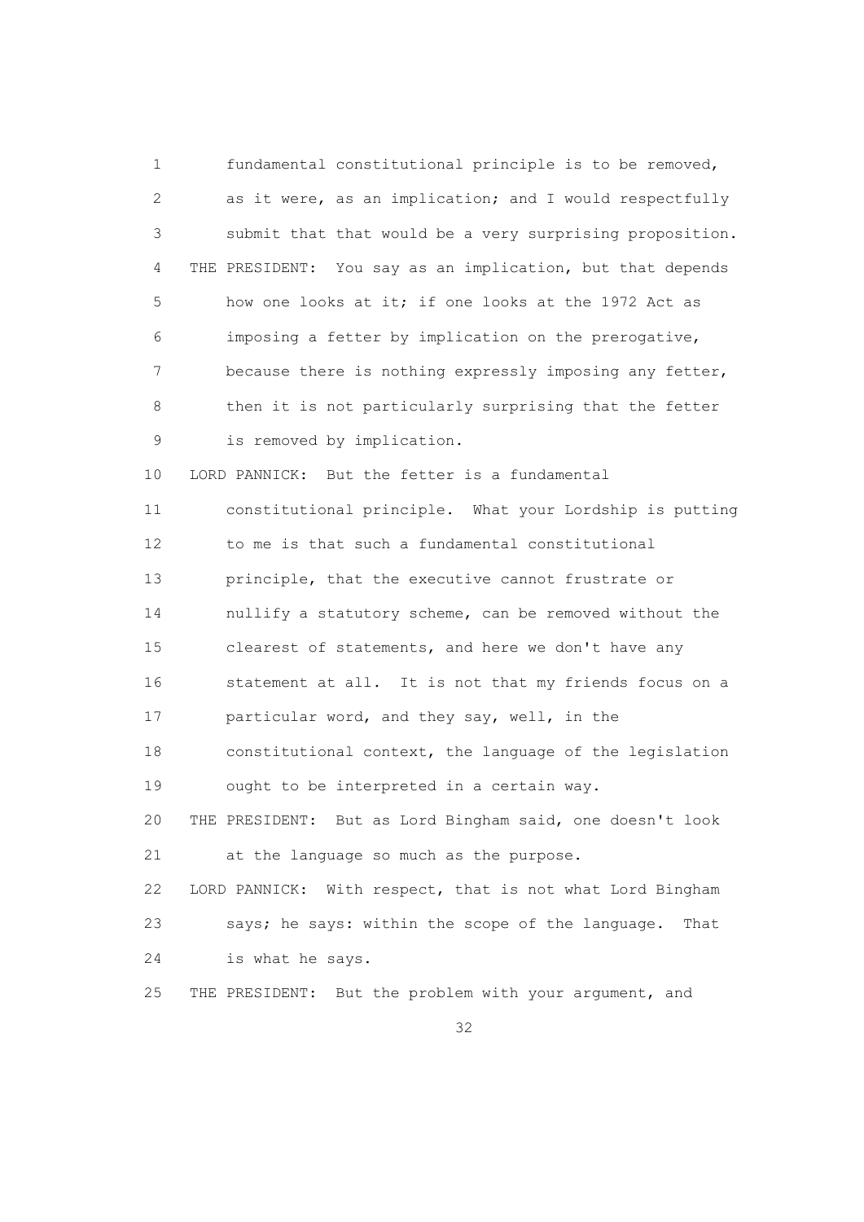fundamental constitutional principle is to be removed, as it were, as an implication; and I would respectfully submit that that would be a very surprising proposition.

THE PRESIDENT: You say as an implication, but that depends how one looks at it; if one looks at the 1972 Act as imposing a fetter by implication on the prerogative, because there is nothing expressly imposing any fetter, then it is not particularly surprising that the fetter is removed by implication.

LORD PANNICK: But the fetter is a fundamental constitutional principle. What your Lordship is putting to me is that such a fundamental constitutional principle, that the executive cannot frustrate or nullify a statutory scheme, can be removed without the clearest of statements, and here we don't have any statement at all. It is not that my friends focus on a particular word, and they say, well, in the constitutional context, the language of the legislation ought to be interpreted in a certain way.

THE PRESIDENT: But as Lord Bingham said, one doesn't look at the language so much as the purpose.

LORD PANNICK: With respect, that is not what Lord Bingham says; he says: within the scope of the language. That is what he says.

THE PRESIDENT: But the problem with your argument, and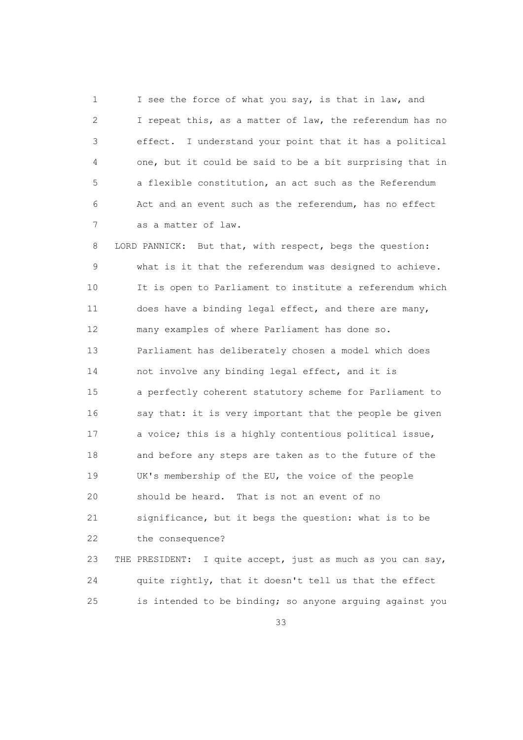I see the force of what you say, is that in law, and I repeat this, as a matter of law, the referendum has no effect. I understand your point that it has a political one, but it could be said to be a bit surprising that in a flexible constitution, an act such as the Referendum Act and an event such as the referendum, has no effect as a matter of law.

LORD PANNICK: But that, with respect, begs the question: what is it that the referendum was designed to achieve. It is open to Parliament to institute a referendum which does have a binding legal effect, and there are many, many examples of where Parliament has done so. Parliament has deliberately chosen a model which does not involve any binding legal effect, and it is a perfectly coherent statutory scheme for Parliament to say that: it is very important that the people be given a voice; this is a highly contentious political issue, and before any steps are taken as to the future of the UK's membership of the EU, the voice of the people should be heard. That is not an event of no significance, but it begs the question: what is to be the consequence?

THE PRESIDENT: I quite accept, just as much as you can say, quite rightly, that it doesn't tell us that the effect is intended to be binding; so anyone arguing against you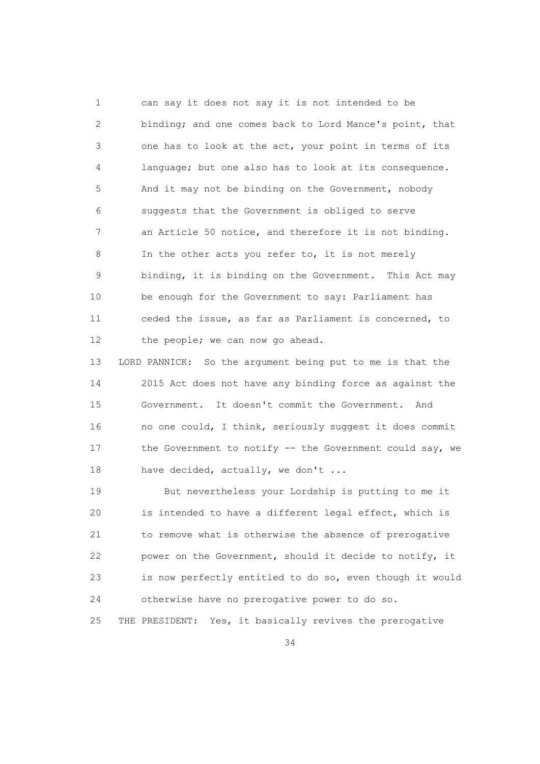can say it does not say it is not intended to be binding; and one comes back to Lord Mance's point, that one has to look at the act, your point in terms of its language; but one also has to look at its consequence. And it may not be binding on the Government, nobody suggests that the Government is obliged to serve an Article 50 notice, and therefore it is not binding. In the other acts you refer to, it is not merely binding, it is binding on the Government. This Act may be enough for the Government to say: Parliament has ceded the issue, as far as Parliament is concerned, to the people; we can now go ahead.

LORD PANNICK: So the argument being put to me is that the 2015 Act does not have any binding force as against the Government. It doesn't commit the Government. And no one could, I think, seriously suggest it does commit the Government to notify -- the Government could say, we have decided, actually, we don't ...

But nevertheless your Lordship is putting to me it is intended to have a different legal effect, which is to remove what is otherwise the absence of prerogative power on the Government, should it decide to notify, it is now perfectly entitled to do so, even though it would otherwise have no prerogative power to do so.

THE PRESIDENT: Yes, it basically revives the prerogative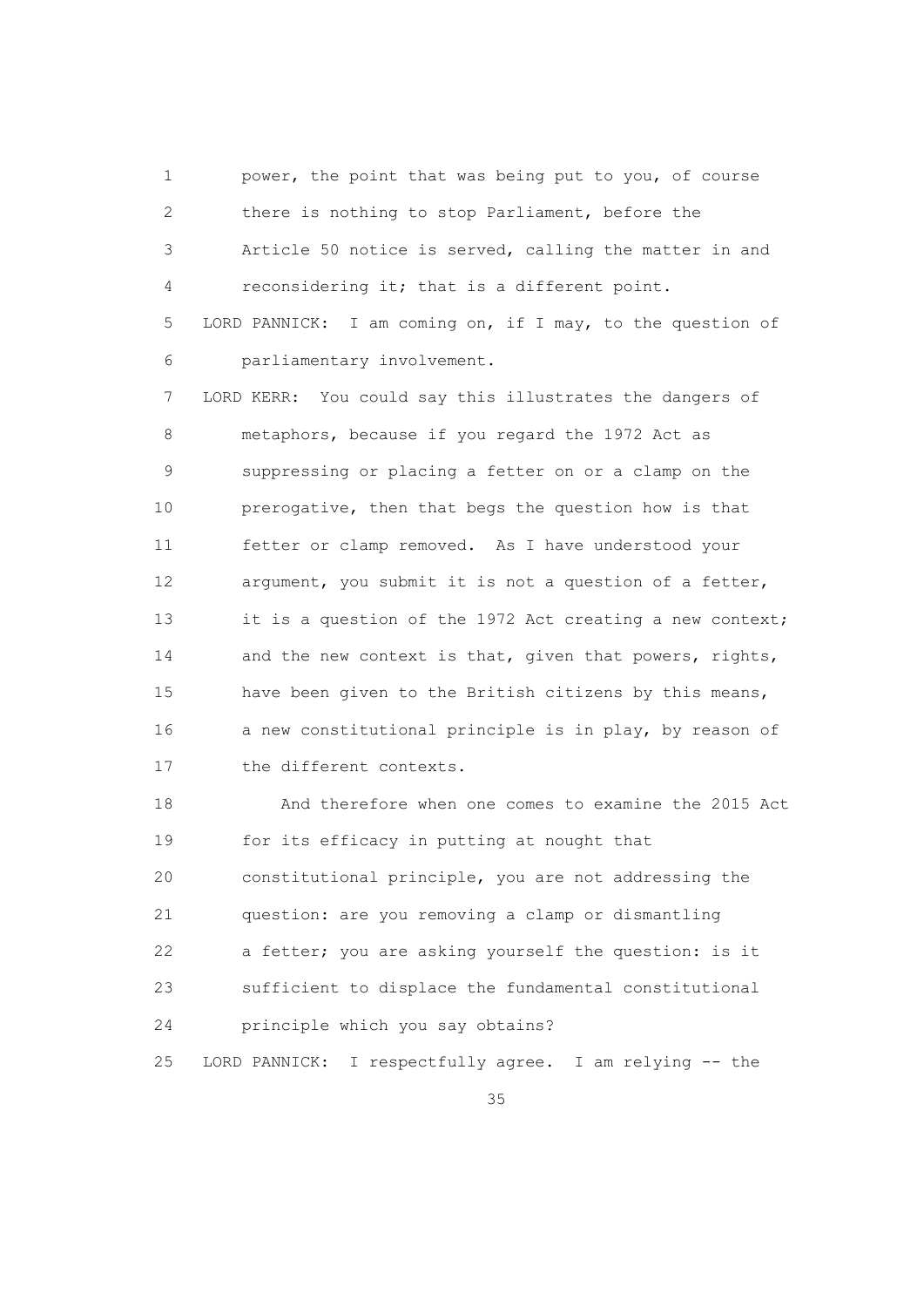power, the point that was being put to you, of course there is nothing to stop Parliament, before the Article 50 notice is served, calling the matter in and reconsidering it; that is a different point.

LORD PANNICK: I am coming on, if I may, to the question of parliamentary involvement.

LORD KERR: You could say this illustrates the dangers of metaphors, because if you regard the 1972 Act as suppressing or placing a fetter on or a clamp on the prerogative, then that begs the question how is that fetter or clamp removed. As I have understood your argument, you submit it is not a question of a fetter, it is a question of the 1972 Act creating a new context; and the new context is that, given that powers, rights, have been given to the British citizens by this means, a new constitutional principle is in play, by reason of the different contexts.

And therefore when one comes to examine the 2015 Act for its efficacy in putting at nought that constitutional principle, you are not addressing the question: are you removing a clamp or dismantling a fetter; you are asking yourself the question: is it sufficient to displace the fundamental constitutional principle which you say obtains?

LORD PANNICK: I respectfully agree. I am relying -- the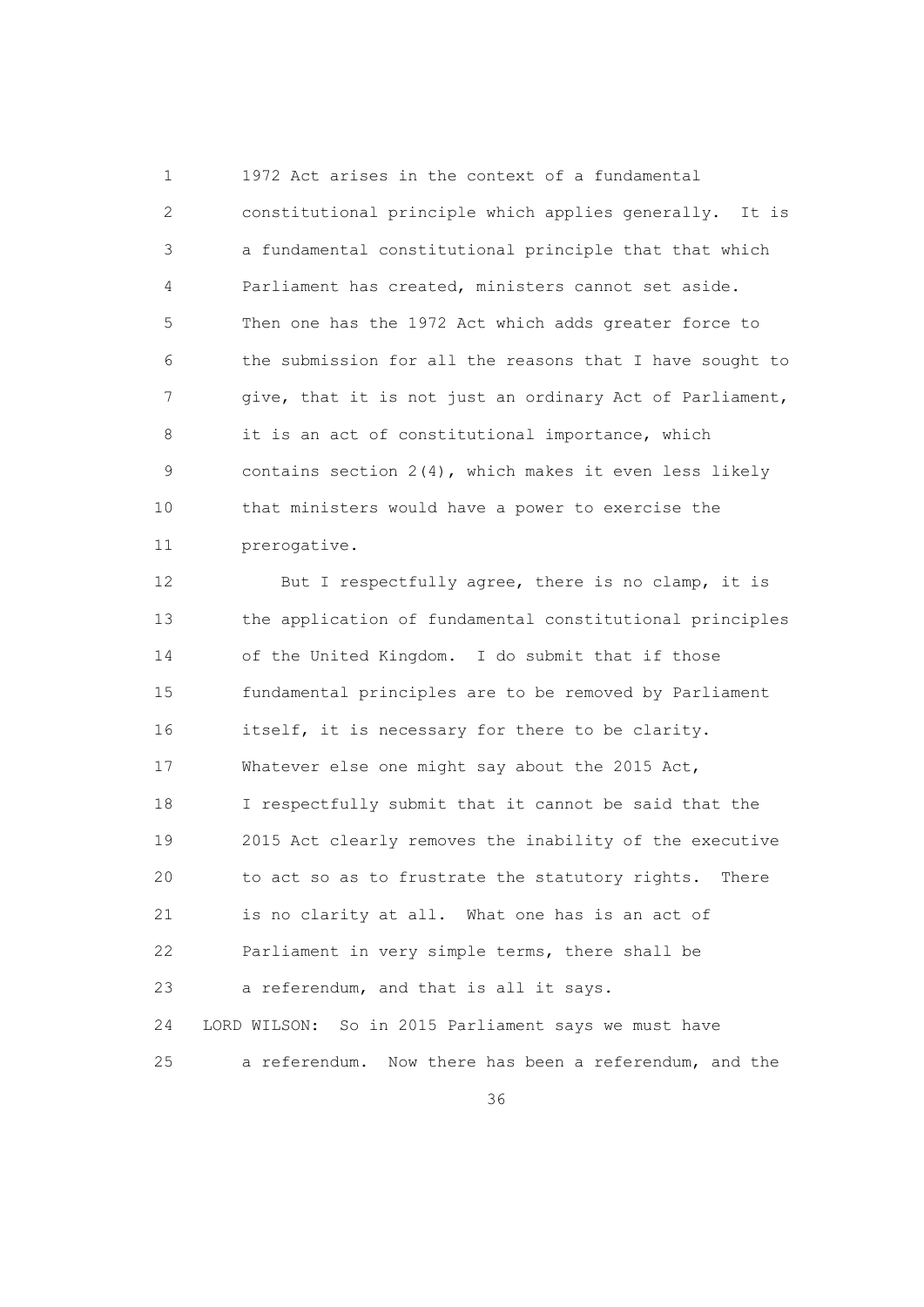1972 Act arises in the context of a fundamental constitutional principle which applies generally. It is a fundamental constitutional principle that that which Parliament has created, ministers cannot set aside. Then one has the 1972 Act which adds greater force to the submission for all the reasons that I have sought to give, that it is not just an ordinary Act of Parliament, it is an act of constitutional importance, which contains section 2(4), which makes it even less likely that ministers would have a power to exercise the prerogative.

But I respectfully agree, there is no clamp, it is the application of fundamental constitutional principles of the United Kingdom. I do submit that if those fundamental principles are to be removed by Parliament itself, it is necessary for there to be clarity. Whatever else one might say about the 2015 Act, I respectfully submit that it cannot be said that the 2015 Act clearly removes the inability of the executive to act so as to frustrate the statutory rights. There is no clarity at all. What one has is an act of Parliament in very simple terms, there shall be a referendum, and that is all it says.

LORD WILSON: So in 2015 Parliament says we must have a referendum. Now there has been a referendum, and the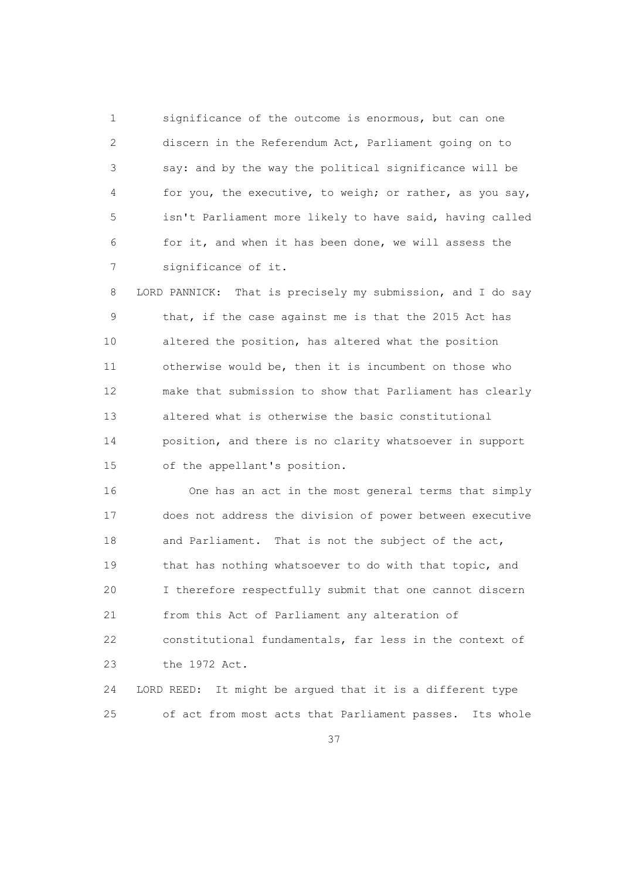significance of the outcome is enormous, but can one discern in the Referendum Act, Parliament going on to say: and by the way the political significance will be for you, the executive, to weigh; or rather, as you say, isn't Parliament more likely to have said, having called for it, and when it has been done, we will assess the significance of it.

LORD PANNICK: That is precisely my submission, and I do say that, if the case against me is that the 2015 Act has altered the position, has altered what the position otherwise would be, then it is incumbent on those who make that submission to show that Parliament has clearly altered what is otherwise the basic constitutional position, and there is no clarity whatsoever in support of the appellant's position.

One has an act in the most general terms that simply does not address the division of power between executive and Parliament. That is not the subject of the act, that has nothing whatsoever to do with that topic, and I therefore respectfully submit that one cannot discern from this Act of Parliament any alteration of constitutional fundamentals, far less in the context of the 1972 Act.

LORD REED: It might be argued that it is a different type of act from most acts that Parliament passes. Its whole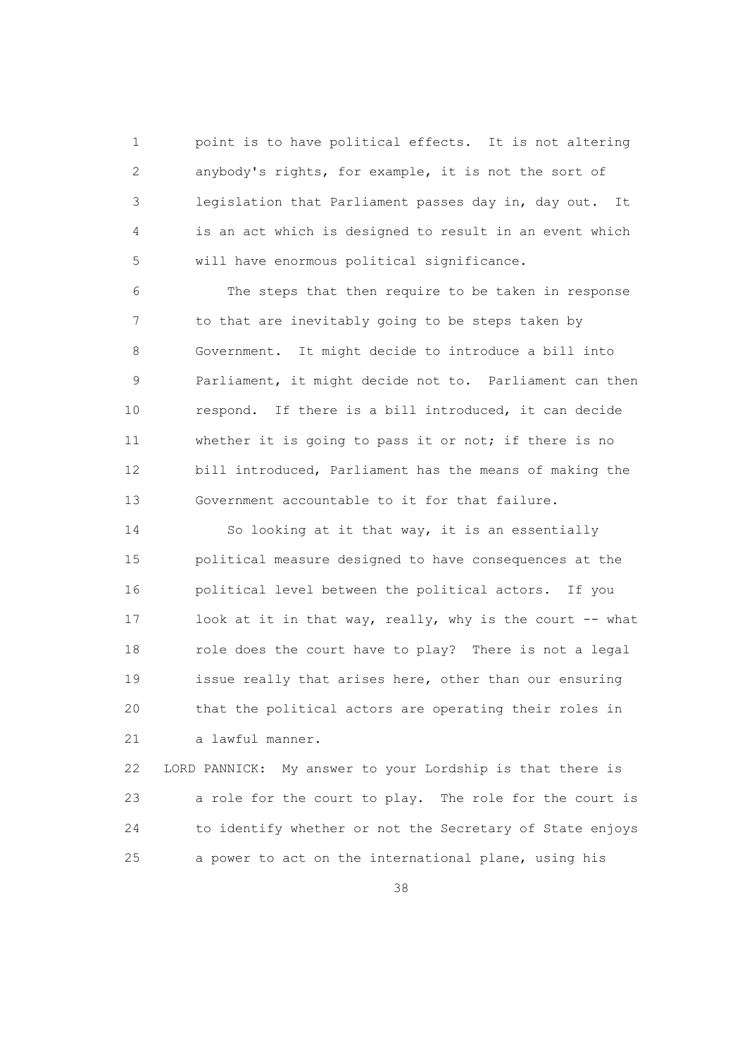point is to have political effects. It is not altering anybody's rights, for example, it is not the sort of legislation that Parliament passes day in, day out. It is an act which is designed to result in an event which will have enormous political significance.

The steps that then require to be taken in response to that are inevitably going to be steps taken by Government. It might decide to introduce a bill into Parliament, it might decide not to. Parliament can then respond. If there is a bill introduced, it can decide whether it is going to pass it or not; if there is no bill introduced, Parliament has the means of making the Government accountable to it for that failure.

So looking at it that way, it is an essentially political measure designed to have consequences at the political level between the political actors. If you look at it in that way, really, why is the court -- what role does the court have to play? There is not a legal issue really that arises here, other than our ensuring that the political actors are operating their roles in a lawful manner.

LORD PANNICK: My answer to your Lordship is that there is a role for the court to play. The role for the court is to identify whether or not the Secretary of State enjoys a power to act on the international plane, using his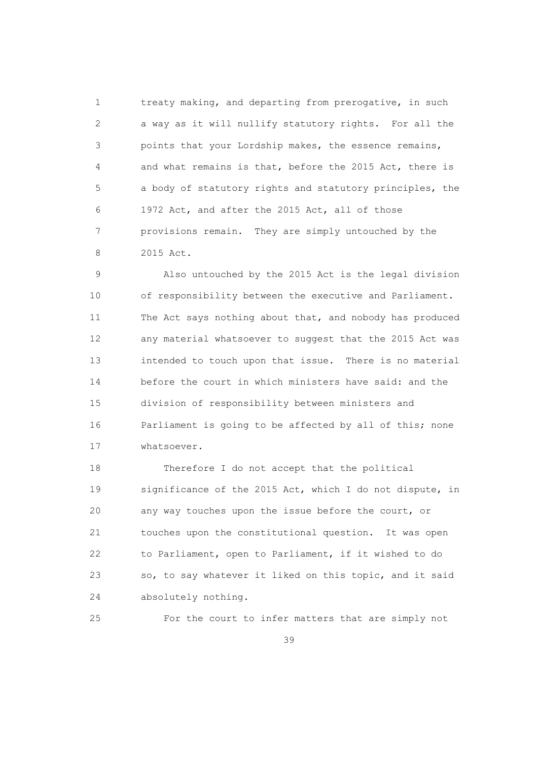treaty making, and departing from prerogative, in such a way as it will nullify statutory rights. For all the points that your Lordship makes, the essence remains, and what remains is that, before the 2015 Act, there is a body of statutory rights and statutory principles, the 1972 Act, and after the 2015 Act, all of those provisions remain. They are simply untouched by the 2015 Act.

Also untouched by the 2015 Act is the legal division of responsibility between the executive and Parliament. The Act says nothing about that, and nobody has produced any material whatsoever to suggest that the 2015 Act was intended to touch upon that issue. There is no material before the court in which ministers have said: and the division of responsibility between ministers and Parliament is going to be affected by all of this; none whatsoever.

Therefore I do not accept that the political significance of the 2015 Act, which I do not dispute, in any way touches upon the issue before the court, or touches upon the constitutional question. It was open to Parliament, open to Parliament, if it wished to do so, to say whatever it liked on this topic, and it said absolutely nothing.

For the court to infer matters that are simply not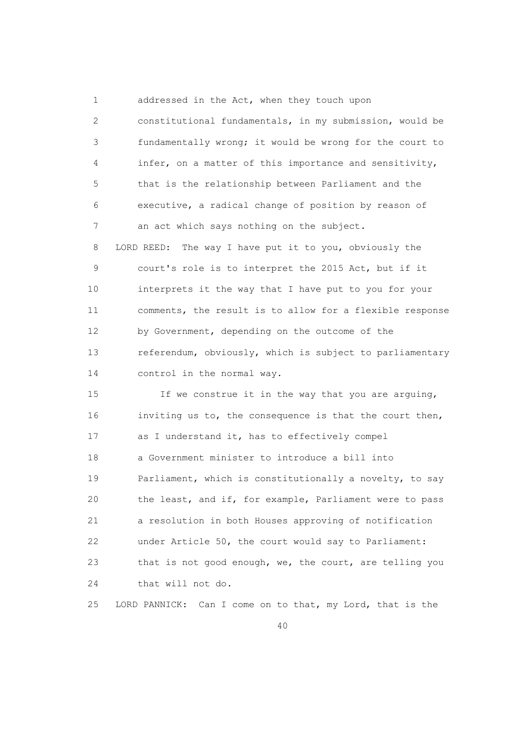addressed in the Act, when they touch upon constitutional fundamentals, in my submission, would be fundamentally wrong; it would be wrong for the court to infer, on a matter of this importance and sensitivity, that is the relationship between Parliament and the executive, a radical change of position by reason of an act which says nothing on the subject.

LORD REED: The way I have put it to you, obviously the court's role is to interpret the 2015 Act, but if it interprets it the way that I have put to you for your comments, the result is to allow for a flexible response by Government, depending on the outcome of the referendum, obviously, which is subject to parliamentary control in the normal way.

If we construe it in the way that you are arguing, inviting us to, the consequence is that the court then, as I understand it, has to effectively compel a Government minister to introduce a bill into Parliament, which is constitutionally a novelty, to say the least, and if, for example, Parliament were to pass a resolution in both Houses approving of notification under Article 50, the court would say to Parliament: that is not good enough, we, the court, are telling you that will not do.

LORD PANNICK: Can I come on to that, my Lord, that is the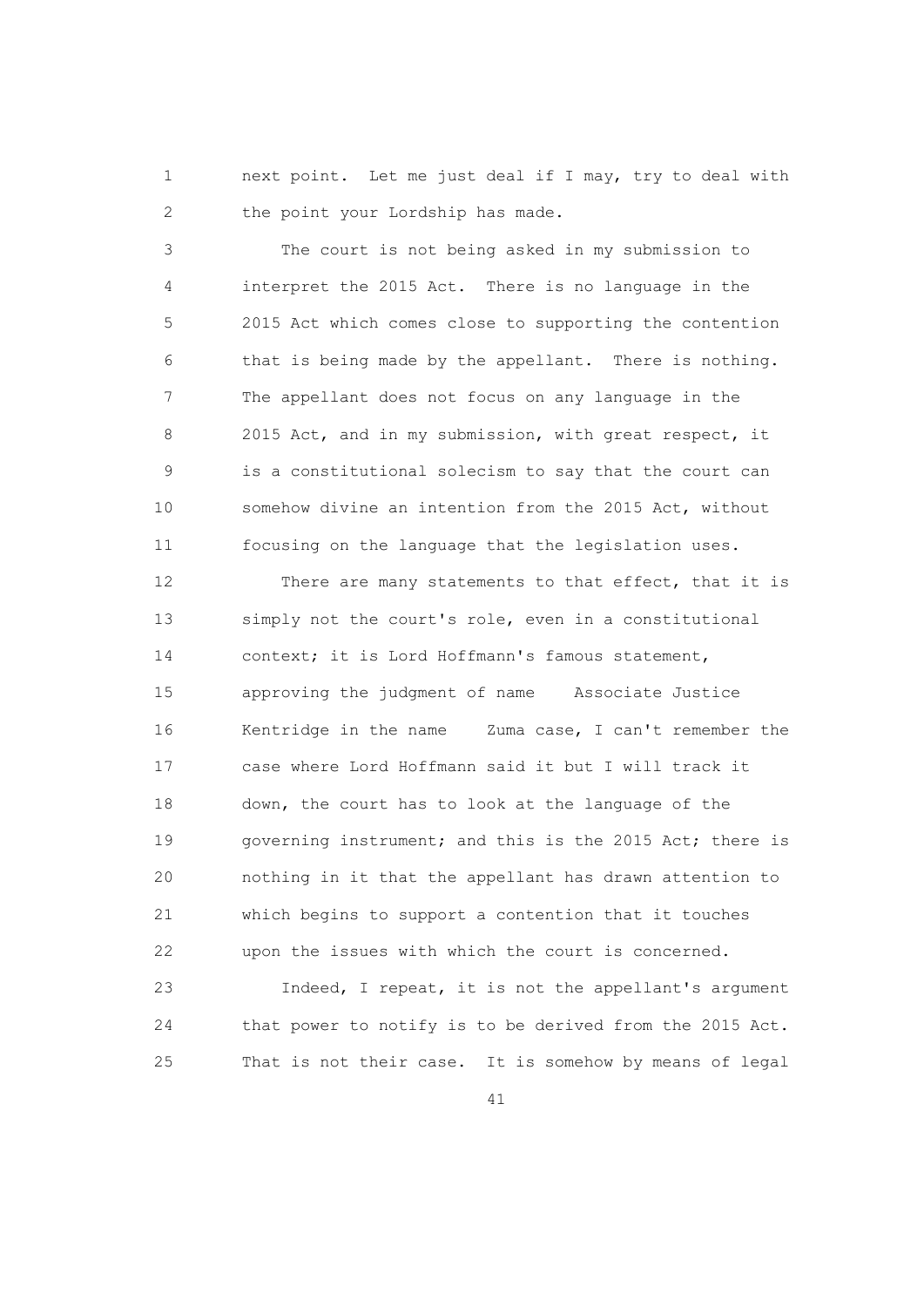next point. Let me just deal if I may, try to deal with the point your Lordship has made.

The court is not being asked in my submission to interpret the 2015 Act. There is no language in the 2015 Act which comes close to supporting the contention that is being made by the appellant. There is nothing. The appellant does not focus on any language in the 2015 Act, and in my submission, with great respect, it is a constitutional solecism to say that the court can somehow divine an intention from the 2015 Act, without focusing on the language that the legislation uses.

There are many statements to that effect, that it is simply not the court's role, even in a constitutional context; it is Lord Hoffmann's famous statement, approving the judgment of name Associate Justice Kentridge in the name Zuma case, I can't remember the case where Lord Hoffmann said it but I will track it down, the court has to look at the language of the governing instrument; and this is the 2015 Act; there is nothing in it that the appellant has drawn attention to which begins to support a contention that it touches upon the issues with which the court is concerned.

Indeed, I repeat, it is not the appellant's argument that power to notify is to be derived from the 2015 Act. That is not their case. It is somehow by means of legal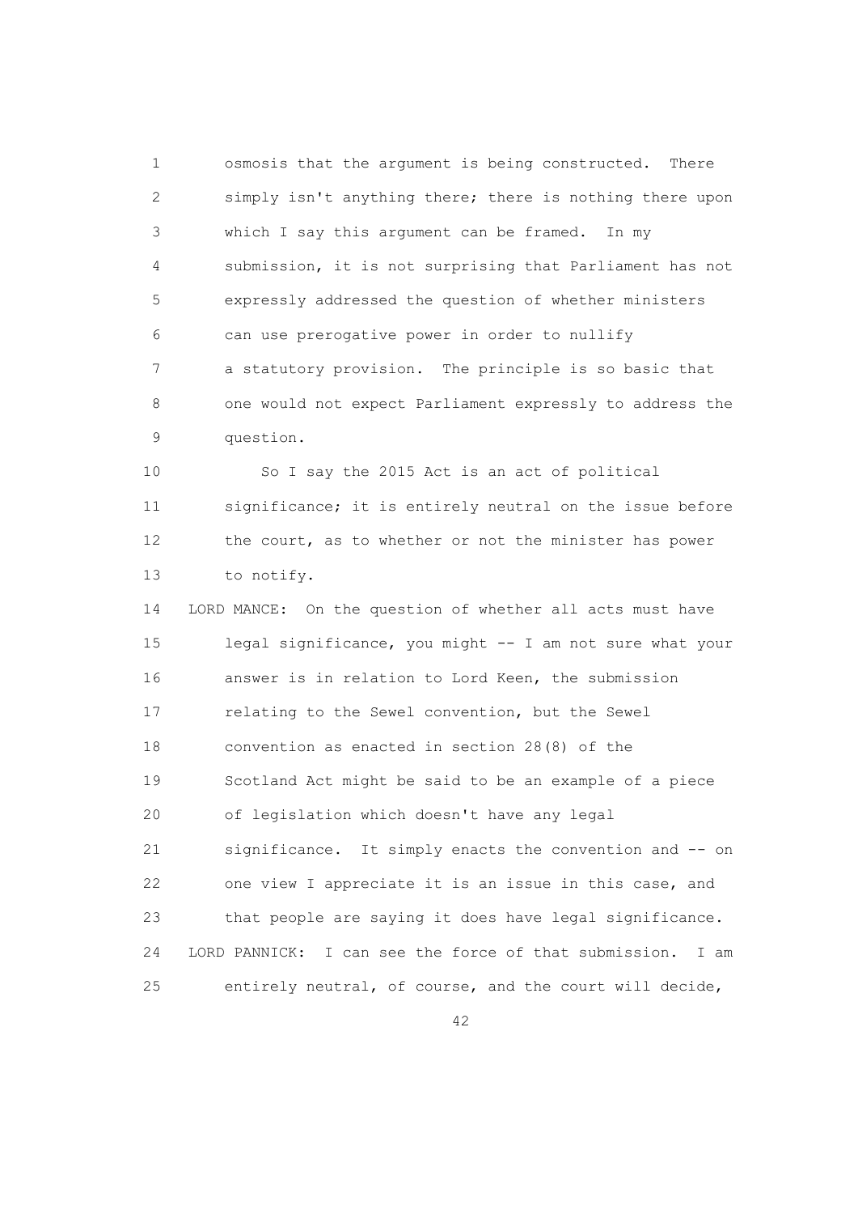osmosis that the argument is being constructed. There simply isn't anything there; there is nothing there upon which I say this argument can be framed. In my submission, it is not surprising that Parliament has not expressly addressed the question of whether ministers can use prerogative power in order to nullify a statutory provision. The principle is so basic that one would not expect Parliament expressly to address the question.

So I say the 2015 Act is an act of political significance; it is entirely neutral on the issue before the court, as to whether or not the minister has power to notify.

LORD MANCE: On the question of whether all acts must have legal significance, you might -- I am not sure what your answer is in relation to Lord Keen, the submission relating to the Sewel convention, but the Sewel convention as enacted in section 28(8) of the Scotland Act might be said to be an example of a piece of legislation which doesn't have any legal significance. It simply enacts the convention and -- on one view I appreciate it is an issue in this case, and that people are saying it does have legal significance.

LORD PANNICK: I can see the force of that submission. I am entirely neutral, of course, and the court will decide,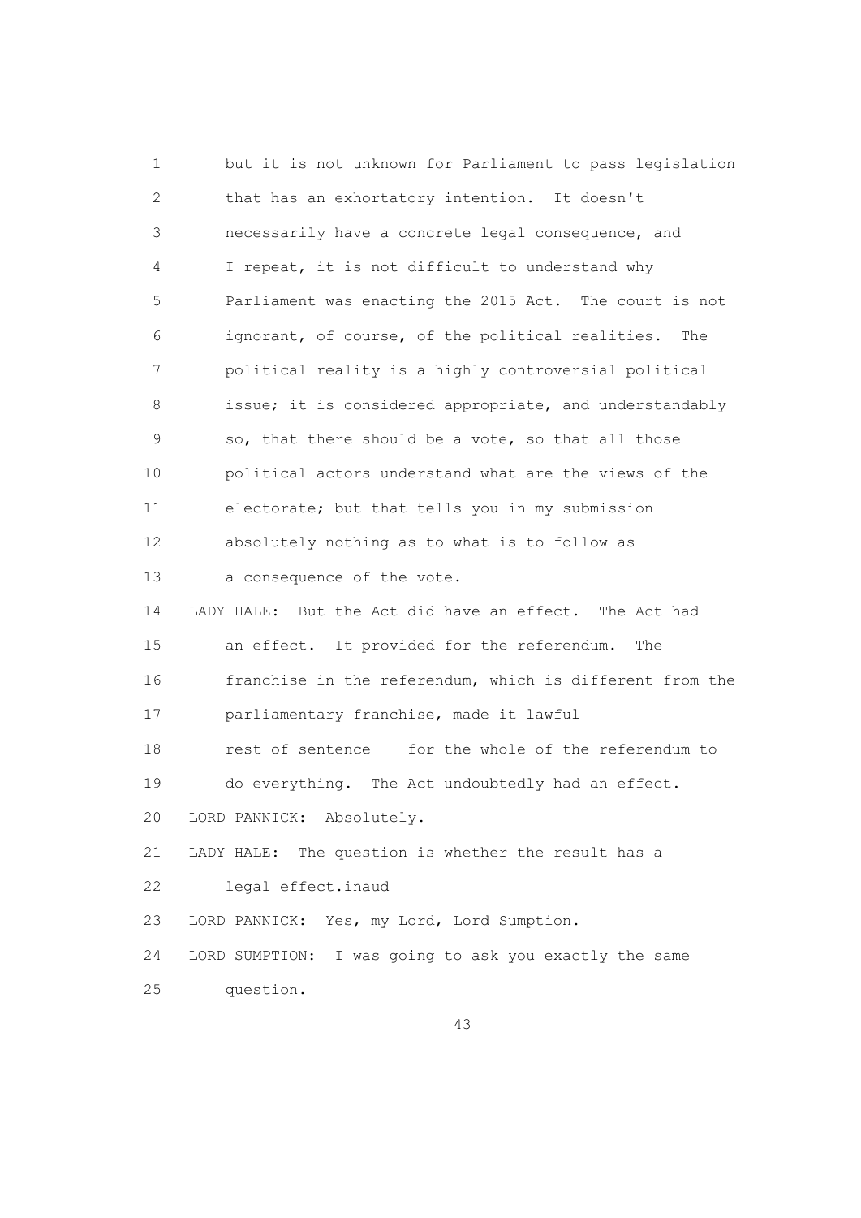but it is not unknown for Parliament to pass legislation that has an exhortatory intention. It doesn't necessarily have a concrete legal consequence, and I repeat, it is not difficult to understand why Parliament was enacting the 2015 Act. The court is not ignorant, of course, of the political realities. The political reality is a highly controversial political issue; it is considered appropriate, and understandably so, that there should be a vote, so that all those political actors understand what are the views of the electorate; but that tells you in my submission absolutely nothing as to what is to follow as a consequence of the vote.

LADY HALE: But the Act did have an effect. The Act had an effect. It provided for the referendum. The franchise in the referendum, which is different from the parliamentary franchise, made it lawful rest of sentence for the whole of the referendum to do everything. The Act undoubtedly had an effect.

LORD PANNICK: Absolutely.

LADY HALE: The question is whether the result has a legal effect.inaud

LORD PANNICK: Yes, my Lord, Lord Sumption.

LORD SUMPTION: I was going to ask you exactly the same question.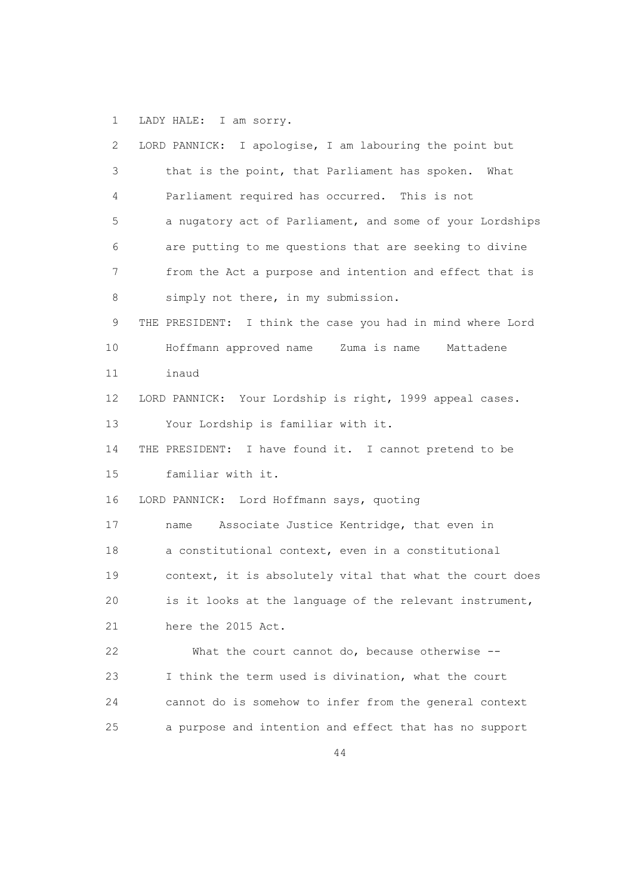LADY HALE: I am sorry.

LORD PANNICK: I apologise, I am labouring the point but that is the point, that Parliament has spoken. What Parliament required has occurred. This is not a nugatory act of Parliament, and some of your Lordships are putting to me questions that are seeking to divine from the Act a purpose and intention and effect that is simply not there, in my submission.

THE PRESIDENT: I think the case you had in mind where Lord Hoffmann approved name Zuma is name Mattadene inaud

LORD PANNICK: Your Lordship is right, 1999 appeal cases. Your Lordship is familiar with it.

THE PRESIDENT: I have found it. I cannot pretend to be familiar with it.

LORD PANNICK: Lord Hoffmann says, quoting name Associate Justice Kentridge, that even in a constitutional context, even in a constitutional context, it is absolutely vital that what the court does is it looks at the language of the relevant instrument, here the 2015 Act.

What the court cannot do, because otherwise -- I think the term used is divination, what the court cannot do is somehow to infer from the general context a purpose and intention and effect that has no support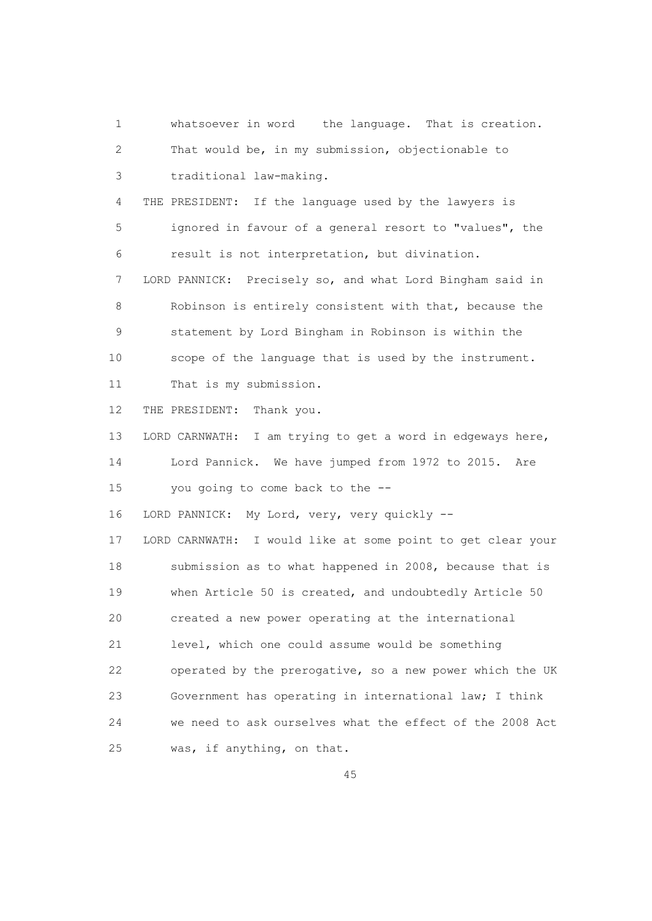whatsoever in word the language. That is creation. That would be, in my submission, objectionable to traditional law-making.

THE PRESIDENT: If the language used by the lawyers is ignored in favour of a general resort to "values", the result is not interpretation, but divination.

LORD PANNICK: Precisely so, and what Lord Bingham said in Robinson is entirely consistent with that, because the statement by Lord Bingham in Robinson is within the scope of the language that is used by the instrument. That is my submission.

THE PRESIDENT: Thank you.

LORD CARNWATH: I am trying to get a word in edgeways here, Lord Pannick. We have jumped from 1972 to 2015. Are you going to come back to the --

LORD PANNICK: My Lord, very, very quickly --

LORD CARNWATH: I would like at some point to get clear your submission as to what happened in 2008, because that is when Article 50 is created, and undoubtedly Article 50 created a new power operating at the international level, which one could assume would be something operated by the prerogative, so a new power which the UK Government has operating in international law; I think we need to ask ourselves what the effect of the 2008 Act was, if anything, on that.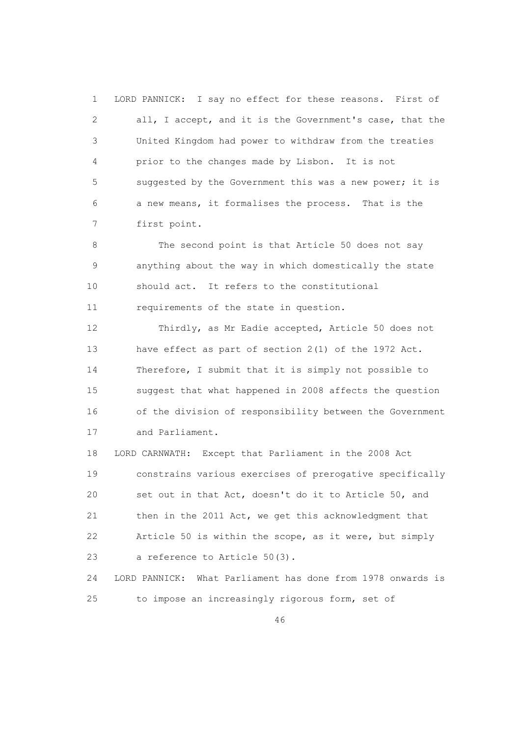LORD PANNICK: I say no effect for these reasons. First of all, I accept, and it is the Government's case, that the United Kingdom had power to withdraw from the treaties prior to the changes made by Lisbon. It is not suggested by the Government this was a new power; it is a new means, it formalises the process. That is the first point.

The second point is that Article 50 does not say anything about the way in which domestically the state should act. It refers to the constitutional requirements of the state in question.

Thirdly, as Mr Eadie accepted, Article 50 does not have effect as part of section 2(1) of the 1972 Act. Therefore, I submit that it is simply not possible to suggest that what happened in 2008 affects the question of the division of responsibility between the Government and Parliament.

LORD CARNWATH: Except that Parliament in the 2008 Act constrains various exercises of prerogative specifically set out in that Act, doesn't do it to Article 50, and then in the 2011 Act, we get this acknowledgment that Article 50 is within the scope, as it were, but simply a reference to Article 50(3).

LORD PANNICK: What Parliament has done from 1978 onwards is to impose an increasingly rigorous form, set of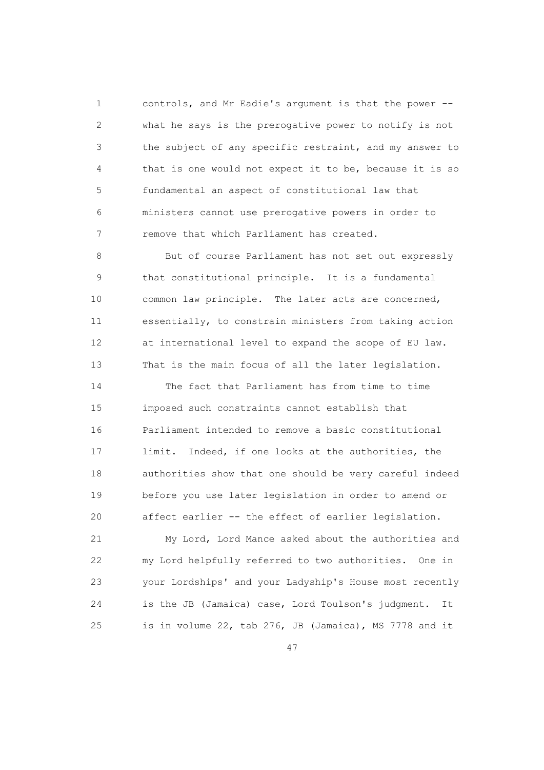controls, and Mr Eadie's argument is that the power -- what he says is the prerogative power to notify is not the subject of any specific restraint, and my answer to that is one would not expect it to be, because it is so fundamental an aspect of constitutional law that ministers cannot use prerogative powers in order to remove that which Parliament has created.

But of course Parliament has not set out expressly that constitutional principle. It is a fundamental common law principle. The later acts are concerned, essentially, to constrain ministers from taking action at international level to expand the scope of EU law. That is the main focus of all the later legislation.

The fact that Parliament has from time to time imposed such constraints cannot establish that Parliament intended to remove a basic constitutional limit. Indeed, if one looks at the authorities, the authorities show that one should be very careful indeed before you use later legislation in order to amend or affect earlier -- the effect of earlier legislation.

My Lord, Lord Mance asked about the authorities and my Lord helpfully referred to two authorities. One in your Lordships' and your Ladyship's House most recently is the JB (Jamaica) case, Lord Toulson's judgment. It is in volume 22, tab 276, JB (Jamaica), MS 7778 and it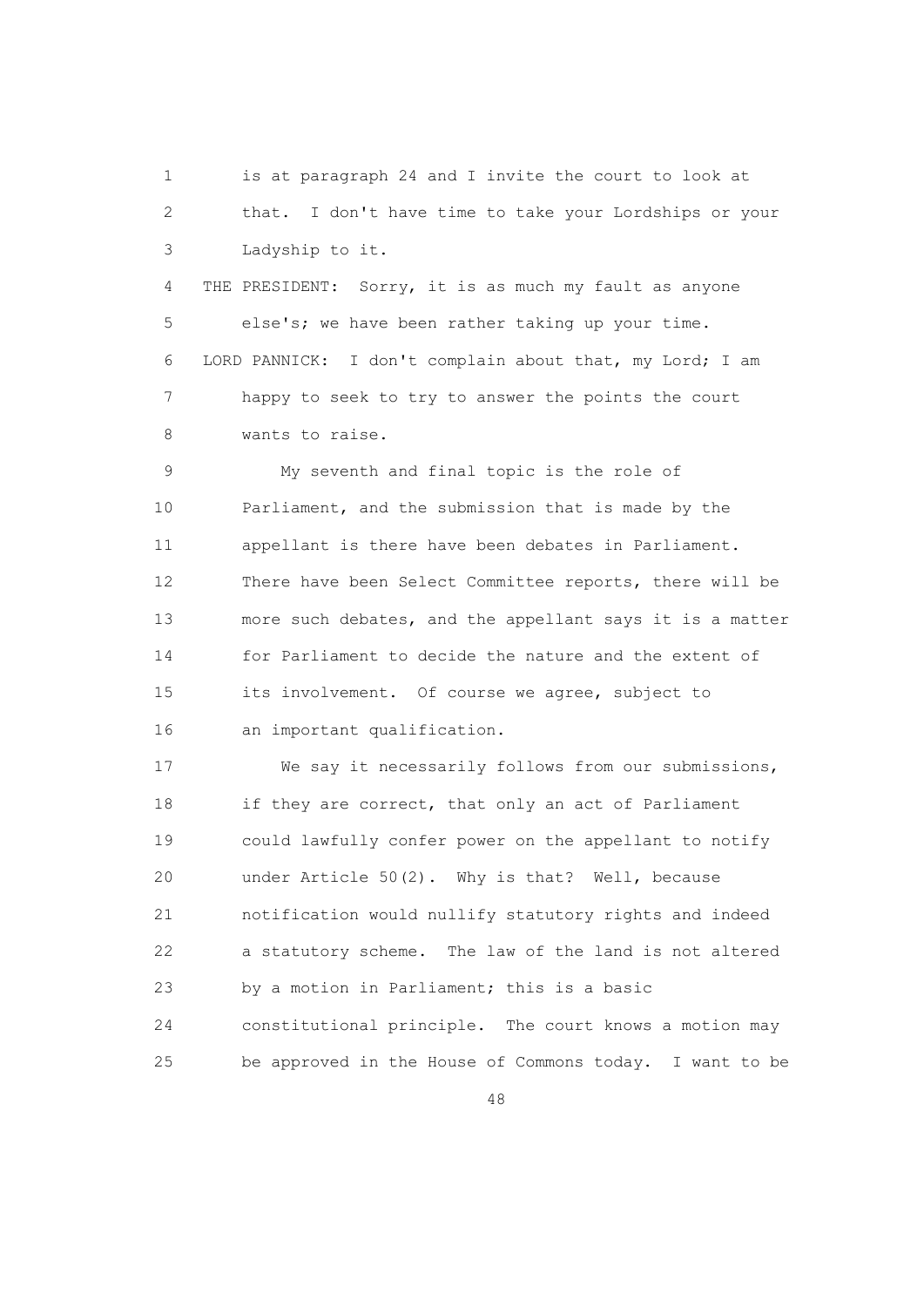is at paragraph 24 and I invite the court to look at that. I don't have time to take your Lordships or your Ladyship to it.

THE PRESIDENT: Sorry, it is as much my fault as anyone else's; we have been rather taking up your time.

LORD PANNICK: I don't complain about that, my Lord; I am happy to seek to try to answer the points the court wants to raise.

My seventh and final topic is the role of Parliament, and the submission that is made by the appellant is there have been debates in Parliament. There have been Select Committee reports, there will be more such debates, and the appellant says it is a matter for Parliament to decide the nature and the extent of its involvement. Of course we agree, subject to an important qualification.

We say it necessarily follows from our submissions, if they are correct, that only an act of Parliament could lawfully confer power on the appellant to notify under Article 50(2). Why is that? Well, because notification would nullify statutory rights and indeed a statutory scheme. The law of the land is not altered by a motion in Parliament; this is a basic constitutional principle. The court knows a motion may be approved in the House of Commons today. I want to be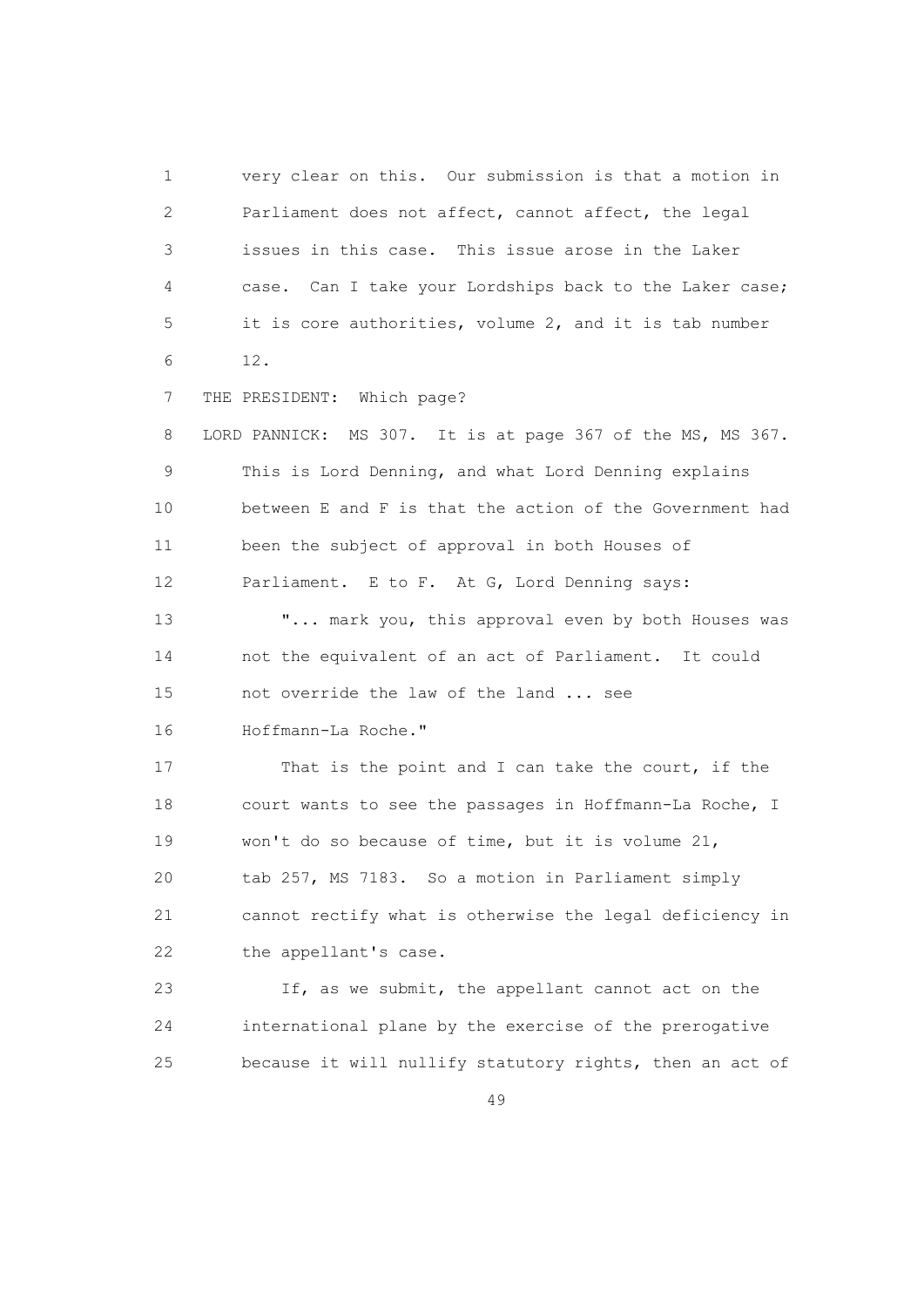very clear on this. Our submission is that a motion in Parliament does not affect, cannot affect, the legal issues in this case. This issue arose in the Laker case. Can I take your Lordships back to the Laker case; it is core authorities, volume 2, and it is tab number 12.

THE PRESIDENT: Which page?

LORD PANNICK: MS 307. It is at page 367 of the MS, MS 367. This is Lord Denning, and what Lord Denning explains between E and F is that the action of the Government had been the subject of approval in both Houses of Parliament. E to F. At G, Lord Denning says:

"... mark you, this approval even by both Houses was not the equivalent of an act of Parliament. It could not override the law of the land ... see Hoffmann-La Roche."

That is the point and I can take the court, if the court wants to see the passages in Hoffmann-La Roche, I won't do so because of time, but it is volume 21, tab 257, MS 7183. So a motion in Parliament simply cannot rectify what is otherwise the legal deficiency in the appellant's case.

If, as we submit, the appellant cannot act on the international plane by the exercise of the prerogative because it will nullify statutory rights, then an act of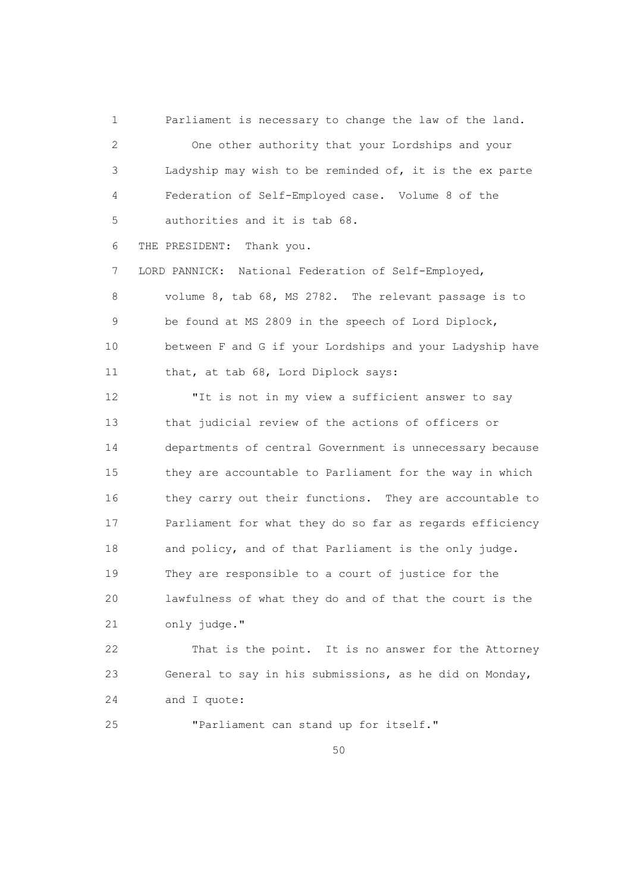Parliament is necessary to change the law of the land.

One other authority that your Lordships and your Ladyship may wish to be reminded of, it is the ex parte Federation of Self-Employed case. Volume 8 of the authorities and it is tab 68.

THE PRESIDENT: Thank you.

LORD PANNICK: National Federation of Self-Employed, volume 8, tab 68, MS 2782. The relevant passage is to be found at MS 2809 in the speech of Lord Diplock, between F and G if your Lordships and your Ladyship have that, at tab 68, Lord Diplock says:

"It is not in my view a sufficient answer to say that judicial review of the actions of officers or departments of central Government is unnecessary because they are accountable to Parliament for the way in which they carry out their functions. They are accountable to Parliament for what they do so far as regards efficiency and policy, and of that Parliament is the only judge. They are responsible to a court of justice for the lawfulness of what they do and of that the court is the only judge."

That is the point. It is no answer for the Attorney General to say in his submissions, as he did on Monday, and I quote:

"Parliament can stand up for itself."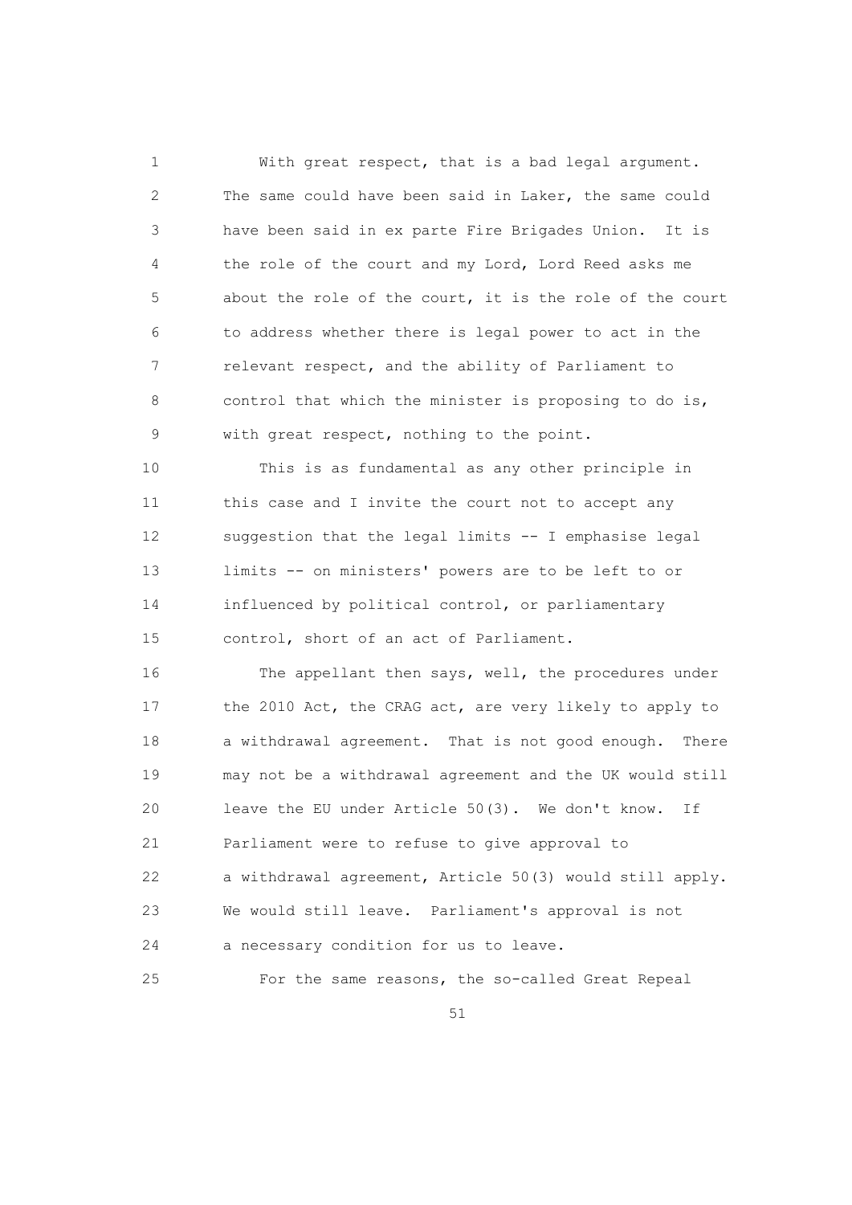With great respect, that is a bad legal argument. The same could have been said in Laker, the same could have been said in ex parte Fire Brigades Union. It is the role of the court and my Lord, Lord Reed asks me about the role of the court, it is the role of the court to address whether there is legal power to act in the relevant respect, and the ability of Parliament to control that which the minister is proposing to do is, with great respect, nothing to the point.

This is as fundamental as any other principle in this case and I invite the court not to accept any suggestion that the legal limits -- I emphasise legal limits -- on ministers' powers are to be left to or influenced by political control, or parliamentary control, short of an act of Parliament.

The appellant then says, well, the procedures under the 2010 Act, the CRAG act, are very likely to apply to a withdrawal agreement. That is not good enough. There may not be a withdrawal agreement and the UK would still leave the EU under Article 50(3). We don't know. If Parliament were to refuse to give approval to a withdrawal agreement, Article 50(3) would still apply. We would still leave. Parliament's approval is not a necessary condition for us to leave.

For the same reasons, the so-called Great Repeal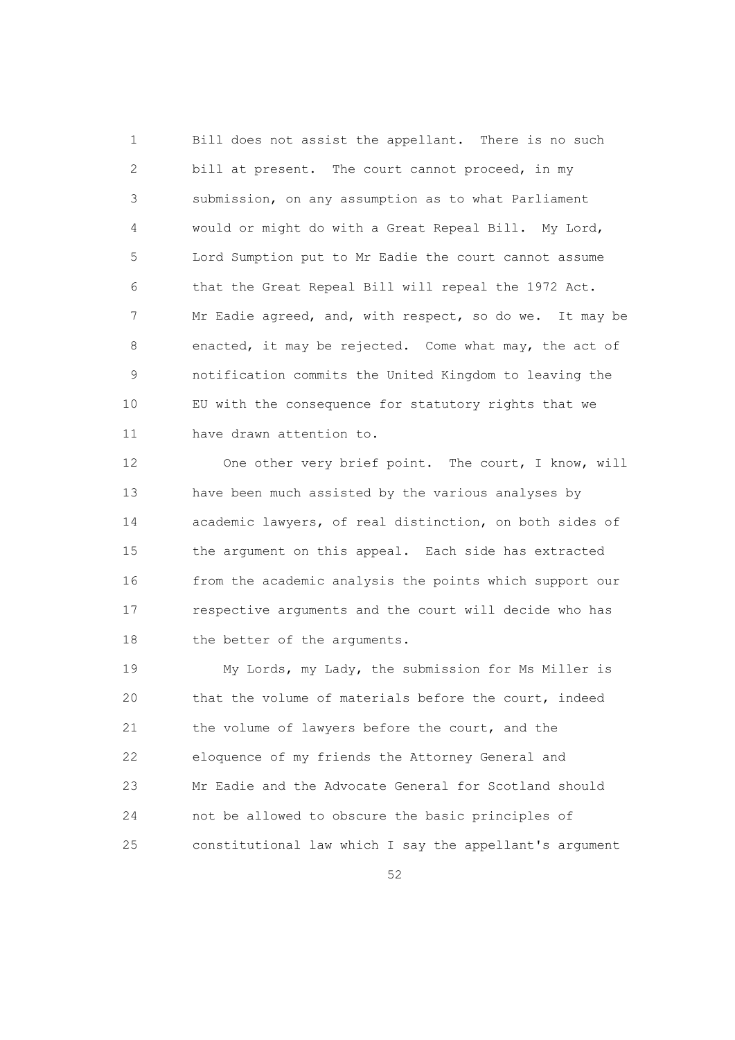Bill does not assist the appellant. There is no such bill at present. The court cannot proceed, in my submission, on any assumption as to what Parliament would or might do with a Great Repeal Bill. My Lord, Lord Sumption put to Mr Eadie the court cannot assume that the Great Repeal Bill will repeal the 1972 Act. Mr Eadie agreed, and, with respect, so do we. It may be enacted, it may be rejected. Come what may, the act of notification commits the United Kingdom to leaving the EU with the consequence for statutory rights that we have drawn attention to.

One other very brief point. The court, I know, will have been much assisted by the various analyses by academic lawyers, of real distinction, on both sides of the argument on this appeal. Each side has extracted from the academic analysis the points which support our respective arguments and the court will decide who has the better of the arguments.

My Lords, my Lady, the submission for Ms Miller is that the volume of materials before the court, indeed the volume of lawyers before the court, and the eloquence of my friends the Attorney General and Mr Eadie and the Advocate General for Scotland should not be allowed to obscure the basic principles of constitutional law which I say the appellant's argument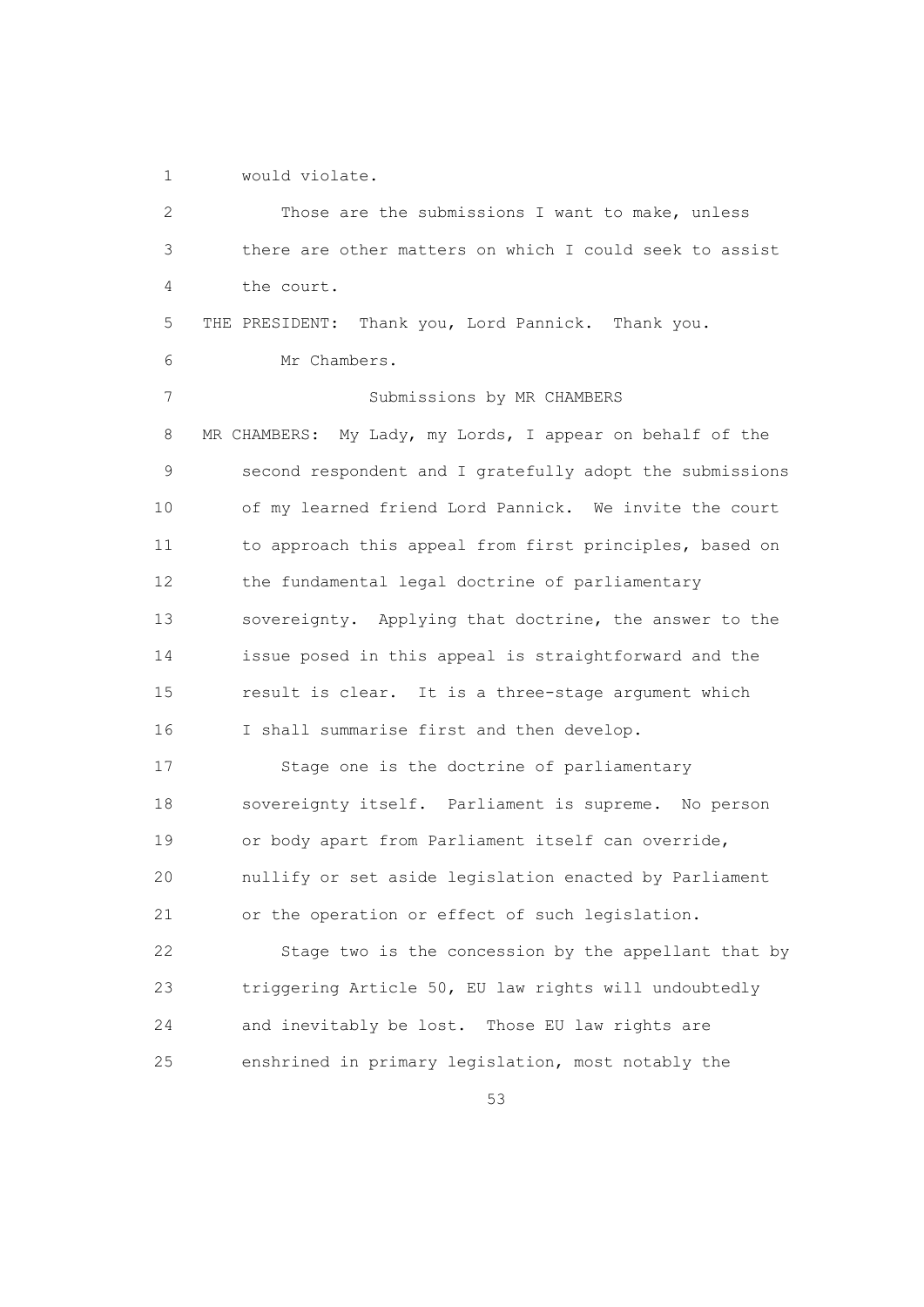would violate.

Those are the submissions I want to make, unless there are other matters on which I could seek to assist the court.

THE PRESIDENT: Thank you, Lord Pannick. Thank you.

Mr Chambers.

### Submissions by MR CHAMBERS

MR CHAMBERS: My Lady, my Lords, I appear on behalf of the second respondent and I gratefully adopt the submissions of my learned friend Lord Pannick. We invite the court to approach this appeal from first principles, based on the fundamental legal doctrine of parliamentary sovereignty. Applying that doctrine, the answer to the issue posed in this appeal is straightforward and the result is clear. It is a three-stage argument which I shall summarise first and then develop.

Stage one is the doctrine of parliamentary sovereignty itself. Parliament is supreme. No person or body apart from Parliament itself can override, nullify or set aside legislation enacted by Parliament or the operation or effect of such legislation.

Stage two is the concession by the appellant that by triggering Article 50, EU law rights will undoubtedly and inevitably be lost. Those EU law rights are enshrined in primary legislation, most notably the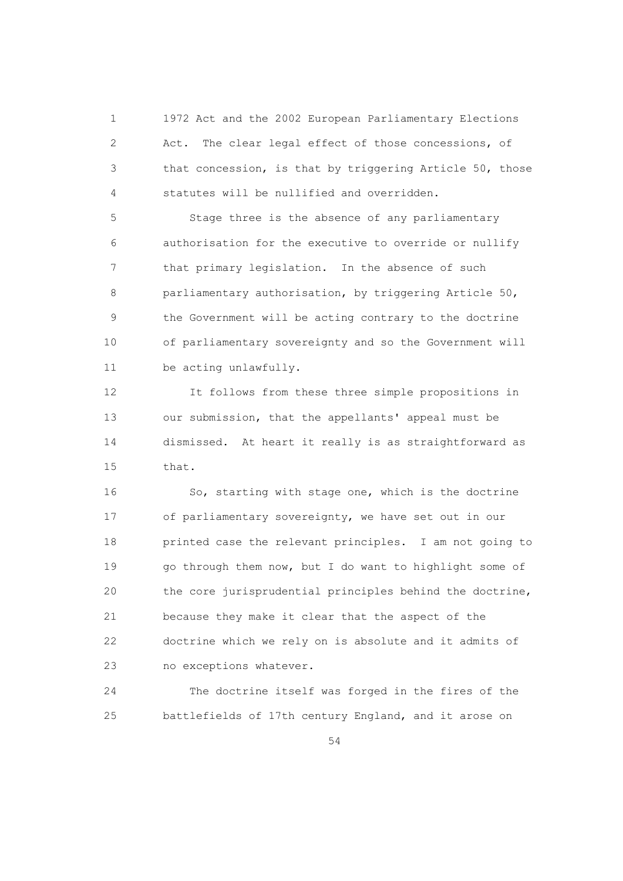1972 Act and the 2002 European Parliamentary Elections Act. The clear legal effect of those concessions, of that concession, is that by triggering Article 50, those statutes will be nullified and overridden.

Stage three is the absence of any parliamentary authorisation for the executive to override or nullify that primary legislation. In the absence of such parliamentary authorisation, by triggering Article 50, the Government will be acting contrary to the doctrine of parliamentary sovereignty and so the Government will be acting unlawfully.

It follows from these three simple propositions in our submission, that the appellants' appeal must be dismissed. At heart it really is as straightforward as that.

So, starting with stage one, which is the doctrine of parliamentary sovereignty, we have set out in our printed case the relevant principles. I am not going to go through them now, but I do want to highlight some of the core jurisprudential principles behind the doctrine, because they make it clear that the aspect of the doctrine which we rely on is absolute and it admits of no exceptions whatever.

The doctrine itself was forged in the fires of the battlefields of 17th century England, and it arose on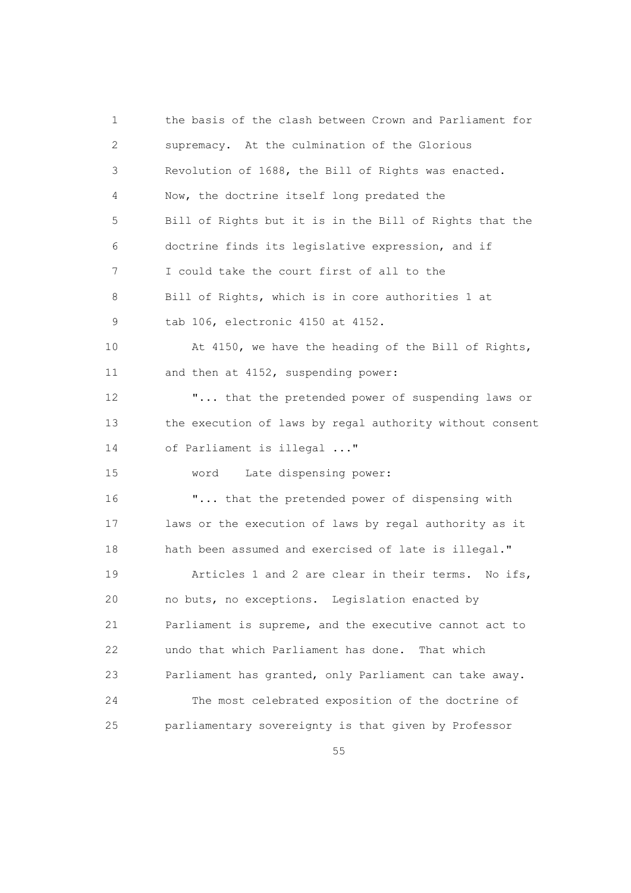the basis of the clash between Crown and Parliament for supremacy. At the culmination of the Glorious Revolution of 1688, the Bill of Rights was enacted. Now, the doctrine itself long predated the Bill of Rights but it is in the Bill of Rights that the doctrine finds its legislative expression, and if I could take the court first of all to the Bill of Rights, which is in core authorities 1 at tab 106, electronic 4150 at 4152.

At 4150, we have the heading of the Bill of Rights, and then at 4152, suspending power:

"... that the pretended power of suspending laws or the execution of laws by regal authority without consent of Parliament is illegal ..."

word Late dispensing power:

"... that the pretended power of dispensing with laws or the execution of laws by regal authority as it hath been assumed and exercised of late is illegal."

Articles 1 and 2 are clear in their terms. No ifs, no buts, no exceptions. Legislation enacted by Parliament is supreme, and the executive cannot act to undo that which Parliament has done. That which Parliament has granted, only Parliament can take away.

The most celebrated exposition of the doctrine of parliamentary sovereignty is that given by Professor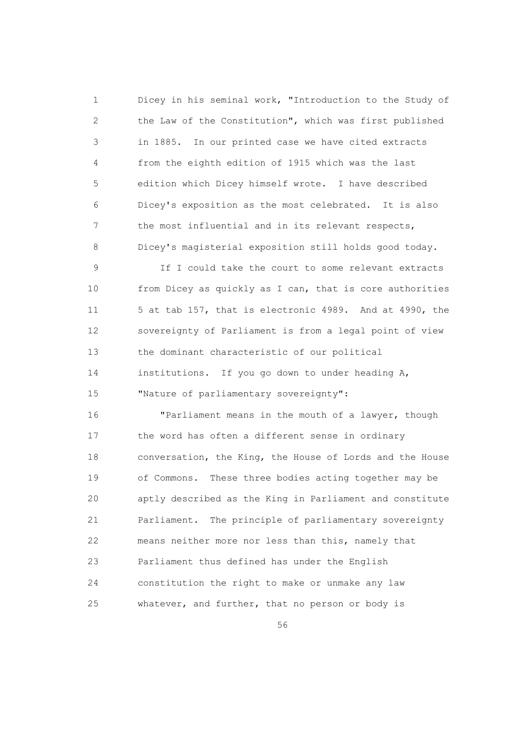Dicey in his seminal work, "Introduction to the Study of the Law of the Constitution", which was first published in 1885. In our printed case we have cited extracts from the eighth edition of 1915 which was the last edition which Dicey himself wrote. I have described Dicey's exposition as the most celebrated. It is also the most influential and in its relevant respects, Dicey's magisterial exposition still holds good today.

If I could take the court to some relevant extracts from Dicey as quickly as I can, that is core authorities 5 at tab 157, that is electronic 4989. And at 4990, the sovereignty of Parliament is from a legal point of view the dominant characteristic of our political institutions. If you go down to under heading A, "Nature of parliamentary sovereignty":

"Parliament means in the mouth of a lawyer, though the word has often a different sense in ordinary conversation, the King, the House of Lords and the House of Commons. These three bodies acting together may be aptly described as the King in Parliament and constitute Parliament. The principle of parliamentary sovereignty means neither more nor less than this, namely that Parliament thus defined has under the English constitution the right to make or unmake any law whatever, and further, that no person or body is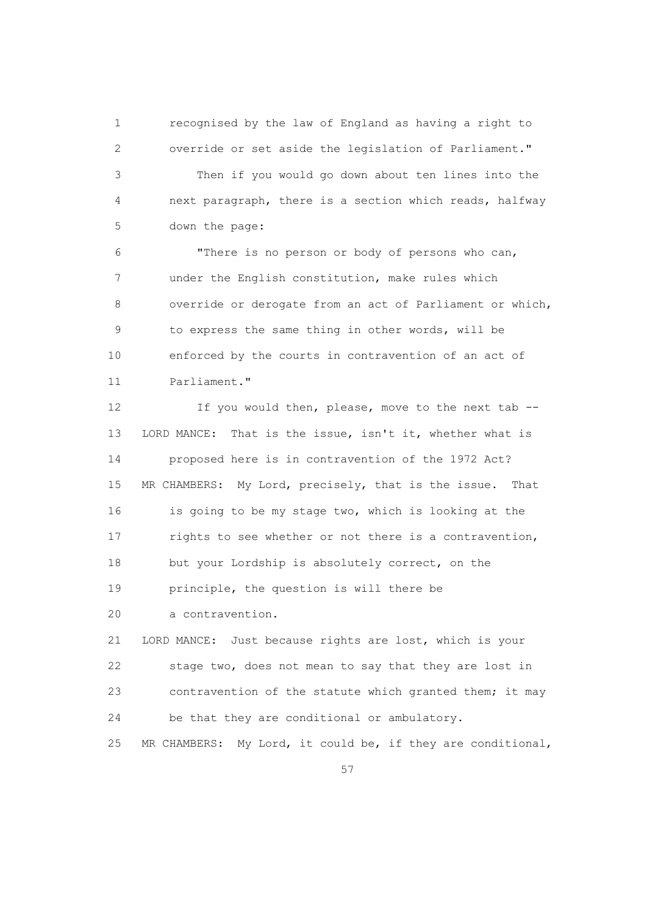recognised by the law of England as having a right to override or set aside the legislation of Parliament."

Then if you would go down about ten lines into the next paragraph, there is a section which reads, halfway down the page:

"There is no person or body of persons who can, under the English constitution, make rules which override or derogate from an act of Parliament or which, to express the same thing in other words, will be enforced by the courts in contravention of an act of Parliament."

If you would then, please, move to the next tab --

LORD MANCE: That is the issue, isn't it, whether what is proposed here is in contravention of the 1972 Act?

MR CHAMBERS: My Lord, precisely, that is the issue. That is going to be my stage two, which is looking at the rights to see whether or not there is a contravention, but your Lordship is absolutely correct, on the principle, the question is will there be a contravention.

LORD MANCE: Just because rights are lost, which is your stage two, does not mean to say that they are lost in contravention of the statute which granted them; it may be that they are conditional or ambulatory.

MR CHAMBERS: My Lord, it could be, if they are conditional,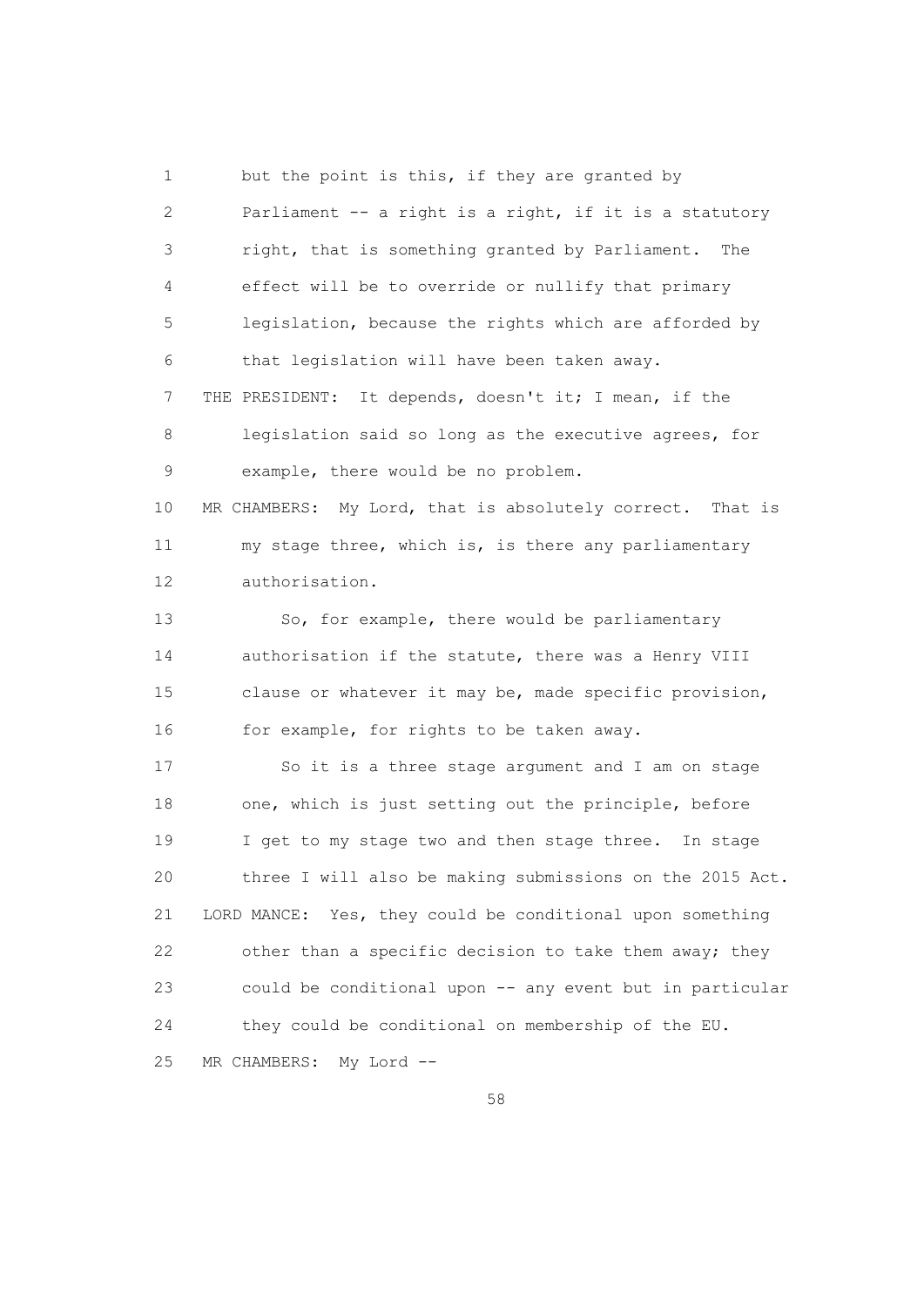but the point is this, if they are granted by Parliament -- a right is a right, if it is a statutory right, that is something granted by Parliament. The effect will be to override or nullify that primary legislation, because the rights which are afforded by that legislation will have been taken away.

THE PRESIDENT: It depends, doesn't it; I mean, if the legislation said so long as the executive agrees, for example, there would be no problem.

MR CHAMBERS: My Lord, that is absolutely correct. That is my stage three, which is, is there any parliamentary authorisation.

So, for example, there would be parliamentary authorisation if the statute, there was a Henry VIII clause or whatever it may be, made specific provision, for example, for rights to be taken away.

So it is a three stage argument and I am on stage one, which is just setting out the principle, before I get to my stage two and then stage three. In stage three I will also be making submissions on the 2015 Act.

LORD MANCE: Yes, they could be conditional upon something other than a specific decision to take them away; they could be conditional upon -- any event but in particular they could be conditional on membership of the EU.

MR CHAMBERS: My Lord --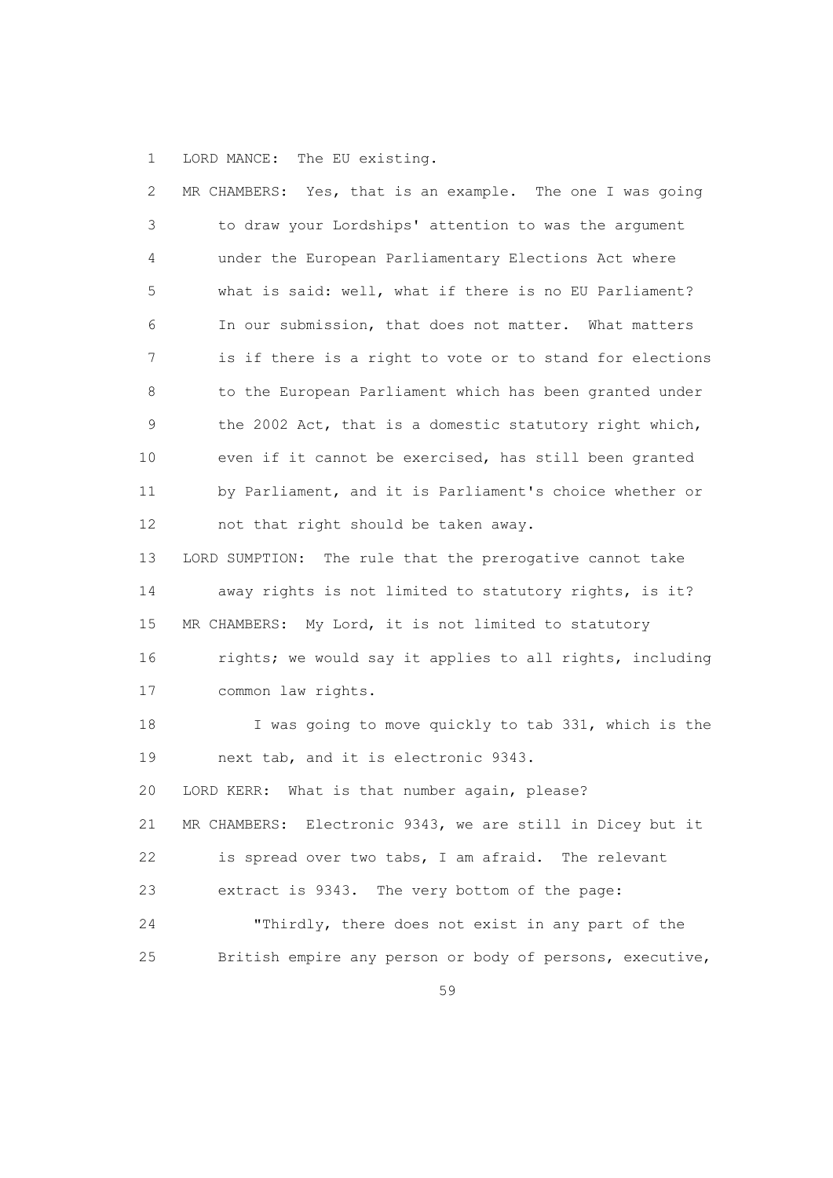LORD MANCE: The EU existing.

MR CHAMBERS: Yes, that is an example. The one I was going to draw your Lordships' attention to was the argument under the European Parliamentary Elections Act where what is said: well, what if there is no EU Parliament? In our submission, that does not matter. What matters is if there is a right to vote or to stand for elections to the European Parliament which has been granted under the 2002 Act, that is a domestic statutory right which, even if it cannot be exercised, has still been granted by Parliament, and it is Parliament's choice whether or not that right should be taken away.

LORD SUMPTION: The rule that the prerogative cannot take away rights is not limited to statutory rights, is it?

MR CHAMBERS: My Lord, it is not limited to statutory rights; we would say it applies to all rights, including common law rights.

I was going to move quickly to tab 331, which is the next tab, and it is electronic 9343.

LORD KERR: What is that number again, please?

MR CHAMBERS: Electronic 9343, we are still in Dicey but it is spread over two tabs, I am afraid. The relevant extract is 9343. The very bottom of the page:

"Thirdly, there does not exist in any part of the British empire any person or body of persons, executive,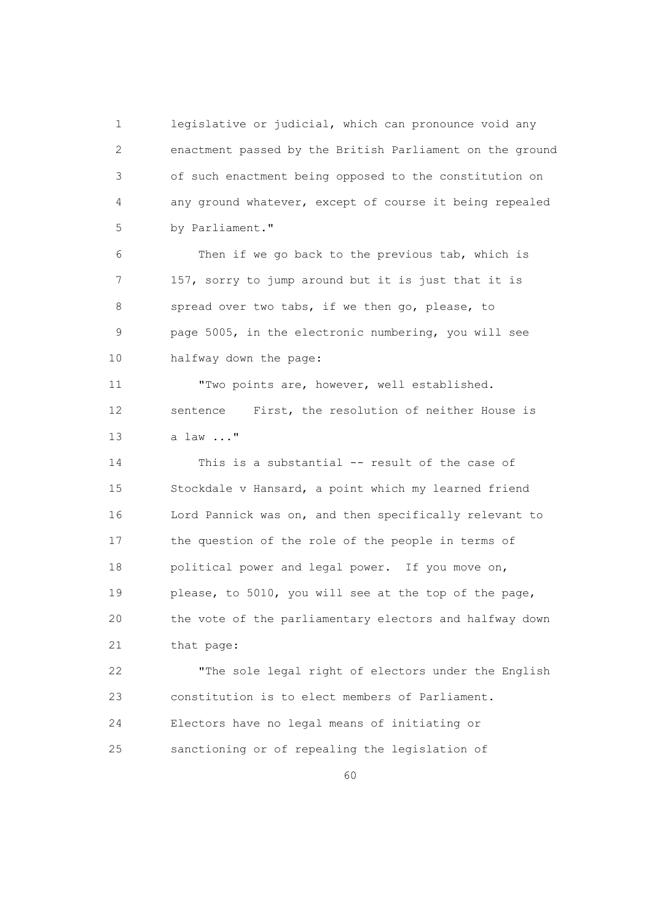legislative or judicial, which can pronounce void any enactment passed by the British Parliament on the ground of such enactment being opposed to the constitution on any ground whatever, except of course it being repealed by Parliament."

Then if we go back to the previous tab, which is 157, sorry to jump around but it is just that it is spread over two tabs, if we then go, please, to page 5005, in the electronic numbering, you will see halfway down the page:

"Two points are, however, well established. sentence First, the resolution of neither House is a law ..."

This is a substantial -- result of the case of Stockdale v Hansard, a point which my learned friend Lord Pannick was on, and then specifically relevant to the question of the role of the people in terms of political power and legal power. If you move on, please, to 5010, you will see at the top of the page, the vote of the parliamentary electors and halfway down that page:

"The sole legal right of electors under the English constitution is to elect members of Parliament. Electors have no legal means of initiating or sanctioning or of repealing the legislation of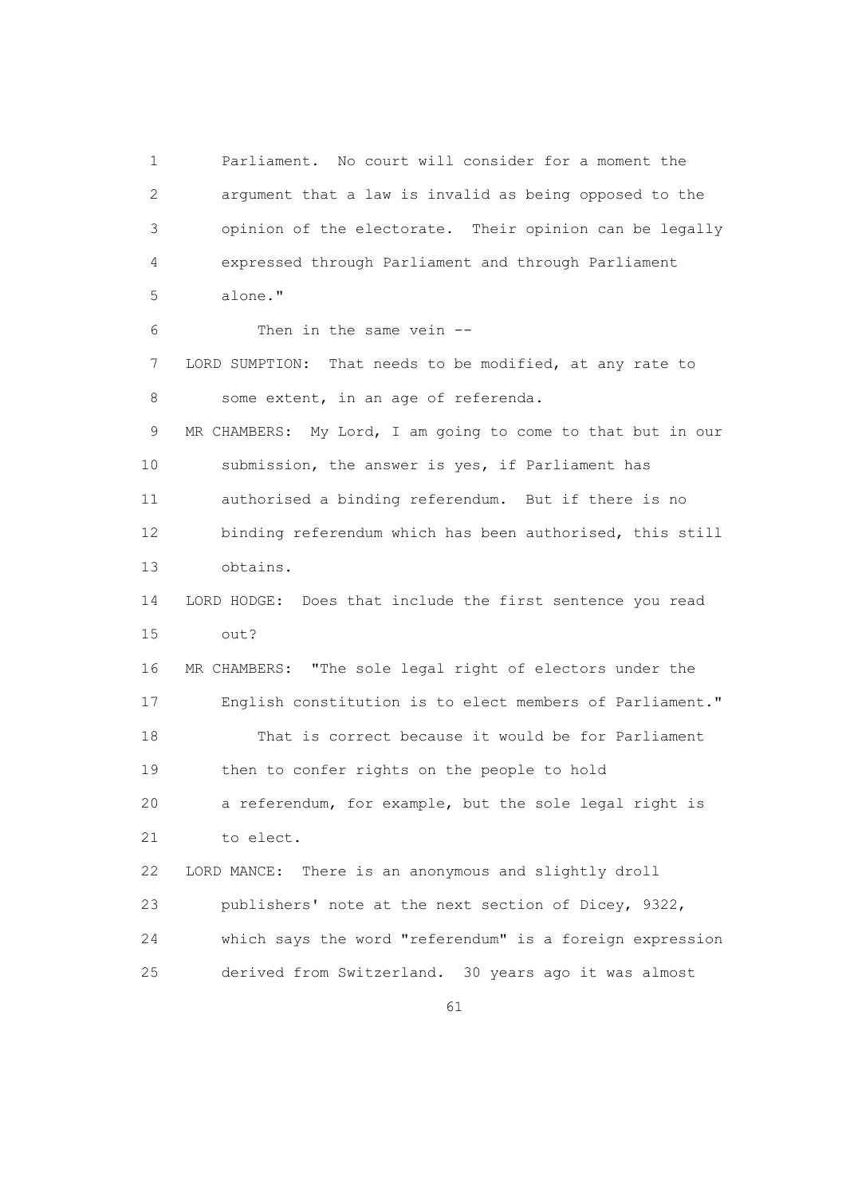Parliament. No court will consider for a moment the argument that a law is invalid as being opposed to the opinion of the electorate. Their opinion can be legally expressed through Parliament and through Parliament alone."

Then in the same vein --

LORD SUMPTION: That needs to be modified, at any rate to some extent, in an age of referenda.

MR CHAMBERS: My Lord, I am going to come to that but in our submission, the answer is yes, if Parliament has authorised a binding referendum. But if there is no binding referendum which has been authorised, this still obtains.

LORD HODGE: Does that include the first sentence you read out?

MR CHAMBERS: "The sole legal right of electors under the English constitution is to elect members of Parliament."

That is correct because it would be for Parliament then to confer rights on the people to hold a referendum, for example, but the sole legal right is to elect.

LORD MANCE: There is an anonymous and slightly droll publishers' note at the next section of Dicey, 9322, which says the word "referendum" is a foreign expression derived from Switzerland. 30 years ago it was almost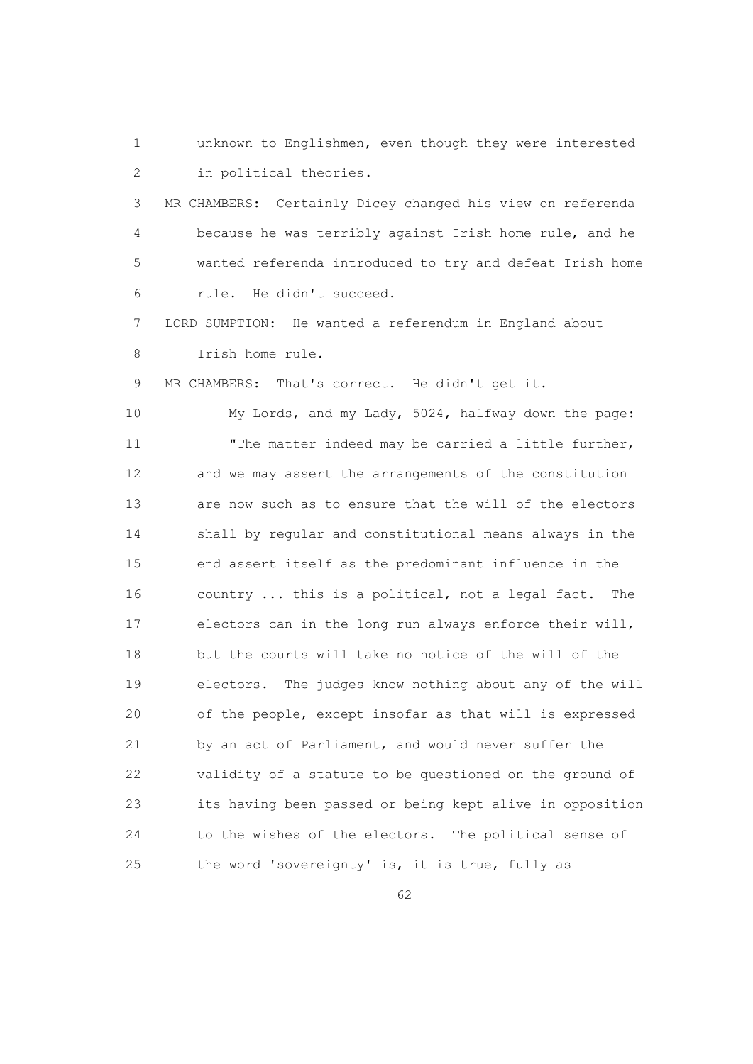unknown to Englishmen, even though they were interested in political theories.

MR CHAMBERS: Certainly Dicey changed his view on referenda because he was terribly against Irish home rule, and he wanted referenda introduced to try and defeat Irish home rule. He didn't succeed.

LORD SUMPTION: He wanted a referendum in England about Irish home rule.

MR CHAMBERS: That's correct. He didn't get it.

My Lords, and my Lady, 5024, halfway down the page:

"The matter indeed may be carried a little further, and we may assert the arrangements of the constitution are now such as to ensure that the will of the electors shall by regular and constitutional means always in the end assert itself as the predominant influence in the country ... this is a political, not a legal fact. The electors can in the long run always enforce their will, but the courts will take no notice of the will of the electors. The judges know nothing about any of the will of the people, except insofar as that will is expressed by an act of Parliament, and would never suffer the validity of a statute to be questioned on the ground of its having been passed or being kept alive in opposition to the wishes of the electors. The political sense of the word 'sovereignty' is, it is true, fully as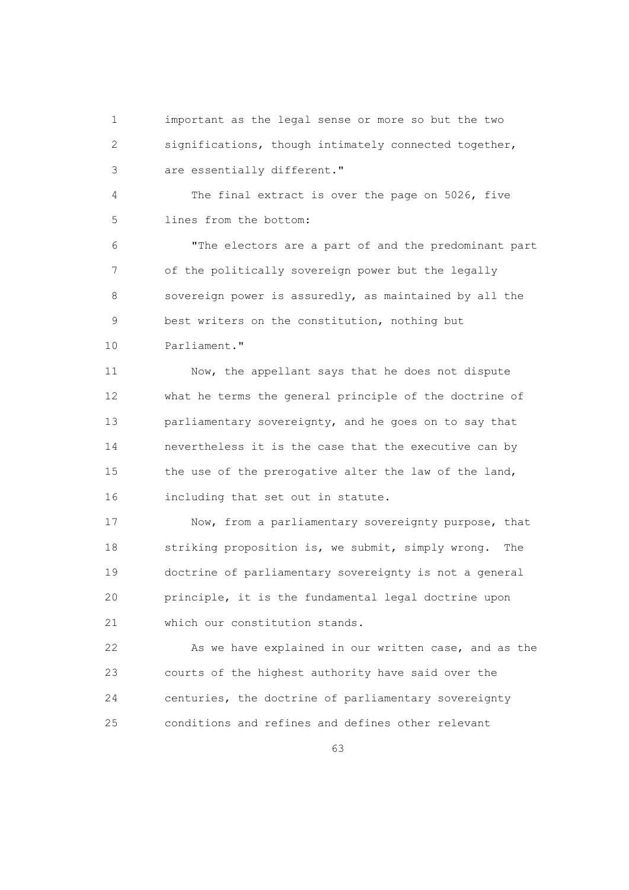important as the legal sense or more so but the two significations, though intimately connected together, are essentially different."

The final extract is over the page on 5026, five lines from the bottom:

"The electors are a part of and the predominant part of the politically sovereign power but the legally sovereign power is assuredly, as maintained by all the best writers on the constitution, nothing but Parliament."

Now, the appellant says that he does not dispute what he terms the general principle of the doctrine of parliamentary sovereignty, and he goes on to say that nevertheless it is the case that the executive can by the use of the prerogative alter the law of the land, including that set out in statute.

Now, from a parliamentary sovereignty purpose, that striking proposition is, we submit, simply wrong. The doctrine of parliamentary sovereignty is not a general principle, it is the fundamental legal doctrine upon which our constitution stands.

As we have explained in our written case, and as the courts of the highest authority have said over the centuries, the doctrine of parliamentary sovereignty conditions and refines and defines other relevant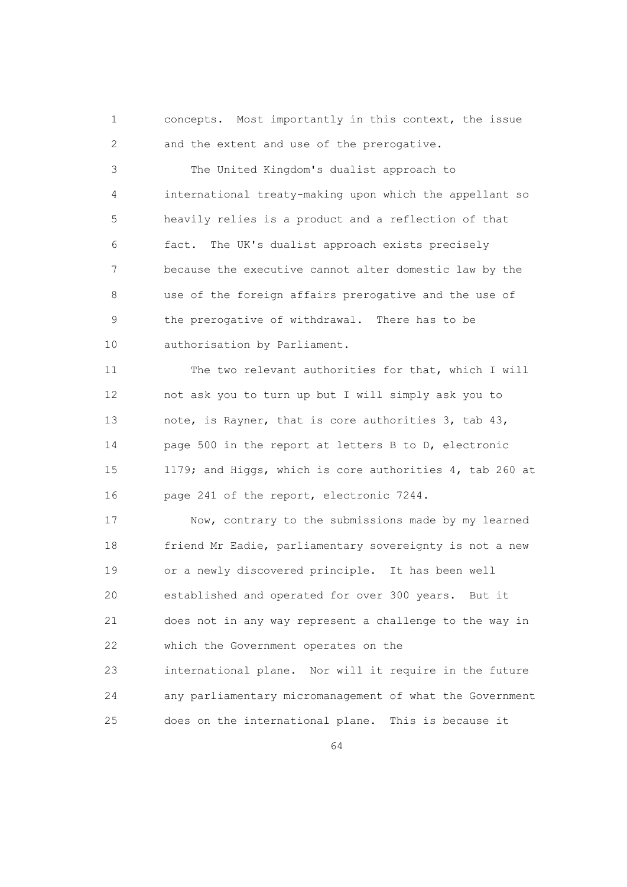concepts. Most importantly in this context, the issue and the extent and use of the prerogative.

The United Kingdom's dualist approach to international treaty-making upon which the appellant so heavily relies is a product and a reflection of that fact. The UK's dualist approach exists precisely because the executive cannot alter domestic law by the use of the foreign affairs prerogative and the use of the prerogative of withdrawal. There has to be authorisation by Parliament.

The two relevant authorities for that, which I will not ask you to turn up but I will simply ask you to note, is Rayner, that is core authorities 3, tab 43, page 500 in the report at letters B to D, electronic 1179; and Higgs, which is core authorities 4, tab 260 at page 241 of the report, electronic 7244.

Now, contrary to the submissions made by my learned friend Mr Eadie, parliamentary sovereignty is not a new or a newly discovered principle. It has been well established and operated for over 300 years. But it does not in any way represent a challenge to the way in which the Government operates on the international plane. Nor will it require in the future any parliamentary micromanagement of what the Government does on the international plane. This is because it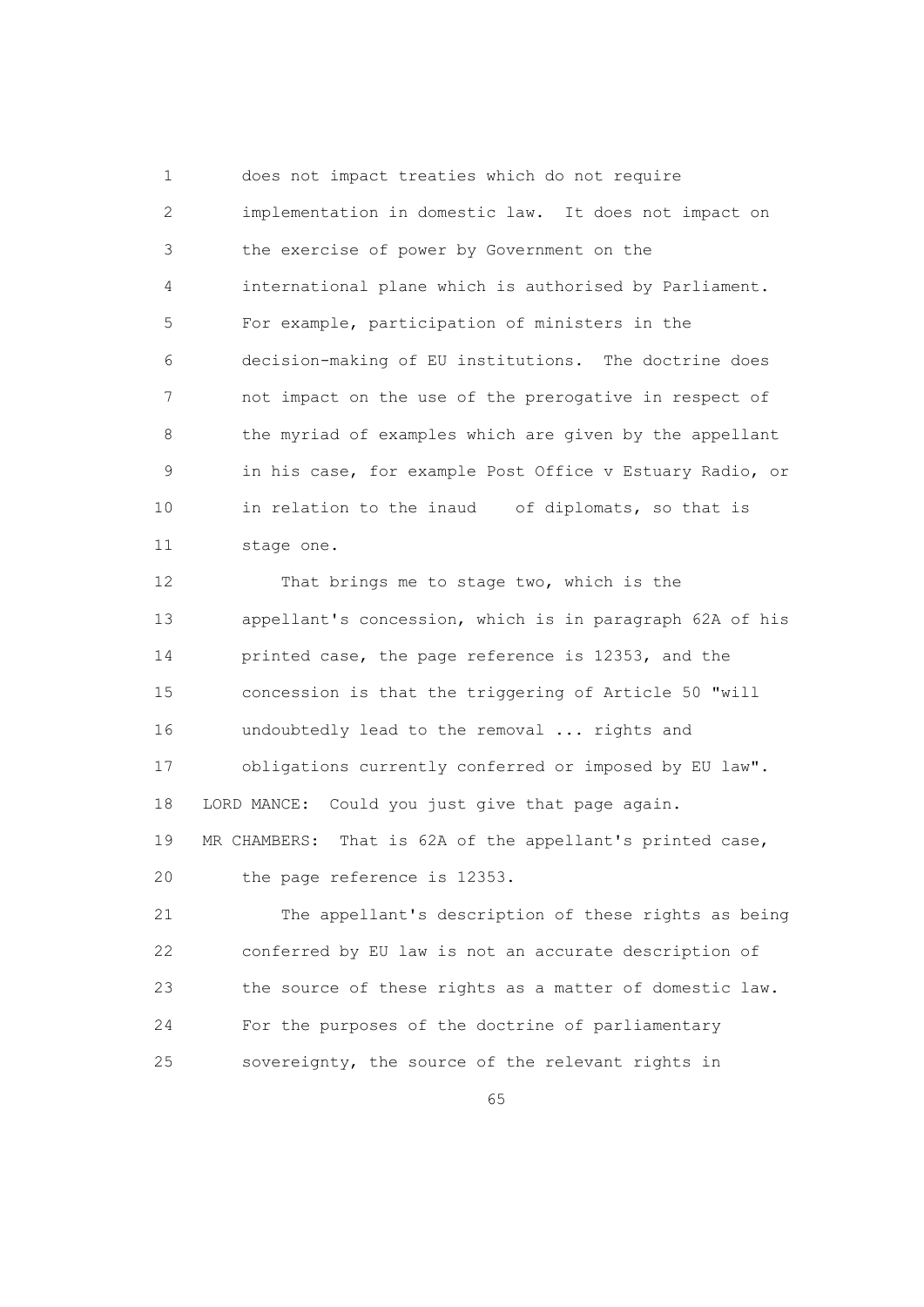does not impact treaties which do not require implementation in domestic law. It does not impact on the exercise of power by Government on the international plane which is authorised by Parliament. For example, participation of ministers in the decision-making of EU institutions. The doctrine does not impact on the use of the prerogative in respect of the myriad of examples which are given by the appellant in his case, for example Post Office v Estuary Radio, or in relation to the inaud    of diplomats, so that is stage one.

That brings me to stage two, which is the appellant's concession, which is in paragraph 62A of his printed case, the page reference is 12353, and the concession is that the triggering of Article 50 "will undoubtedly lead to the removal ... rights and obligations currently conferred or imposed by EU law".

LORD MANCE: Could you just give that page again.

MR CHAMBERS: That is 62A of the appellant's printed case, the page reference is 12353.

The appellant's description of these rights as being conferred by EU law is not an accurate description of the source of these rights as a matter of domestic law. For the purposes of the doctrine of parliamentary sovereignty, the source of the relevant rights in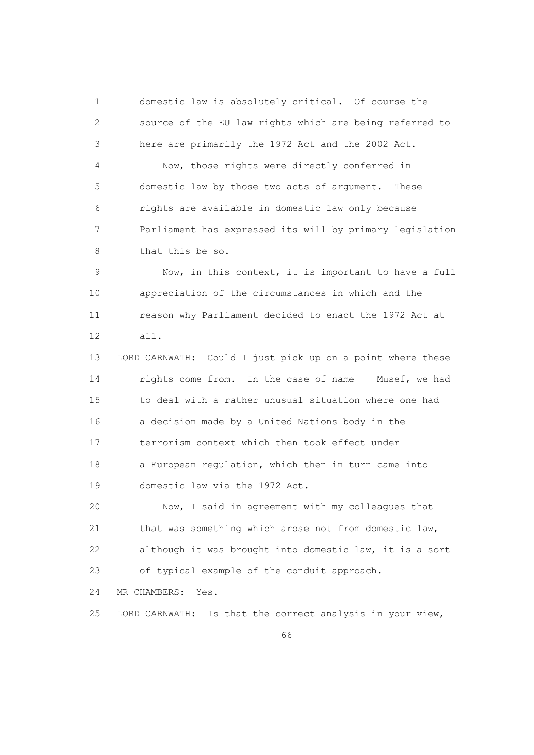domestic law is absolutely critical. Of course the source of the EU law rights which are being referred to here are primarily the 1972 Act and the 2002 Act.

Now, those rights were directly conferred in domestic law by those two acts of argument. These rights are available in domestic law only because Parliament has expressed its will by primary legislation that this be so.

Now, in this context, it is important to have a full appreciation of the circumstances in which and the reason why Parliament decided to enact the 1972 Act at all.

LORD CARNWATH: Could I just pick up on a point where these rights come from. In the case of name Musef, we had to deal with a rather unusual situation where one had a decision made by a United Nations body in the terrorism context which then took effect under a European regulation, which then in turn came into domestic law via the 1972 Act.

Now, I said in agreement with my colleagues that that was something which arose not from domestic law, although it was brought into domestic law, it is a sort of typical example of the conduit approach.

MR CHAMBERS: Yes.

LORD CARNWATH: Is that the correct analysis in your view,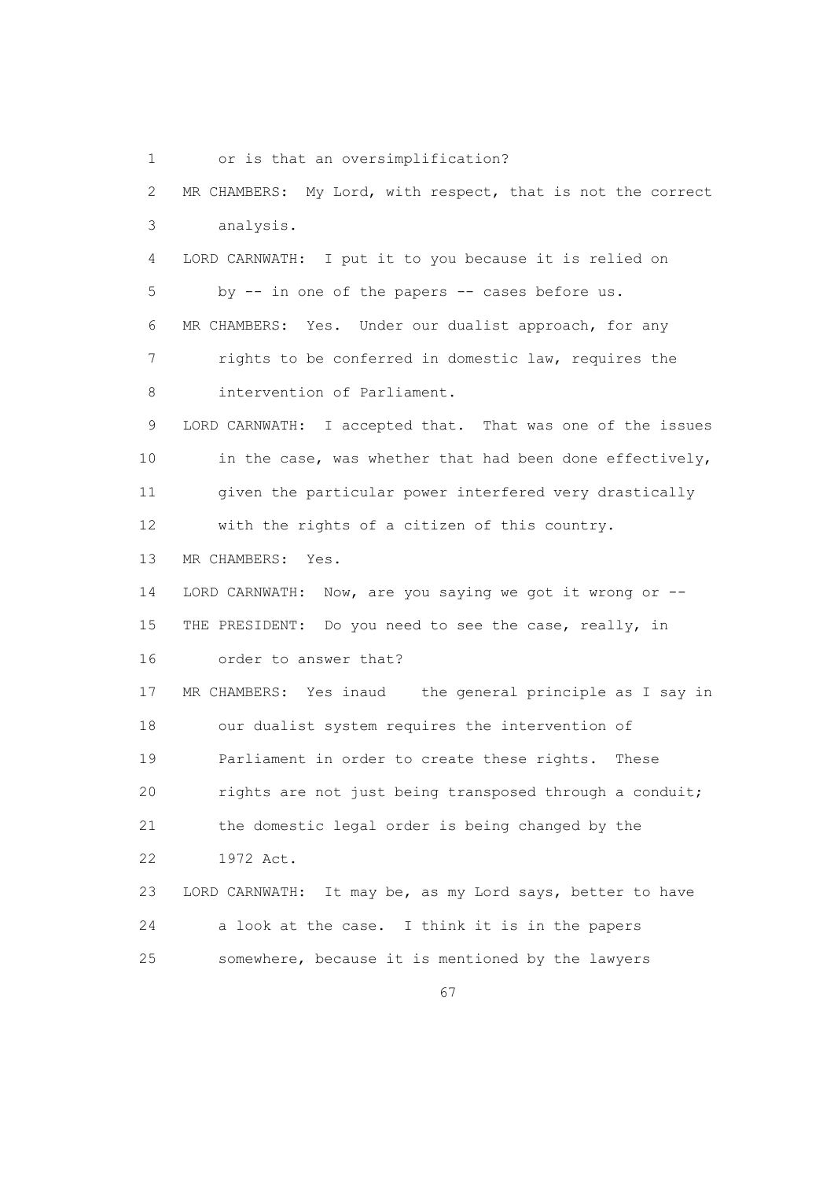1 or is that an oversimplification?

2 MR CHAMBERS: My Lord, with respect, that is not the correct

3 analysis.

4 LORD CARNWATH: I put it to you because it is relied on

5 by -- in one of the papers -- cases before us.

6 MR CHAMBERS: Yes. Under our dualist approach, for any

7 rights to be conferred in domestic law, requires the

8 intervention of Parliament.

9 LORD CARNWATH: I accepted that. That was one of the issues

10 in the case, was whether that had been done effectively,

11 given the particular power interfered very drastically

12 with the rights of a citizen of this country.

13 MR CHAMBERS: Yes.

14 LORD CARNWATH: Now, are you saying we got it wrong or --

15 THE PRESIDENT: Do you need to see the case, really, in

16 order to answer that?

17 MR CHAMBERS: Yes inaud the general principle as I say in

18 our dualist system requires the intervention of

19 Parliament in order to create these rights. These

20 rights are not just being transposed through a conduit;

21 the domestic legal order is being changed by the

22 1972 Act.

23 LORD CARNWATH: It may be, as my Lord says, better to have

24 a look at the case. I think it is in the papers

25 somewhere, because it is mentioned by the lawyers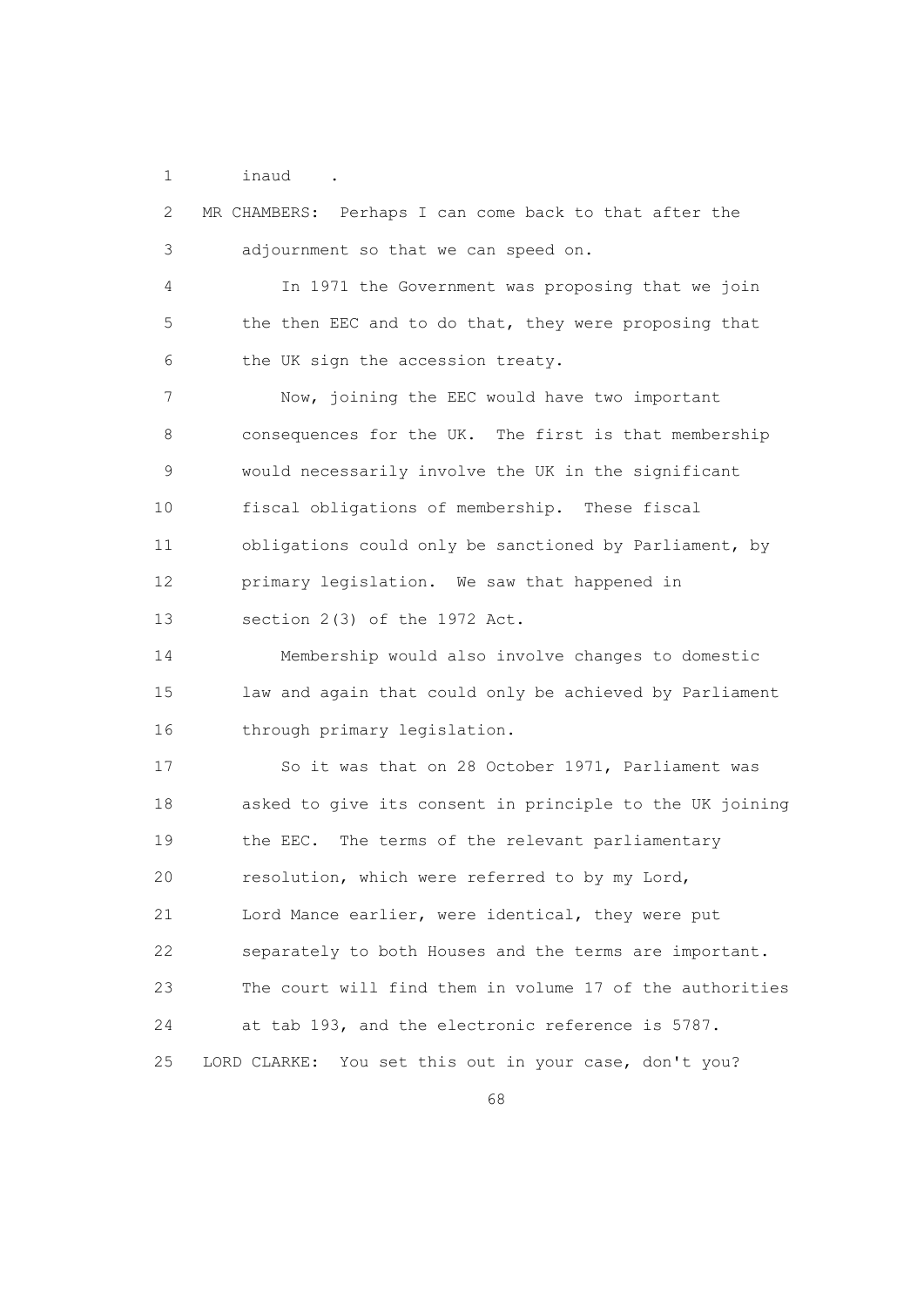1 inaud .

2 MR CHAMBERS: Perhaps I can come back to that after the
3 adjournment so that we can speed on.

4 In 1971 the Government was proposing that we join
5 the then EEC and to do that, they were proposing that
6 the UK sign the accession treaty.

7 Now, joining the EEC would have two important
8 consequences for the UK. The first is that membership
9 would necessarily involve the UK in the significant
10 fiscal obligations of membership. These fiscal
11 obligations could only be sanctioned by Parliament, by
12 primary legislation. We saw that happened in
13 section 2(3) of the 1972 Act.

14 Membership would also involve changes to domestic
15 law and again that could only be achieved by Parliament
16 through primary legislation.

17 So it was that on 28 October 1971, Parliament was
18 asked to give its consent in principle to the UK joining
19 the EEC. The terms of the relevant parliamentary
20 resolution, which were referred to by my Lord,
21 Lord Mance earlier, were identical, they were put
22 separately to both Houses and the terms are important.
23 The court will find them in volume 17 of the authorities
24 at tab 193, and the electronic reference is 5787.

25 LORD CLARKE: You set this out in your case, don't you?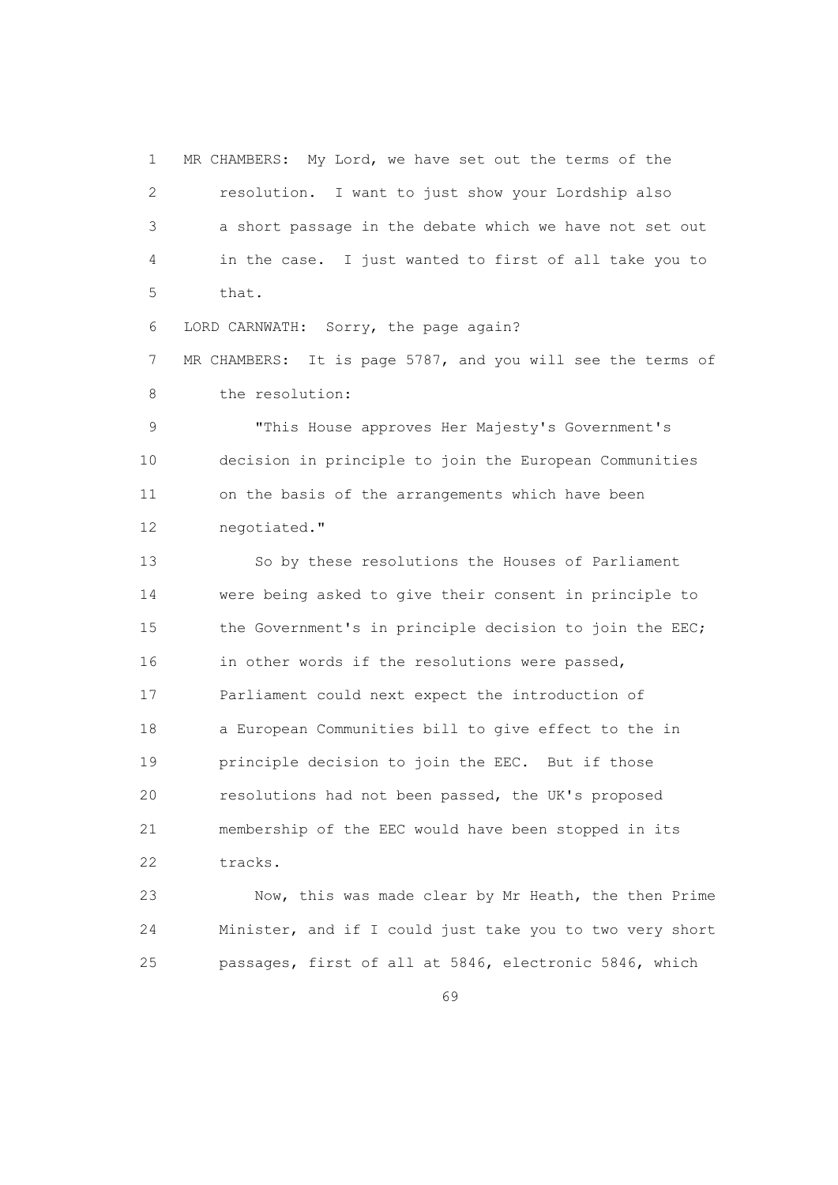MR CHAMBERS: My Lord, we have set out the terms of the resolution. I want to just show your Lordship also a short passage in the debate which we have not set out in the case. I just wanted to first of all take you to that.

LORD CARNWATH: Sorry, the page again?

MR CHAMBERS: It is page 5787, and you will see the terms of the resolution:

"This House approves Her Majesty's Government's decision in principle to join the European Communities on the basis of the arrangements which have been negotiated."

So by these resolutions the Houses of Parliament were being asked to give their consent in principle to the Government's in principle decision to join the EEC; in other words if the resolutions were passed, Parliament could next expect the introduction of a European Communities bill to give effect to the in principle decision to join the EEC. But if those resolutions had not been passed, the UK's proposed membership of the EEC would have been stopped in its tracks.

Now, this was made clear by Mr Heath, the then Prime Minister, and if I could just take you to two very short passages, first of all at 5846, electronic 5846, which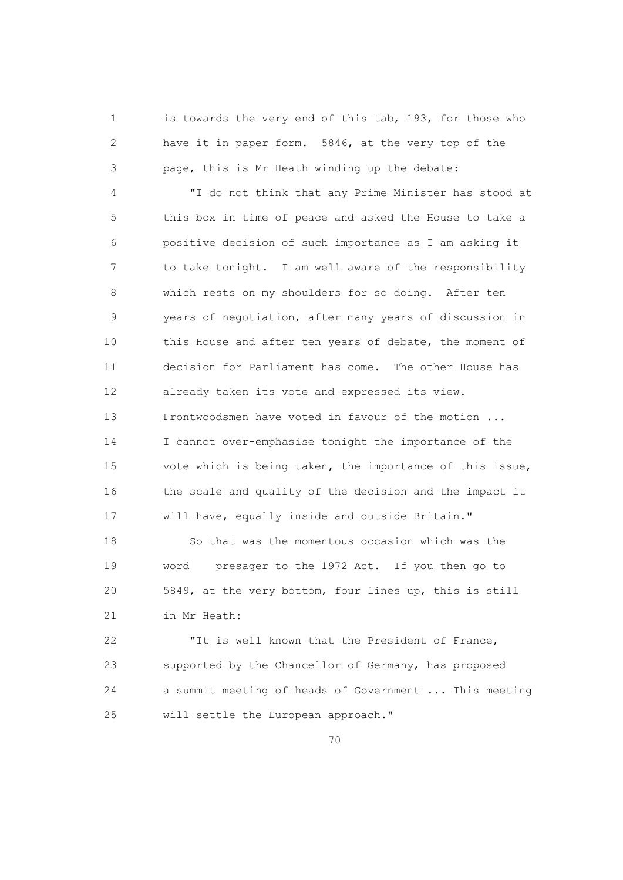is towards the very end of this tab, 193, for those who have it in paper form. 5846, at the very top of the page, this is Mr Heath winding up the debate:

"I do not think that any Prime Minister has stood at this box in time of peace and asked the House to take a positive decision of such importance as I am asking it to take tonight. I am well aware of the responsibility which rests on my shoulders for so doing. After ten years of negotiation, after many years of discussion in this House and after ten years of debate, the moment of decision for Parliament has come. The other House has already taken its vote and expressed its view. Frontwoodsmen have voted in favour of the motion ... I cannot over-emphasise tonight the importance of the vote which is being taken, the importance of this issue, the scale and quality of the decision and the impact it will have, equally inside and outside Britain."

So that was the momentous occasion which was the word presager to the 1972 Act. If you then go to 5849, at the very bottom, four lines up, this is still in Mr Heath:

"It is well known that the President of France, supported by the Chancellor of Germany, has proposed a summit meeting of heads of Government ... This meeting will settle the European approach."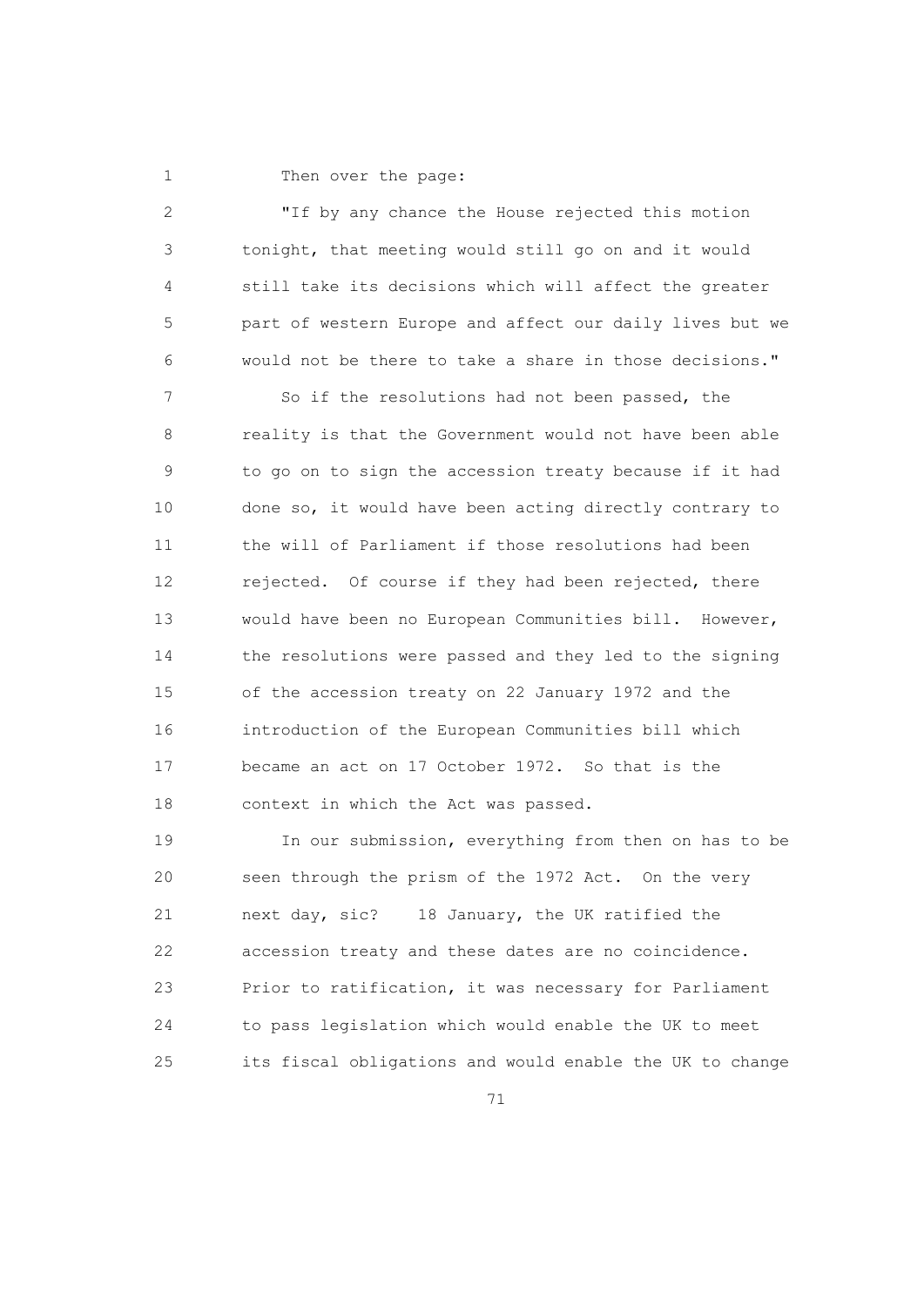Then over the page:

"If by any chance the House rejected this motion tonight, that meeting would still go on and it would still take its decisions which will affect the greater part of western Europe and affect our daily lives but we would not be there to take a share in those decisions."

So if the resolutions had not been passed, the reality is that the Government would not have been able to go on to sign the accession treaty because if it had done so, it would have been acting directly contrary to the will of Parliament if those resolutions had been rejected. Of course if they had been rejected, there would have been no European Communities bill. However, the resolutions were passed and they led to the signing of the accession treaty on 22 January 1972 and the introduction of the European Communities bill which became an act on 17 October 1972. So that is the context in which the Act was passed.

In our submission, everything from then on has to be seen through the prism of the 1972 Act. On the very next day, sic? 18 January, the UK ratified the accession treaty and these dates are no coincidence. Prior to ratification, it was necessary for Parliament to pass legislation which would enable the UK to meet its fiscal obligations and would enable the UK to change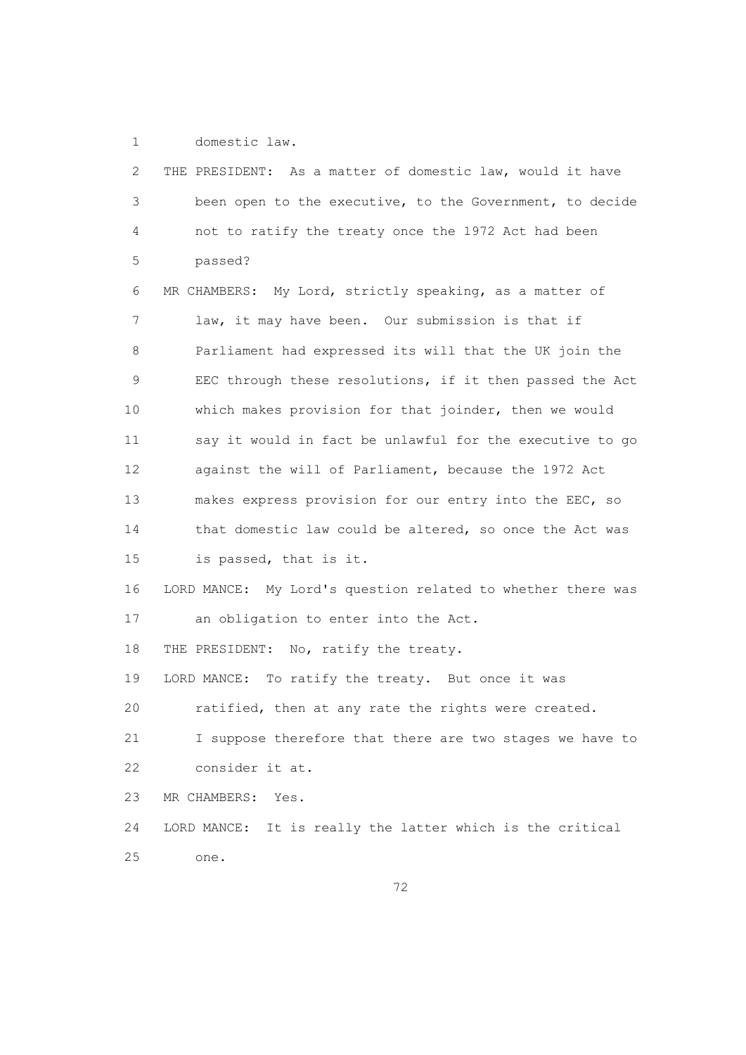domestic law.

THE PRESIDENT: As a matter of domestic law, would it have been open to the executive, to the Government, to decide not to ratify the treaty once the 1972 Act had been passed?

MR CHAMBERS: My Lord, strictly speaking, as a matter of law, it may have been. Our submission is that if Parliament had expressed its will that the UK join the EEC through these resolutions, if it then passed the Act which makes provision for that joinder, then we would say it would in fact be unlawful for the executive to go against the will of Parliament, because the 1972 Act makes express provision for our entry into the EEC, so that domestic law could be altered, so once the Act was is passed, that is it.

LORD MANCE: My Lord's question related to whether there was an obligation to enter into the Act.

THE PRESIDENT: No, ratify the treaty.

LORD MANCE: To ratify the treaty. But once it was ratified, then at any rate the rights were created. I suppose therefore that there are two stages we have to consider it at.

MR CHAMBERS: Yes.

LORD MANCE: It is really the latter which is the critical one.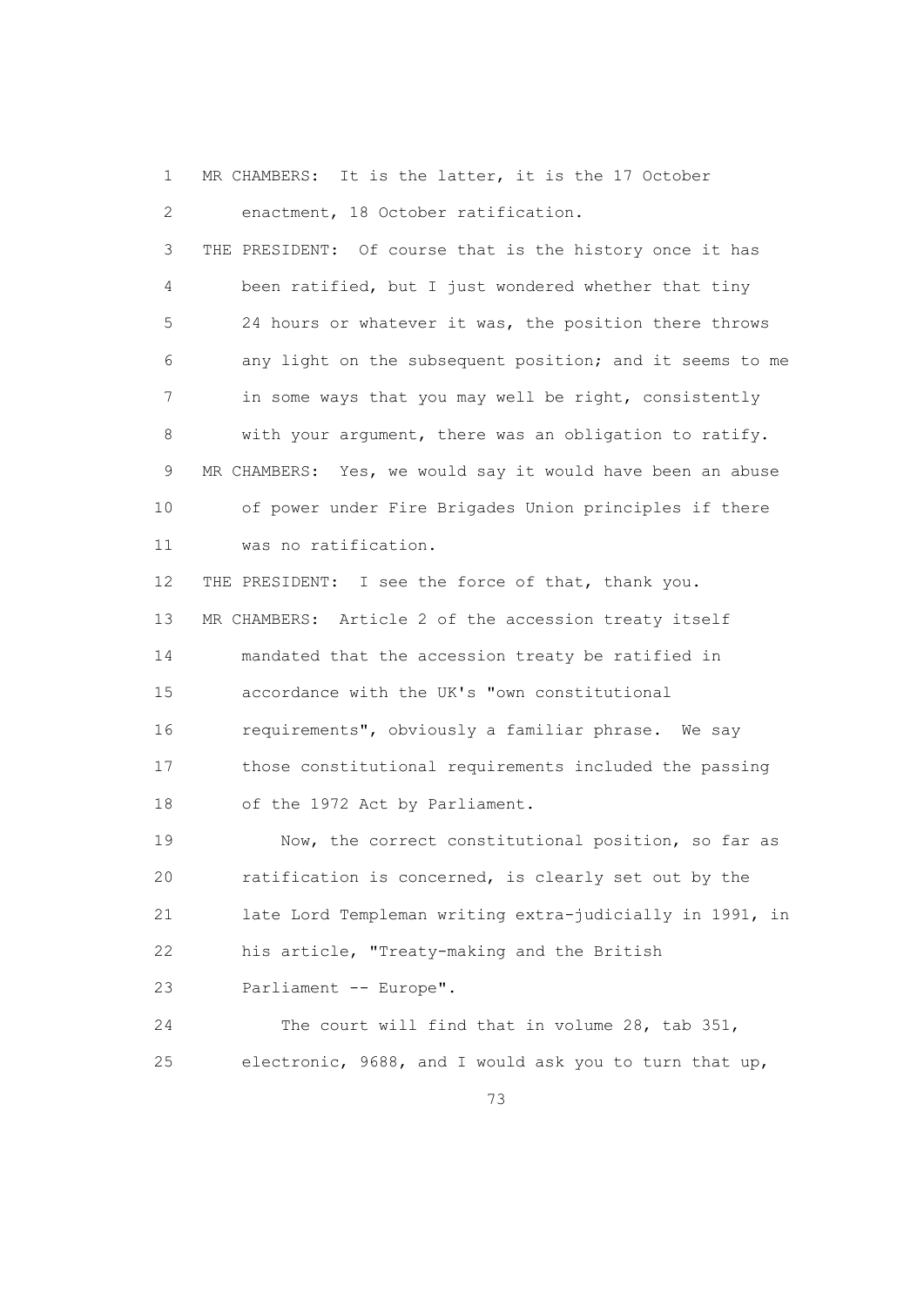MR CHAMBERS: It is the latter, it is the 17 October enactment, 18 October ratification.

THE PRESIDENT: Of course that is the history once it has been ratified, but I just wondered whether that tiny 24 hours or whatever it was, the position there throws any light on the subsequent position; and it seems to me in some ways that you may well be right, consistently with your argument, there was an obligation to ratify.

MR CHAMBERS: Yes, we would say it would have been an abuse of power under Fire Brigades Union principles if there was no ratification.

THE PRESIDENT: I see the force of that, thank you.

MR CHAMBERS: Article 2 of the accession treaty itself mandated that the accession treaty be ratified in accordance with the UK's "own constitutional requirements", obviously a familiar phrase. We say those constitutional requirements included the passing of the 1972 Act by Parliament.

Now, the correct constitutional position, so far as ratification is concerned, is clearly set out by the late Lord Templeman writing extra-judicially in 1991, in his article, "Treaty-making and the British Parliament -- Europe".

The court will find that in volume 28, tab 351, electronic, 9688, and I would ask you to turn that up,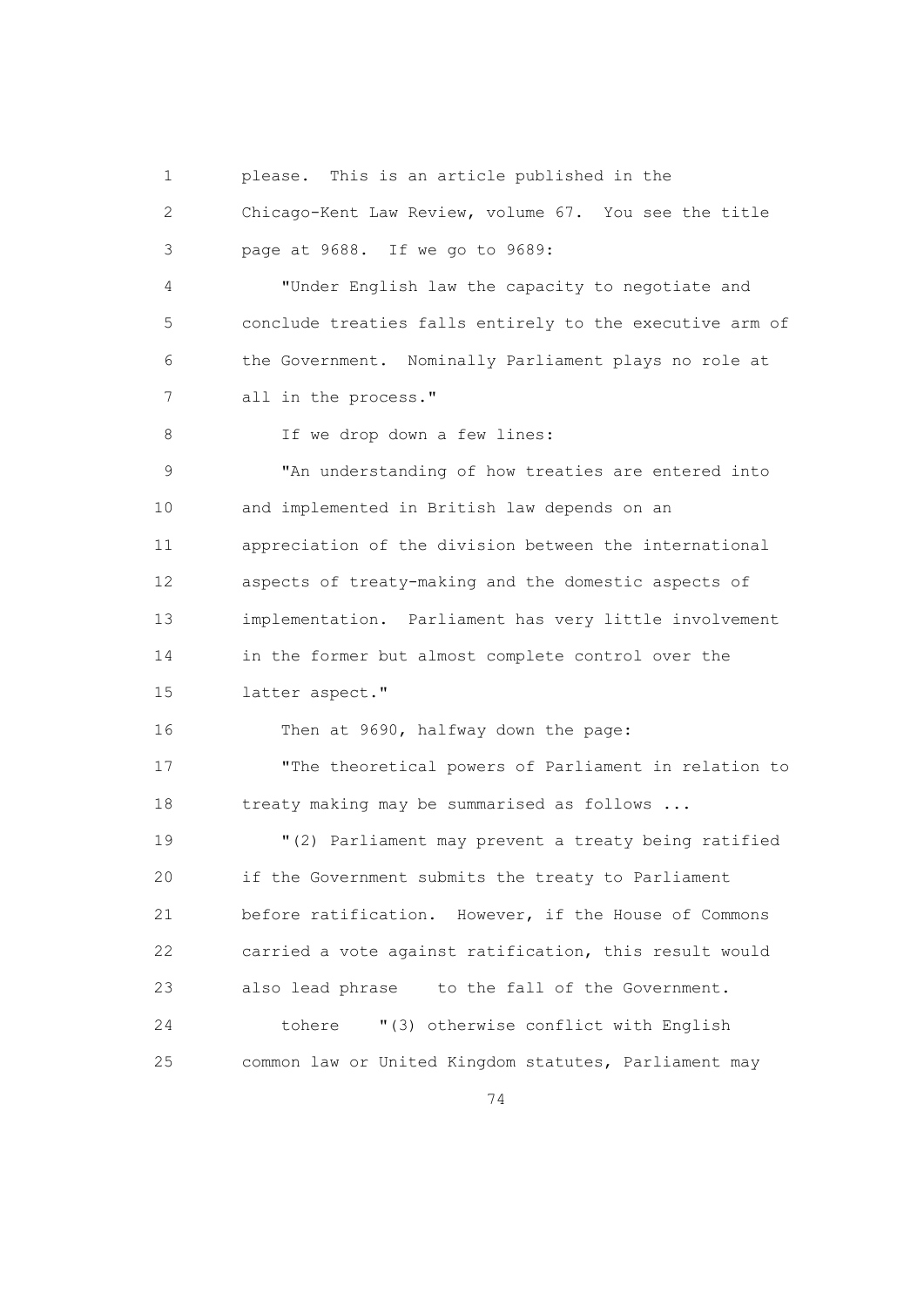please. This is an article published in the Chicago-Kent Law Review, volume 67. You see the title page at 9688. If we go to 9689:

"Under English law the capacity to negotiate and conclude treaties falls entirely to the executive arm of the Government. Nominally Parliament plays no role at all in the process."

If we drop down a few lines:

"An understanding of how treaties are entered into and implemented in British law depends on an appreciation of the division between the international aspects of treaty-making and the domestic aspects of implementation. Parliament has very little involvement in the former but almost complete control over the latter aspect."

Then at 9690, halfway down the page:

"The theoretical powers of Parliament in relation to treaty making may be summarised as follows ...

"(2) Parliament may prevent a treaty being ratified if the Government submits the treaty to Parliament before ratification. However, if the House of Commons carried a vote against ratification, this result would also lead phrase to the fall of the Government.

tohere "(3) otherwise conflict with English common law or United Kingdom statutes, Parliament may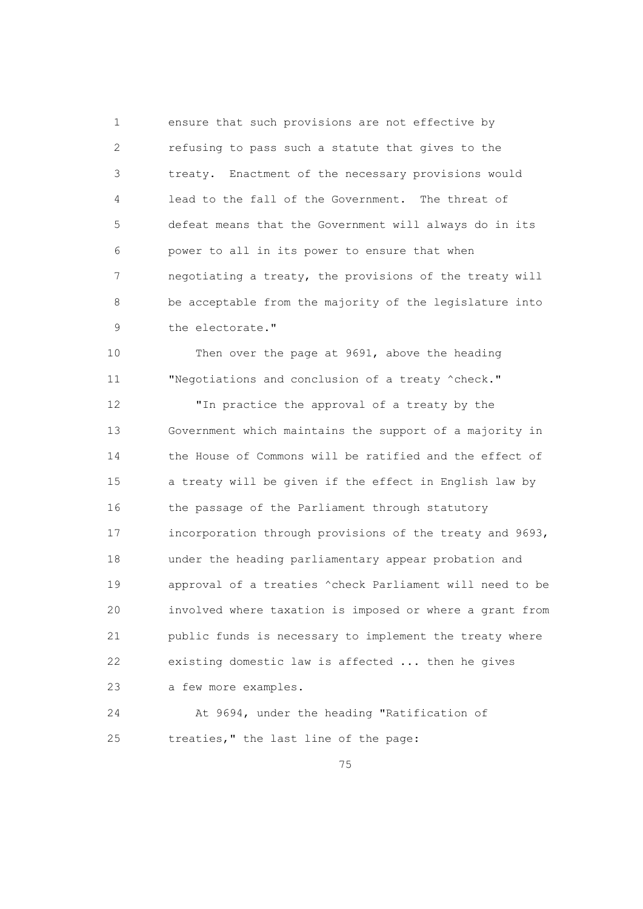ensure that such provisions are not effective by refusing to pass such a statute that gives to the treaty. Enactment of the necessary provisions would lead to the fall of the Government. The threat of defeat means that the Government will always do in its power to all in its power to ensure that when negotiating a treaty, the provisions of the treaty will be acceptable from the majority of the legislature into the electorate."

Then over the page at 9691, above the heading "Negotiations and conclusion of a treaty ^check."

"In practice the approval of a treaty by the Government which maintains the support of a majority in the House of Commons will be ratified and the effect of a treaty will be given if the effect in English law by the passage of the Parliament through statutory incorporation through provisions of the treaty and 9693, under the heading parliamentary appear probation and approval of a treaties ^check Parliament will need to be involved where taxation is imposed or where a grant from public funds is necessary to implement the treaty where existing domestic law is affected ... then he gives a few more examples.

At 9694, under the heading "Ratification of treaties," the last line of the page: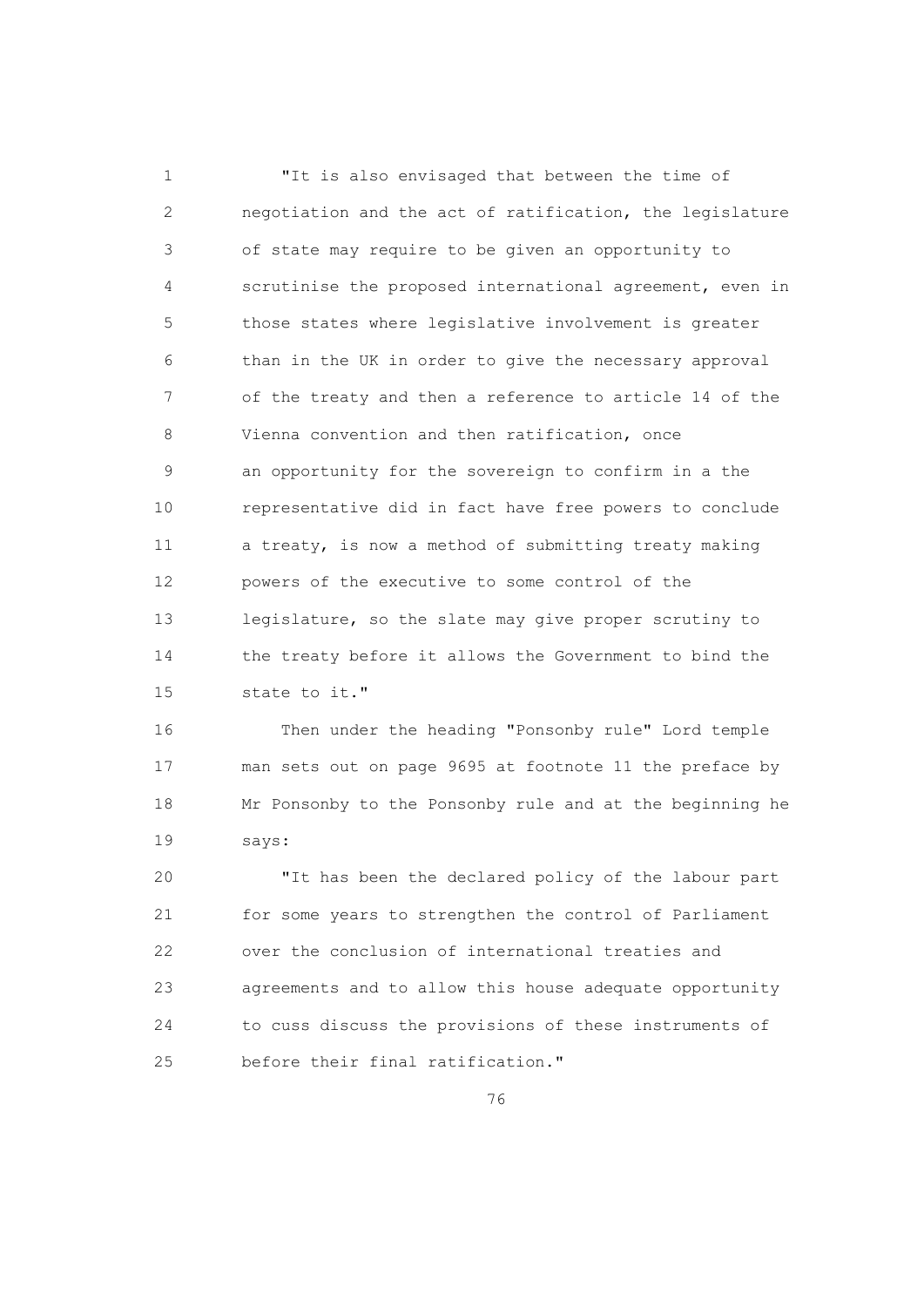"It is also envisaged that between the time of negotiation and the act of ratification, the legislature of state may require to be given an opportunity to scrutinise the proposed international agreement, even in those states where legislative involvement is greater than in the UK in order to give the necessary approval of the treaty and then a reference to article 14 of the Vienna convention and then ratification, once an opportunity for the sovereign to confirm in a the representative did in fact have free powers to conclude a treaty, is now a method of submitting treaty making powers of the executive to some control of the legislature, so the slate may give proper scrutiny to the treaty before it allows the Government to bind the state to it."

Then under the heading "Ponsonby rule" Lord temple man sets out on page 9695 at footnote 11 the preface by Mr Ponsonby to the Ponsonby rule and at the beginning he says:

"It has been the declared policy of the labour part for some years to strengthen the control of Parliament over the conclusion of international treaties and agreements and to allow this house adequate opportunity to cuss discuss the provisions of these instruments of before their final ratification."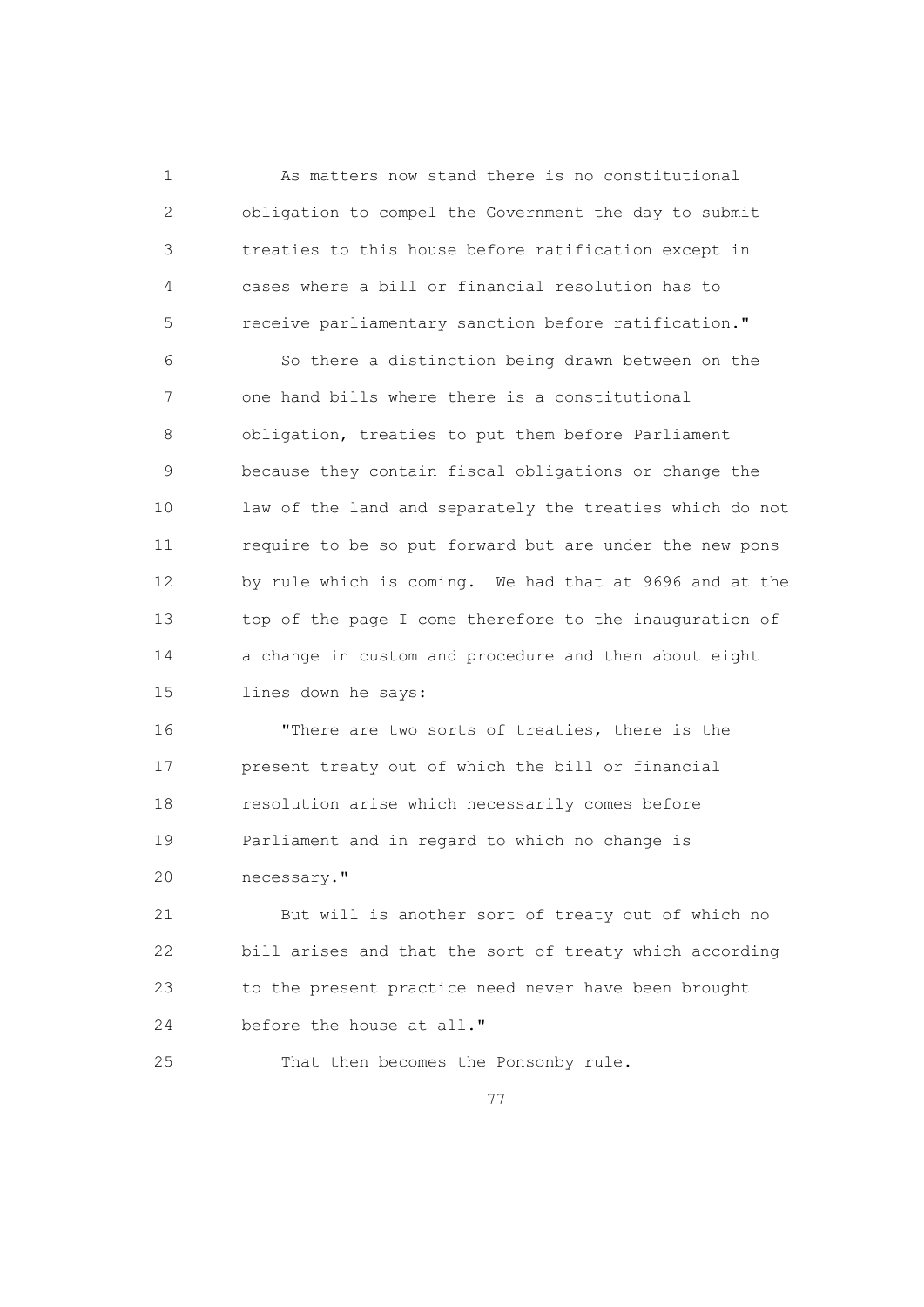As matters now stand there is no constitutional obligation to compel the Government the day to submit treaties to this house before ratification except in cases where a bill or financial resolution has to receive parliamentary sanction before ratification."

So there a distinction being drawn between on the one hand bills where there is a constitutional obligation, treaties to put them before Parliament because they contain fiscal obligations or change the law of the land and separately the treaties which do not require to be so put forward but are under the new pons by rule which is coming. We had that at 9696 and at the top of the page I come therefore to the inauguration of a change in custom and procedure and then about eight lines down he says:

"There are two sorts of treaties, there is the present treaty out of which the bill or financial resolution arise which necessarily comes before Parliament and in regard to which no change is necessary."

But will is another sort of treaty out of which no bill arises and that the sort of treaty which according to the present practice need never have been brought before the house at all."

That then becomes the Ponsonby rule.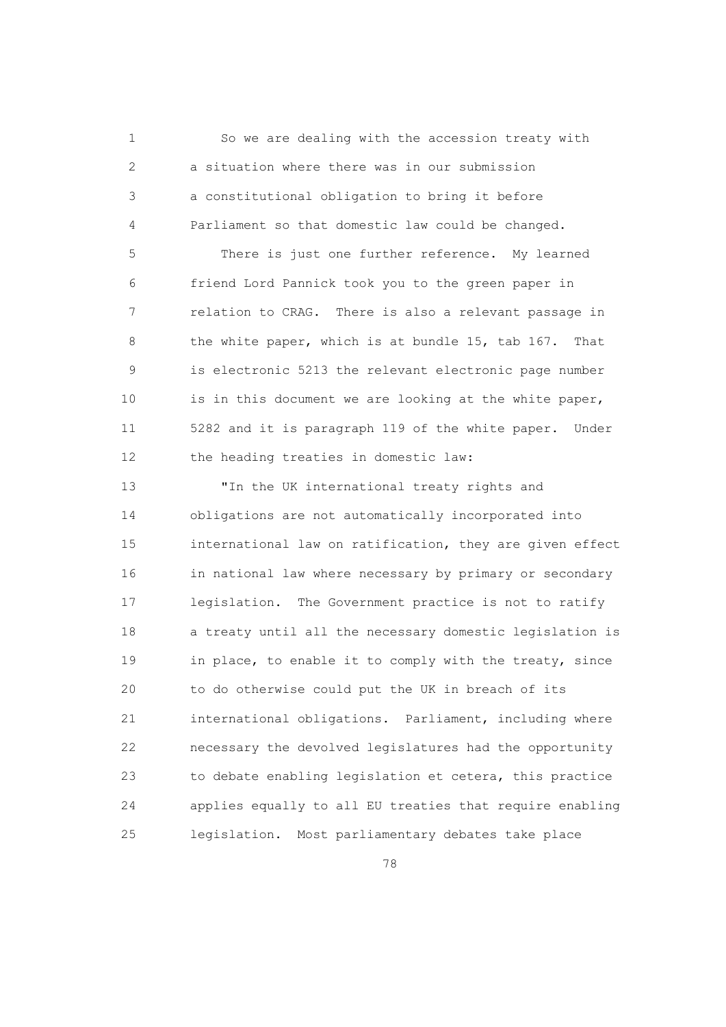So we are dealing with the accession treaty with a situation where there was in our submission a constitutional obligation to bring it before Parliament so that domestic law could be changed.

There is just one further reference. My learned friend Lord Pannick took you to the green paper in relation to CRAG. There is also a relevant passage in the white paper, which is at bundle 15, tab 167. That is electronic 5213 the relevant electronic page number is in this document we are looking at the white paper, 5282 and it is paragraph 119 of the white paper. Under the heading treaties in domestic law:

"In the UK international treaty rights and obligations are not automatically incorporated into international law on ratification, they are given effect in national law where necessary by primary or secondary legislation. The Government practice is not to ratify a treaty until all the necessary domestic legislation is in place, to enable it to comply with the treaty, since to do otherwise could put the UK in breach of its international obligations. Parliament, including where necessary the devolved legislatures had the opportunity to debate enabling legislation et cetera, this practice applies equally to all EU treaties that require enabling legislation. Most parliamentary debates take place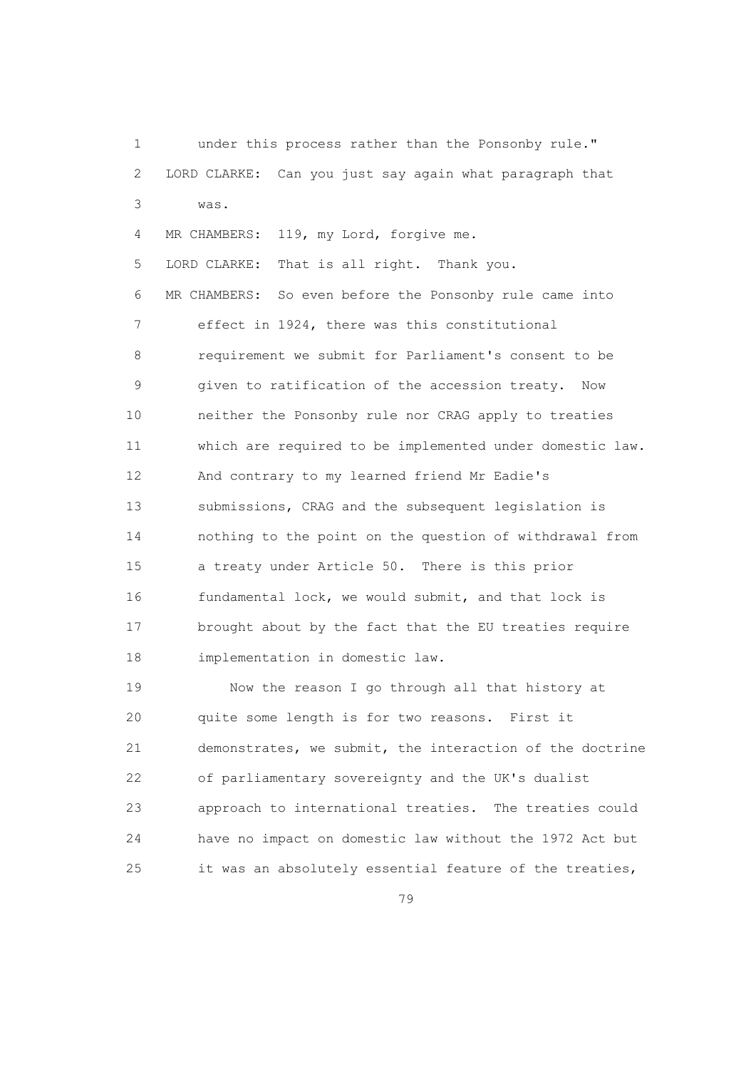under this process rather than the Ponsonby rule."

LORD CLARKE: Can you just say again what paragraph that was.

MR CHAMBERS: 119, my Lord, forgive me.

LORD CLARKE: That is all right. Thank you.

MR CHAMBERS: So even before the Ponsonby rule came into effect in 1924, there was this constitutional requirement we submit for Parliament's consent to be given to ratification of the accession treaty. Now neither the Ponsonby rule nor CRAG apply to treaties which are required to be implemented under domestic law. And contrary to my learned friend Mr Eadie's submissions, CRAG and the subsequent legislation is nothing to the point on the question of withdrawal from a treaty under Article 50. There is this prior fundamental lock, we would submit, and that lock is brought about by the fact that the EU treaties require implementation in domestic law.

Now the reason I go through all that history at quite some length is for two reasons. First it demonstrates, we submit, the interaction of the doctrine of parliamentary sovereignty and the UK's dualist approach to international treaties. The treaties could have no impact on domestic law without the 1972 Act but it was an absolutely essential feature of the treaties,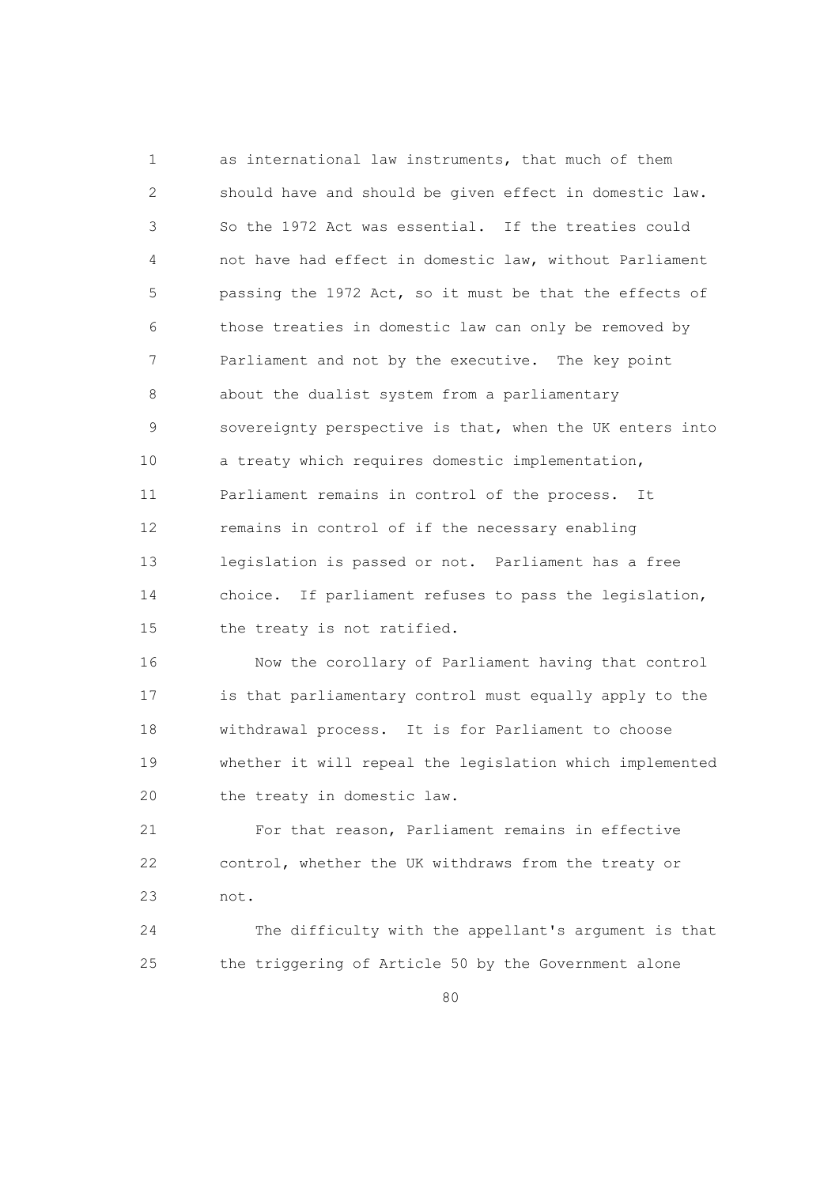as international law instruments, that much of them should have and should be given effect in domestic law. So the 1972 Act was essential. If the treaties could not have had effect in domestic law, without Parliament passing the 1972 Act, so it must be that the effects of those treaties in domestic law can only be removed by Parliament and not by the executive. The key point about the dualist system from a parliamentary sovereignty perspective is that, when the UK enters into a treaty which requires domestic implementation, Parliament remains in control of the process. It remains in control of if the necessary enabling legislation is passed or not. Parliament has a free choice. If parliament refuses to pass the legislation, the treaty is not ratified.

Now the corollary of Parliament having that control is that parliamentary control must equally apply to the withdrawal process. It is for Parliament to choose whether it will repeal the legislation which implemented the treaty in domestic law.

For that reason, Parliament remains in effective control, whether the UK withdraws from the treaty or not.

The difficulty with the appellant's argument is that the triggering of Article 50 by the Government alone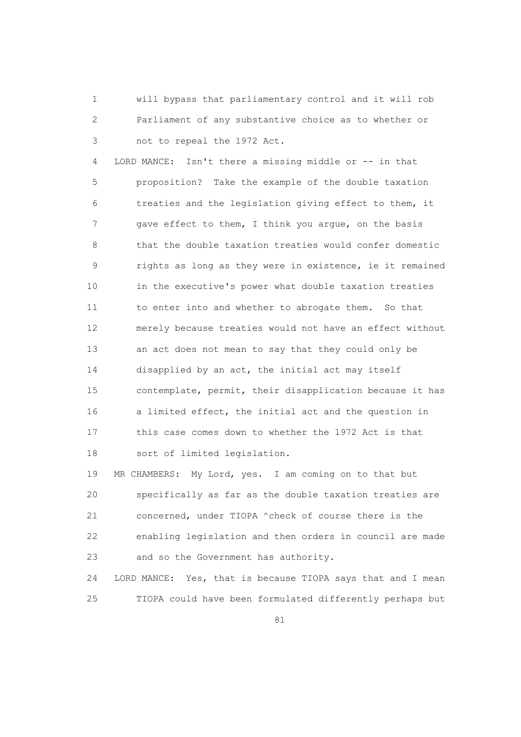1 will bypass that parliamentary control and it will rob
2 Parliament of any substantive choice as to whether or
3 not to repeal the 1972 Act.

4 LORD MANCE: Isn't there a missing middle or -- in that
5 proposition? Take the example of the double taxation
6 treaties and the legislation giving effect to them, it
7 gave effect to them, I think you argue, on the basis
8 that the double taxation treaties would confer domestic
9 rights as long as they were in existence, ie it remained
10 in the executive's power what double taxation treaties
11 to enter into and whether to abrogate them. So that
12 merely because treaties would not have an effect without
13 an act does not mean to say that they could only be
14 disapplied by an act, the initial act may itself
15 contemplate, permit, their disapplication because it has
16 a limited effect, the initial act and the question in
17 this case comes down to whether the 1972 Act is that
18 sort of limited legislation.

19 MR CHAMBERS: My Lord, yes. I am coming on to that but
20 specifically as far as the double taxation treaties are
21 concerned, under TIOPA ^check of course there is the
22 enabling legislation and then orders in council are made
23 and so the Government has authority.

24 LORD MANCE: Yes, that is because TIOPA says that and I mean
25 TIOPA could have been formulated differently perhaps but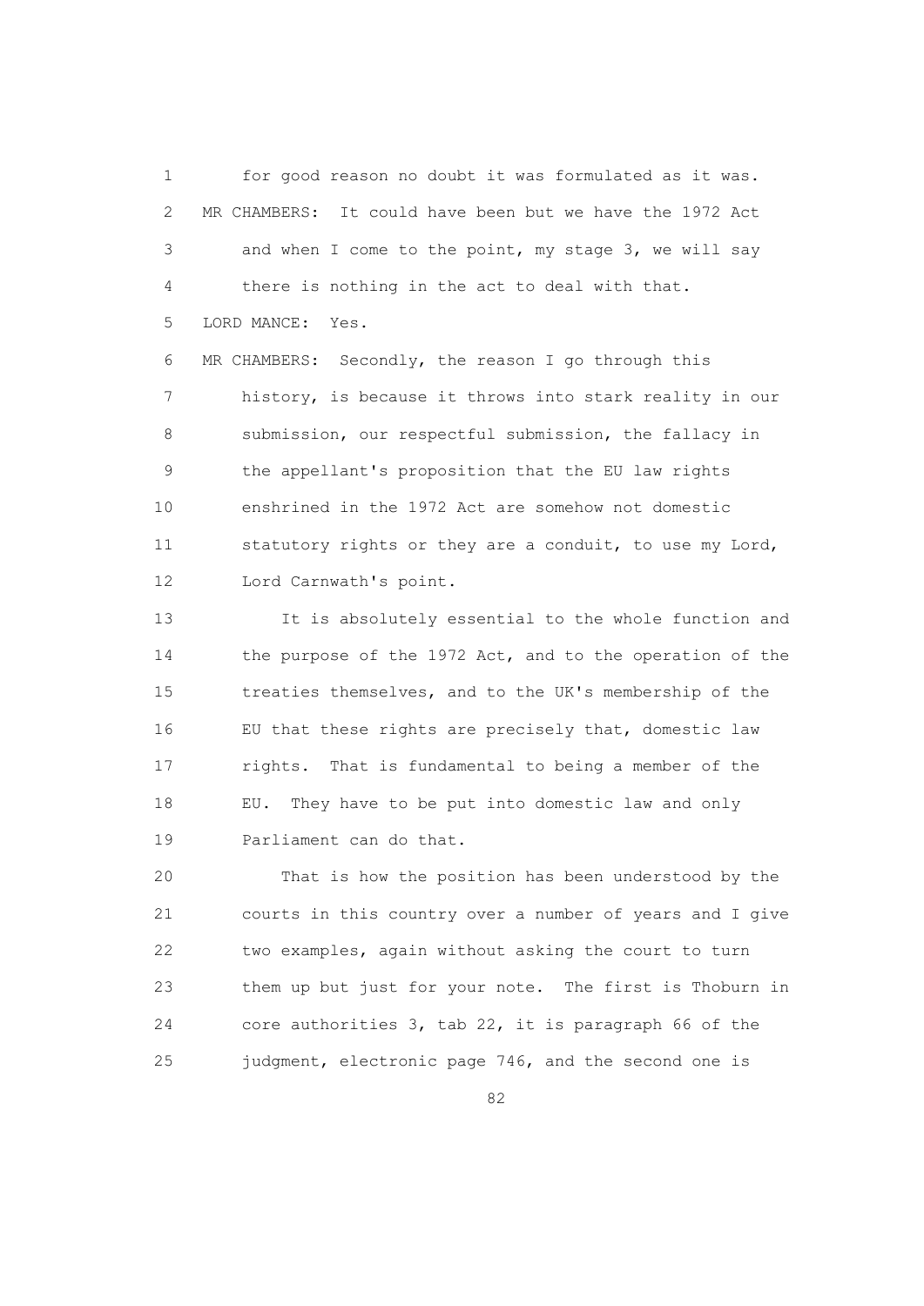for good reason no doubt it was formulated as it was.

MR CHAMBERS: It could have been but we have the 1972 Act and when I come to the point, my stage 3, we will say there is nothing in the act to deal with that.

LORD MANCE: Yes.

MR CHAMBERS: Secondly, the reason I go through this history, is because it throws into stark reality in our submission, our respectful submission, the fallacy in the appellant's proposition that the EU law rights enshrined in the 1972 Act are somehow not domestic statutory rights or they are a conduit, to use my Lord, Lord Carnwath's point.

It is absolutely essential to the whole function and the purpose of the 1972 Act, and to the operation of the treaties themselves, and to the UK's membership of the EU that these rights are precisely that, domestic law rights. That is fundamental to being a member of the EU. They have to be put into domestic law and only Parliament can do that.

That is how the position has been understood by the courts in this country over a number of years and I give two examples, again without asking the court to turn them up but just for your note. The first is Thoburn in core authorities 3, tab 22, it is paragraph 66 of the judgment, electronic page 746, and the second one is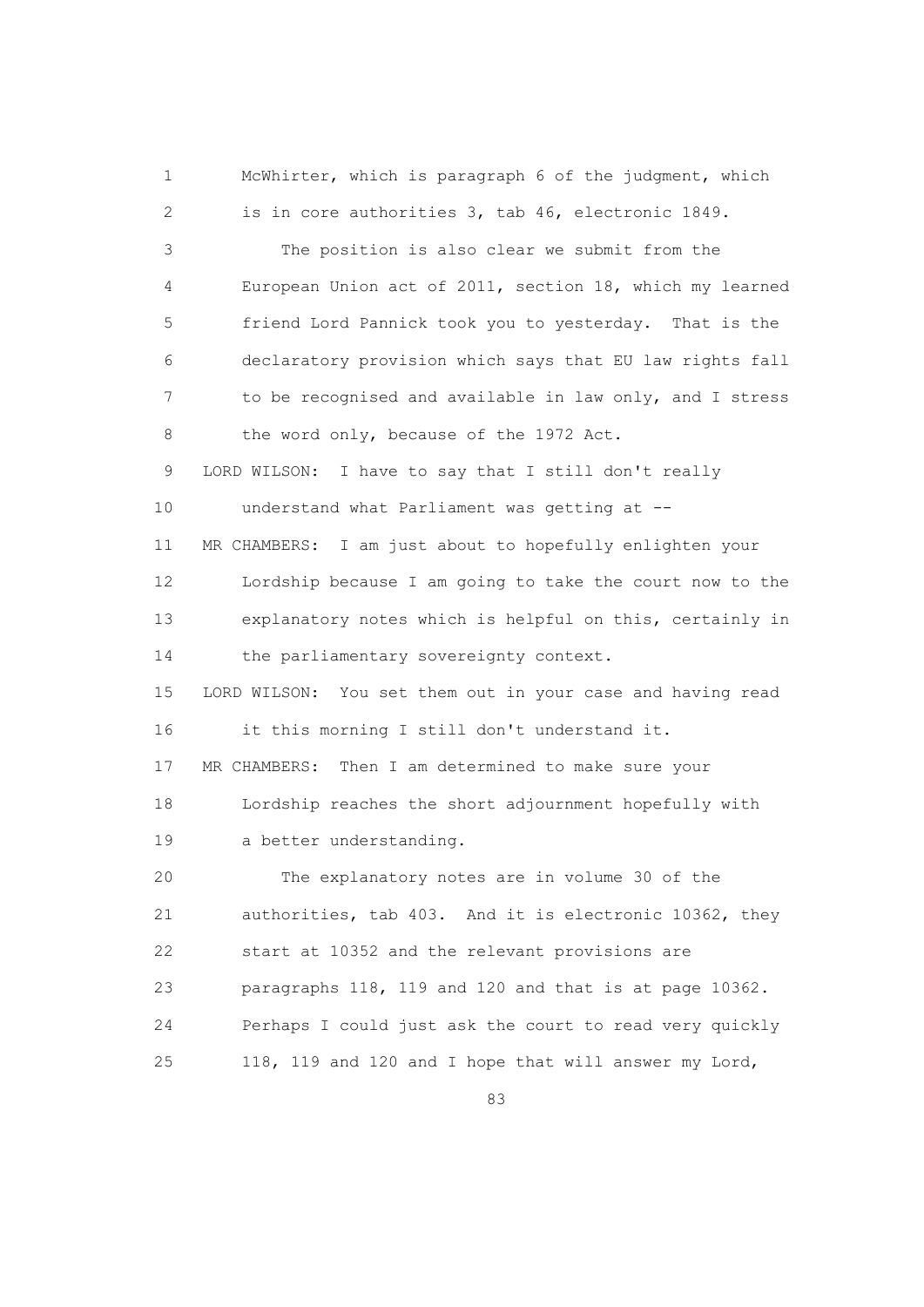McWhirter, which is paragraph 6 of the judgment, which is in core authorities 3, tab 46, electronic 1849.

The position is also clear we submit from the European Union act of 2011, section 18, which my learned friend Lord Pannick took you to yesterday. That is the declaratory provision which says that EU law rights fall to be recognised and available in law only, and I stress the word only, because of the 1972 Act.

LORD WILSON: I have to say that I still don't really understand what Parliament was getting at --

MR CHAMBERS: I am just about to hopefully enlighten your Lordship because I am going to take the court now to the explanatory notes which is helpful on this, certainly in the parliamentary sovereignty context.

LORD WILSON: You set them out in your case and having read it this morning I still don't understand it.

MR CHAMBERS: Then I am determined to make sure your Lordship reaches the short adjournment hopefully with a better understanding.

The explanatory notes are in volume 30 of the authorities, tab 403. And it is electronic 10362, they start at 10352 and the relevant provisions are paragraphs 118, 119 and 120 and that is at page 10362. Perhaps I could just ask the court to read very quickly 118, 119 and 120 and I hope that will answer my Lord,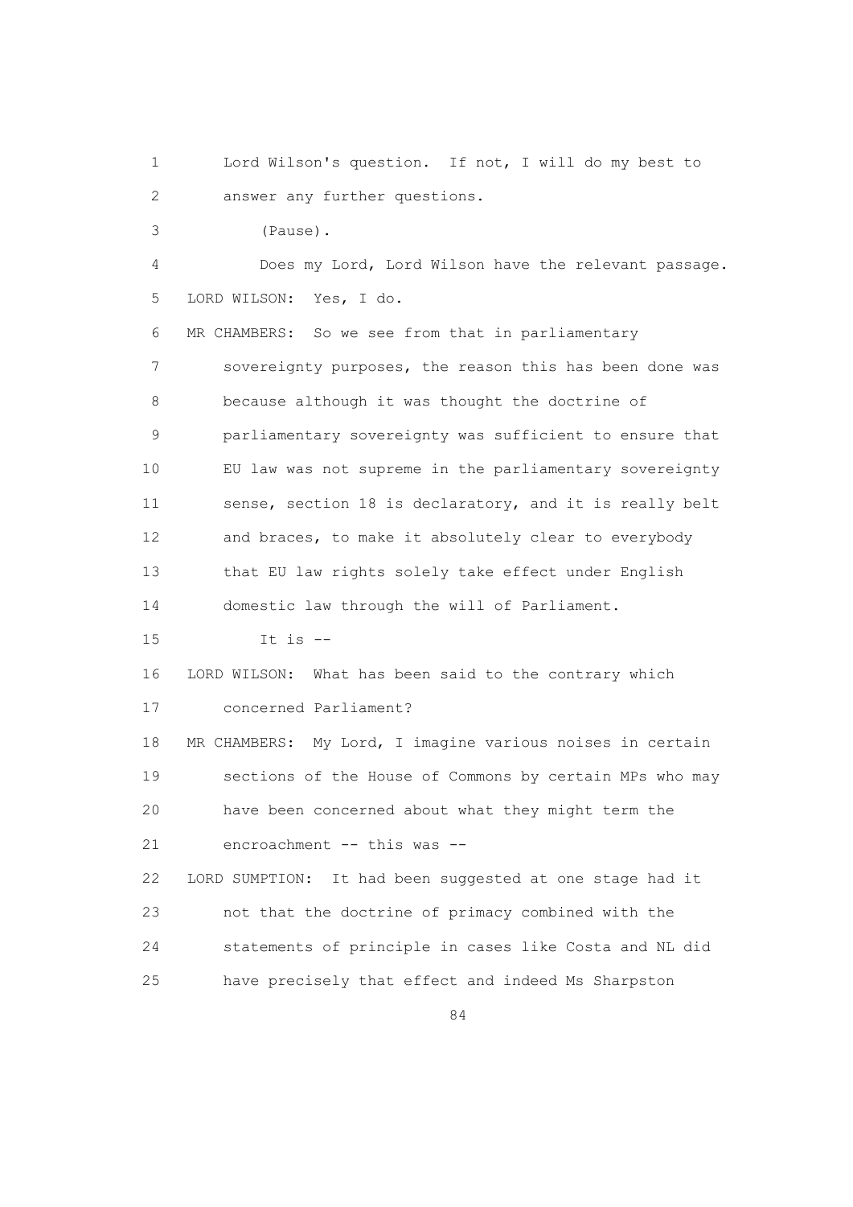Lord Wilson's question. If not, I will do my best to answer any further questions.

(Pause).

Does my Lord, Lord Wilson have the relevant passage.

LORD WILSON: Yes, I do.

MR CHAMBERS: So we see from that in parliamentary sovereignty purposes, the reason this has been done was because although it was thought the doctrine of parliamentary sovereignty was sufficient to ensure that EU law was not supreme in the parliamentary sovereignty sense, section 18 is declaratory, and it is really belt and braces, to make it absolutely clear to everybody that EU law rights solely take effect under English domestic law through the will of Parliament.

It is --

LORD WILSON: What has been said to the contrary which concerned Parliament?

MR CHAMBERS: My Lord, I imagine various noises in certain sections of the House of Commons by certain MPs who may have been concerned about what they might term the encroachment -- this was --

LORD SUMPTION: It had been suggested at one stage had it not that the doctrine of primacy combined with the statements of principle in cases like Costa and NL did have precisely that effect and indeed Ms Sharpston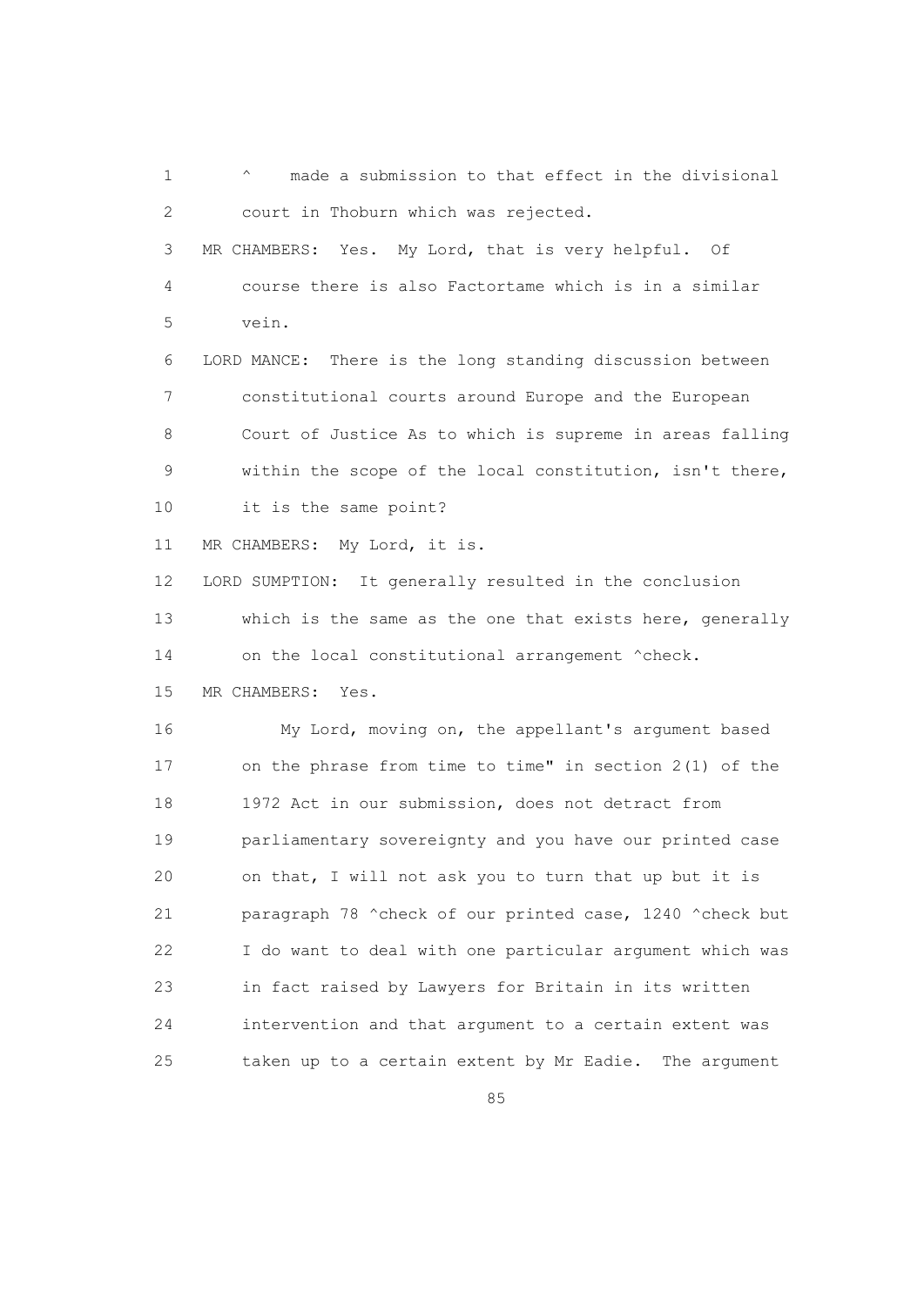1 ^ made a submission to that effect in the divisional
2 court in Thoburn which was rejected.
3 MR CHAMBERS: Yes. My Lord, that is very helpful. Of
4 course there is also Factortame which is in a similar
5 vein.
6 LORD MANCE: There is the long standing discussion between
7 constitutional courts around Europe and the European
8 Court of Justice As to which is supreme in areas falling
9 within the scope of the local constitution, isn't there,
10 it is the same point?
11 MR CHAMBERS: My Lord, it is.
12 LORD SUMPTION: It generally resulted in the conclusion
13 which is the same as the one that exists here, generally
14 on the local constitutional arrangement ^check.
15 MR CHAMBERS: Yes.
16 My Lord, moving on, the appellant's argument based
17 on the phrase from time to time" in section 2(1) of the
18 1972 Act in our submission, does not detract from
19 parliamentary sovereignty and you have our printed case
20 on that, I will not ask you to turn that up but it is
21 paragraph 78 ^check of our printed case, 1240 ^check but
22 I do want to deal with one particular argument which was
23 in fact raised by Lawyers for Britain in its written
24 intervention and that argument to a certain extent was
25 taken up to a certain extent by Mr Eadie. The argument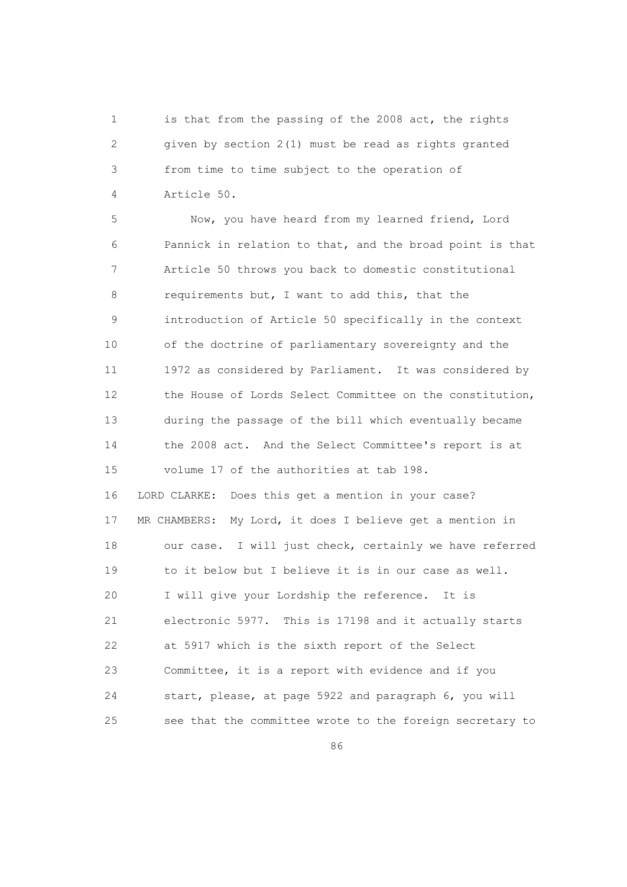is that from the passing of the 2008 act, the rights given by section 2(1) must be read as rights granted from time to time subject to the operation of Article 50.

Now, you have heard from my learned friend, Lord Pannick in relation to that, and the broad point is that Article 50 throws you back to domestic constitutional requirements but, I want to add this, that the introduction of Article 50 specifically in the context of the doctrine of parliamentary sovereignty and the 1972 as considered by Parliament. It was considered by the House of Lords Select Committee on the constitution, during the passage of the bill which eventually became the 2008 act. And the Select Committee's report is at volume 17 of the authorities at tab 198.

LORD CLARKE: Does this get a mention in your case?

MR CHAMBERS: My Lord, it does I believe get a mention in our case. I will just check, certainly we have referred to it below but I believe it is in our case as well. I will give your Lordship the reference. It is electronic 5977. This is 17198 and it actually starts at 5917 which is the sixth report of the Select Committee, it is a report with evidence and if you start, please, at page 5922 and paragraph 6, you will see that the committee wrote to the foreign secretary to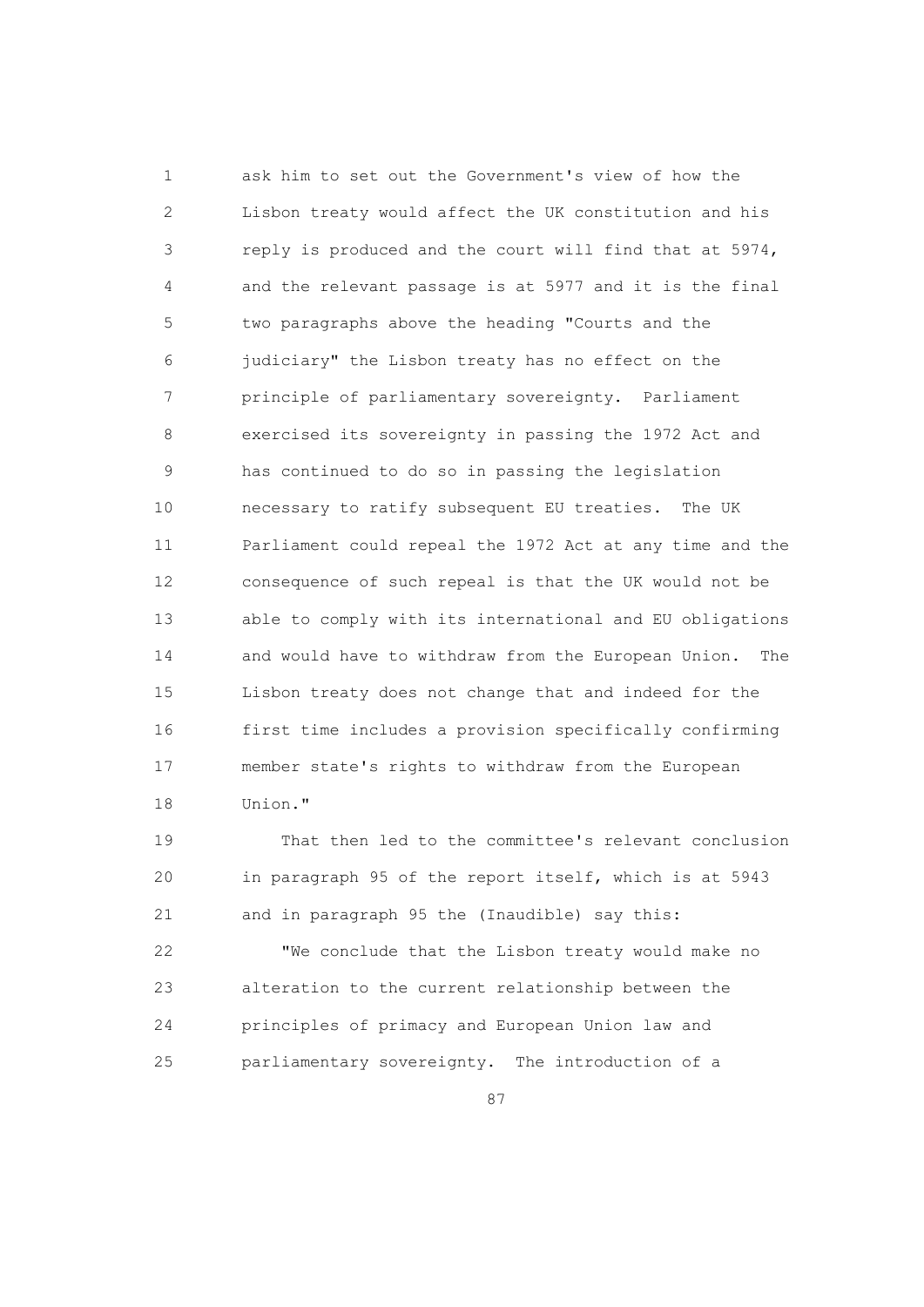ask him to set out the Government's view of how the Lisbon treaty would affect the UK constitution and his reply is produced and the court will find that at 5974, and the relevant passage is at 5977 and it is the final two paragraphs above the heading "Courts and the judiciary" the Lisbon treaty has no effect on the principle of parliamentary sovereignty. Parliament exercised its sovereignty in passing the 1972 Act and has continued to do so in passing the legislation necessary to ratify subsequent EU treaties. The UK Parliament could repeal the 1972 Act at any time and the consequence of such repeal is that the UK would not be able to comply with its international and EU obligations and would have to withdraw from the European Union. The Lisbon treaty does not change that and indeed for the first time includes a provision specifically confirming member state's rights to withdraw from the European Union."

That then led to the committee's relevant conclusion in paragraph 95 of the report itself, which is at 5943 and in paragraph 95 the (Inaudible) say this:

"We conclude that the Lisbon treaty would make no alteration to the current relationship between the principles of primacy and European Union law and parliamentary sovereignty. The introduction of a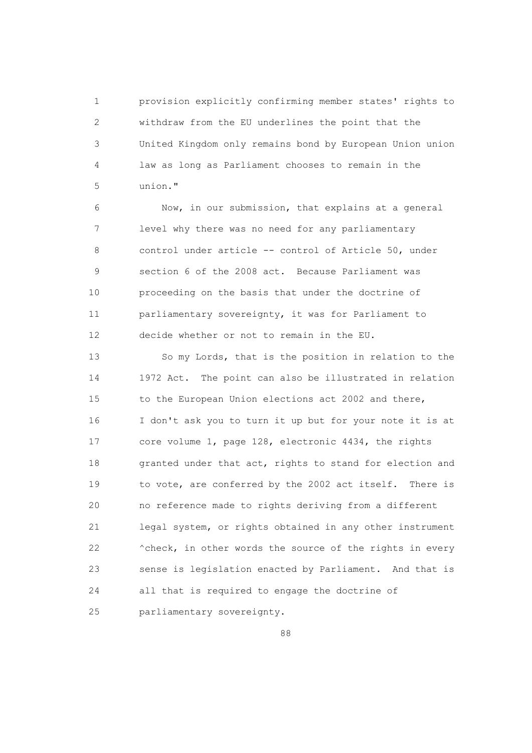provision explicitly confirming member states' rights to withdraw from the EU underlines the point that the United Kingdom only remains bond by European Union union law as long as Parliament chooses to remain in the union."

Now, in our submission, that explains at a general level why there was no need for any parliamentary control under article -- control of Article 50, under section 6 of the 2008 act. Because Parliament was proceeding on the basis that under the doctrine of parliamentary sovereignty, it was for Parliament to decide whether or not to remain in the EU.

So my Lords, that is the position in relation to the 1972 Act. The point can also be illustrated in relation to the European Union elections act 2002 and there, I don't ask you to turn it up but for your note it is at core volume 1, page 128, electronic 4434, the rights granted under that act, rights to stand for election and to vote, are conferred by the 2002 act itself. There is no reference made to rights deriving from a different legal system, or rights obtained in any other instrument ^check, in other words the source of the rights in every sense is legislation enacted by Parliament. And that is all that is required to engage the doctrine of parliamentary sovereignty.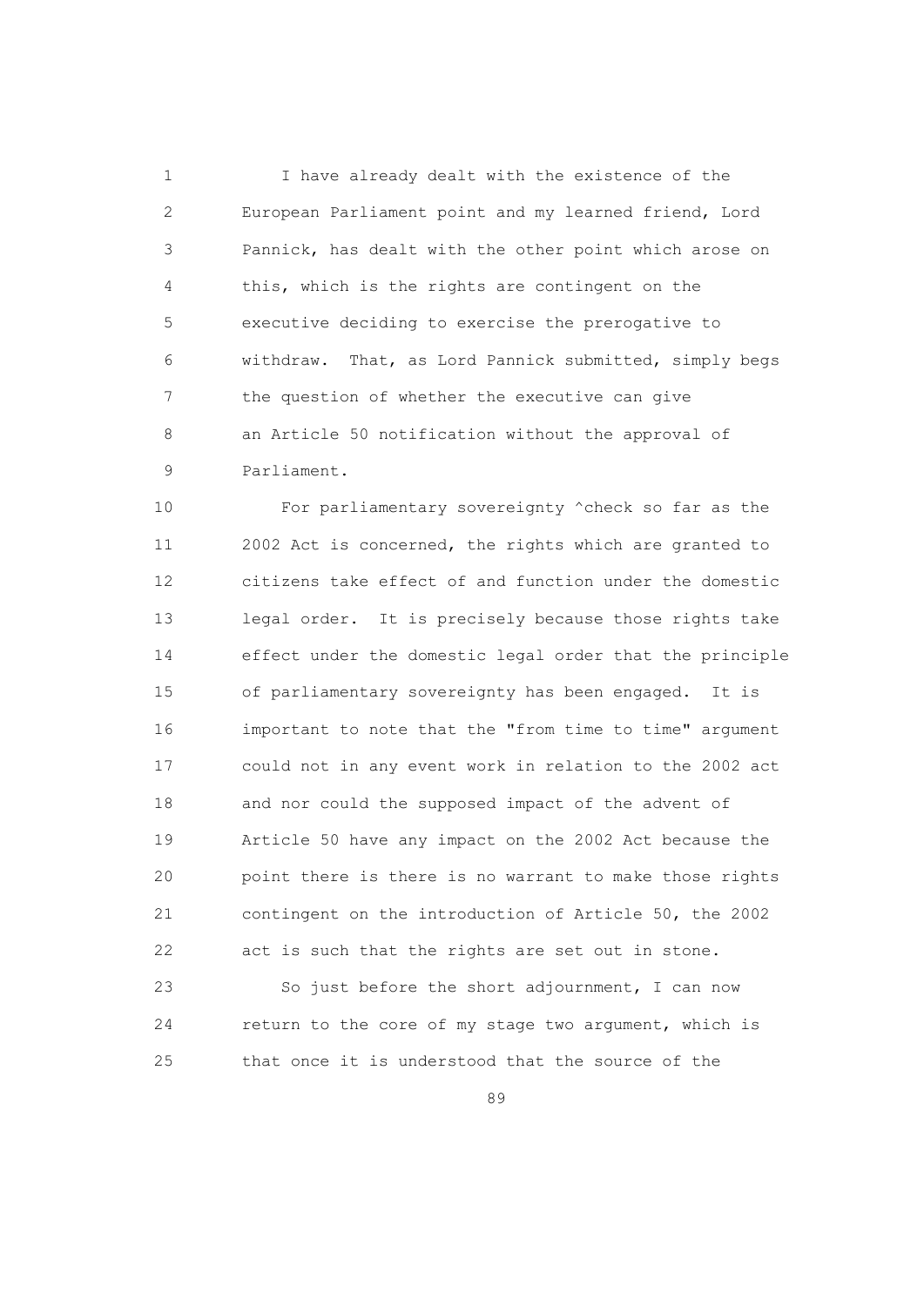I have already dealt with the existence of the European Parliament point and my learned friend, Lord Pannick, has dealt with the other point which arose on this, which is the rights are contingent on the executive deciding to exercise the prerogative to withdraw. That, as Lord Pannick submitted, simply begs the question of whether the executive can give an Article 50 notification without the approval of Parliament.

For parliamentary sovereignty ^check so far as the 2002 Act is concerned, the rights which are granted to citizens take effect of and function under the domestic legal order. It is precisely because those rights take effect under the domestic legal order that the principle of parliamentary sovereignty has been engaged. It is important to note that the "from time to time" argument could not in any event work in relation to the 2002 act and nor could the supposed impact of the advent of Article 50 have any impact on the 2002 Act because the point there is there is no warrant to make those rights contingent on the introduction of Article 50, the 2002 act is such that the rights are set out in stone.

So just before the short adjournment, I can now return to the core of my stage two argument, which is that once it is understood that the source of the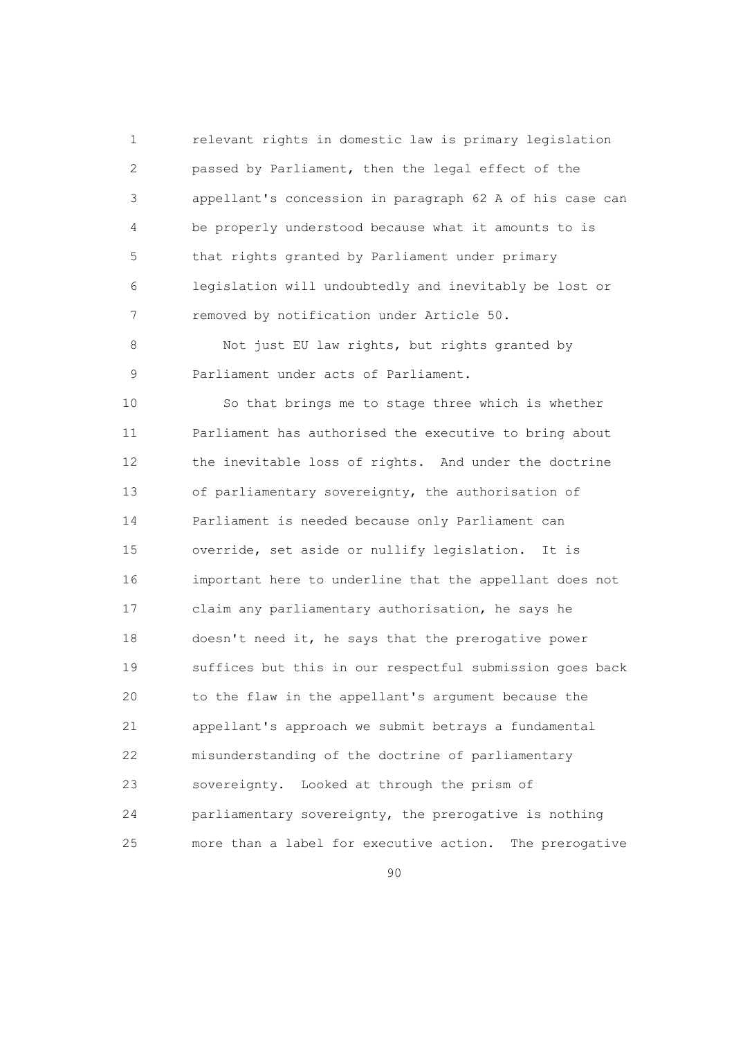relevant rights in domestic law is primary legislation passed by Parliament, then the legal effect of the appellant's concession in paragraph 62 A of his case can be properly understood because what it amounts to is that rights granted by Parliament under primary legislation will undoubtedly and inevitably be lost or removed by notification under Article 50.

Not just EU law rights, but rights granted by Parliament under acts of Parliament.

So that brings me to stage three which is whether Parliament has authorised the executive to bring about the inevitable loss of rights. And under the doctrine of parliamentary sovereignty, the authorisation of Parliament is needed because only Parliament can override, set aside or nullify legislation. It is important here to underline that the appellant does not claim any parliamentary authorisation, he says he doesn't need it, he says that the prerogative power suffices but this in our respectful submission goes back to the flaw in the appellant's argument because the appellant's approach we submit betrays a fundamental misunderstanding of the doctrine of parliamentary sovereignty. Looked at through the prism of parliamentary sovereignty, the prerogative is nothing more than a label for executive action. The prerogative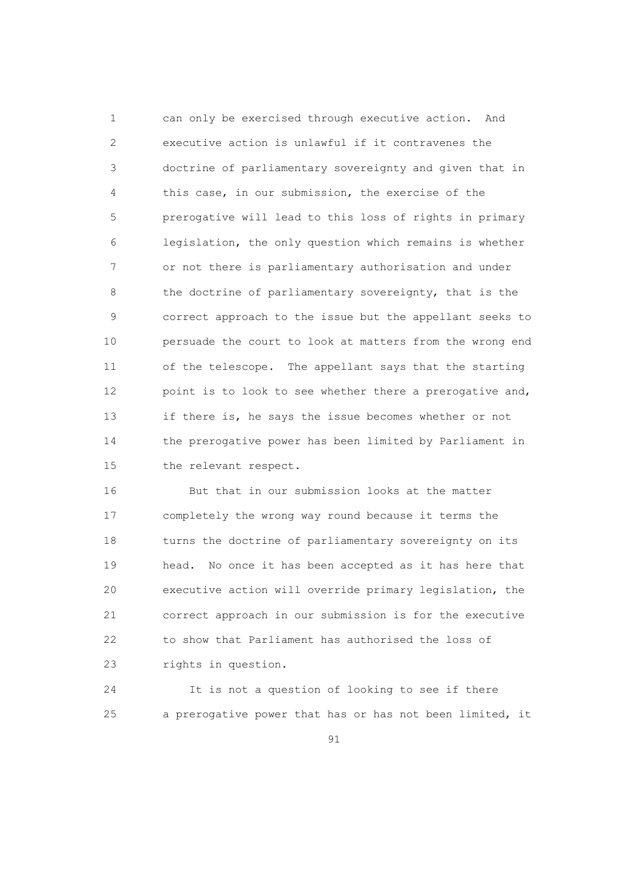can only be exercised through executive action. And executive action is unlawful if it contravenes the doctrine of parliamentary sovereignty and given that in this case, in our submission, the exercise of the prerogative will lead to this loss of rights in primary legislation, the only question which remains is whether or not there is parliamentary authorisation and under the doctrine of parliamentary sovereignty, that is the correct approach to the issue but the appellant seeks to persuade the court to look at matters from the wrong end of the telescope. The appellant says that the starting point is to look to see whether there a prerogative and, if there is, he says the issue becomes whether or not the prerogative power has been limited by Parliament in the relevant respect.

But that in our submission looks at the matter completely the wrong way round because it terms the turns the doctrine of parliamentary sovereignty on its head. No once it has been accepted as it has here that executive action will override primary legislation, the correct approach in our submission is for the executive to show that Parliament has authorised the loss of rights in question.

It is not a question of looking to see if there a prerogative power that has or has not been limited, it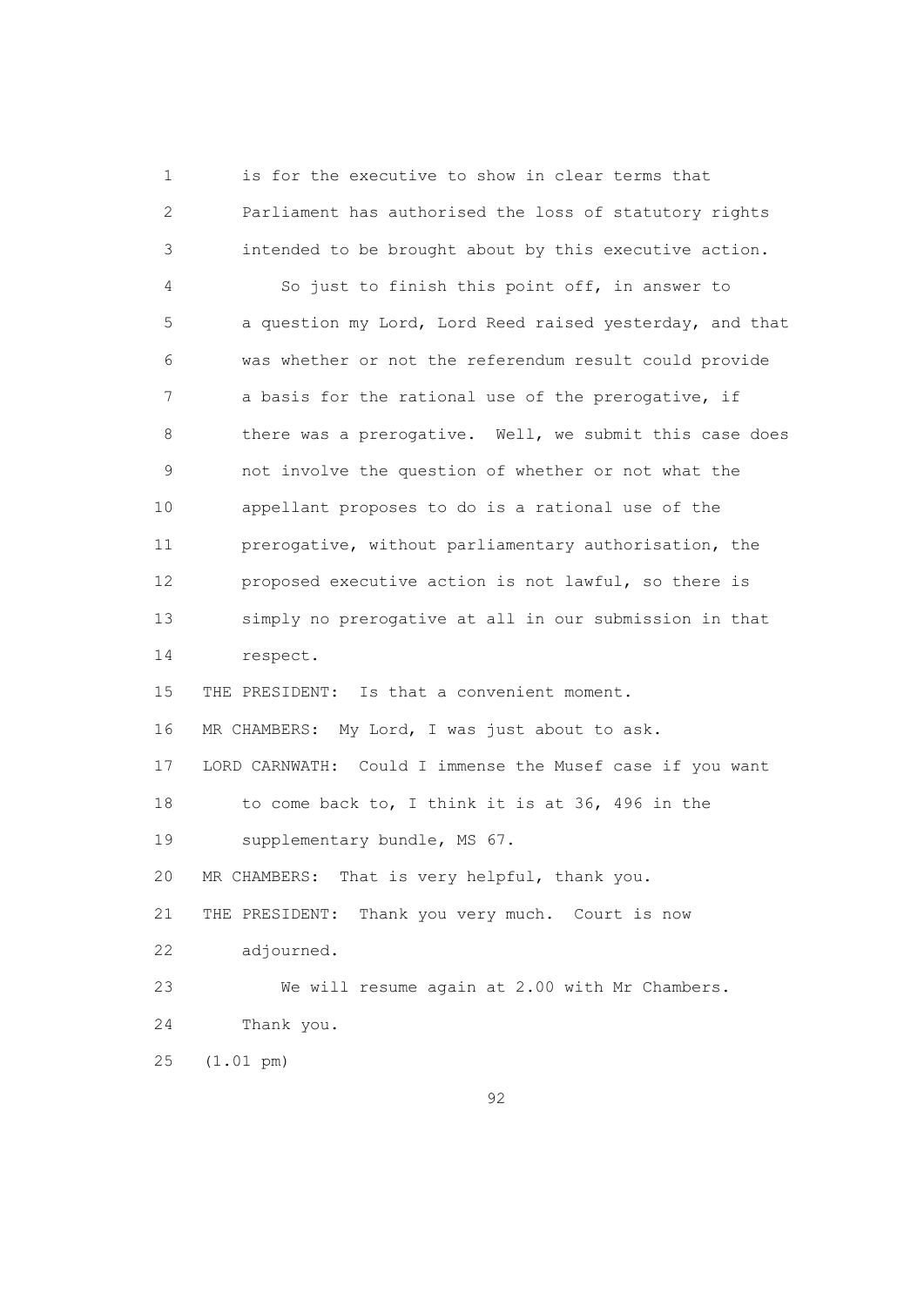is for the executive to show in clear terms that Parliament has authorised the loss of statutory rights intended to be brought about by this executive action.

So just to finish this point off, in answer to a question my Lord, Lord Reed raised yesterday, and that was whether or not the referendum result could provide a basis for the rational use of the prerogative, if there was a prerogative. Well, we submit this case does not involve the question of whether or not what the appellant proposes to do is a rational use of the prerogative, without parliamentary authorisation, the proposed executive action is not lawful, so there is simply no prerogative at all in our submission in that respect.

THE PRESIDENT: Is that a convenient moment.

MR CHAMBERS: My Lord, I was just about to ask.

LORD CARNWATH: Could I immense the Musef case if you want to come back to, I think it is at 36, 496 in the supplementary bundle, MS 67.

MR CHAMBERS: That is very helpful, thank you.

THE PRESIDENT: Thank you very much. Court is now adjourned.

We will resume again at 2.00 with Mr Chambers. Thank you.

(1.01 pm)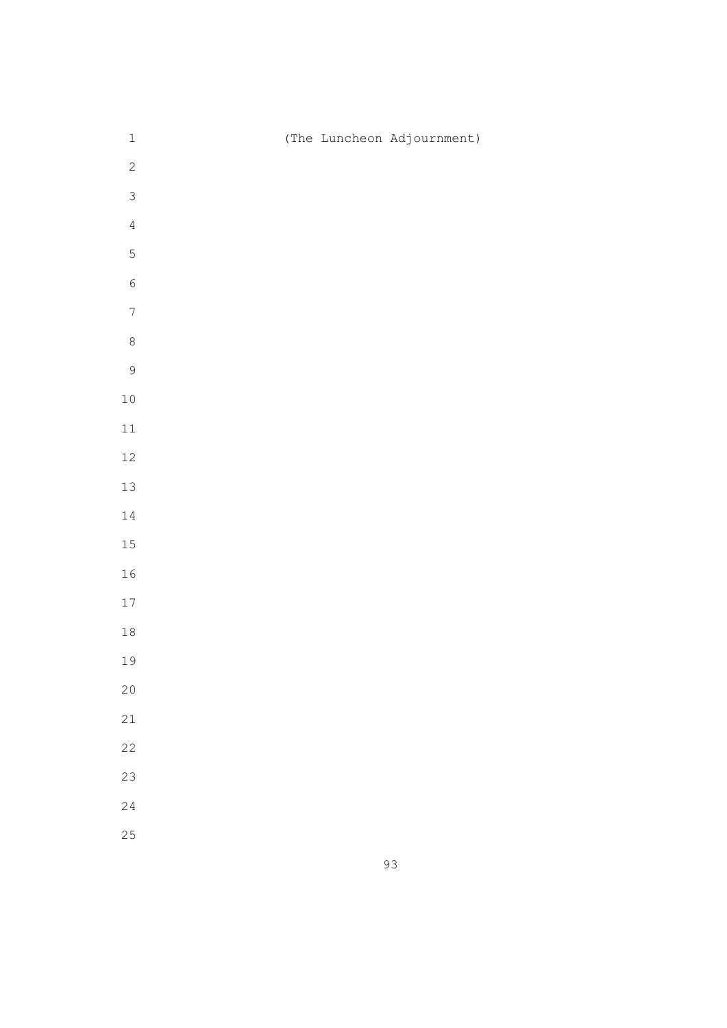(The Luncheon Adjournment)